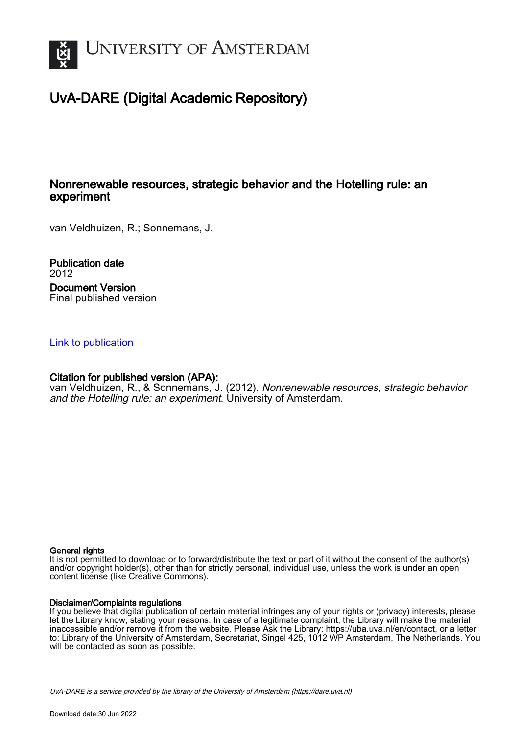# University of Amsterdam

## UvA-DARE (Digital Academic Repository)

### Nonrenewable resources, strategic behavior and the Hotelling rule: an experiment

van Veldhuizen, R.; Sonnemans, J.

**Publication date**
2012

**Document Version**
Final published version

Link to publication

**Citation for published version (APA):**
van Veldhuizen, R., & Sonnemans, J. (2012). *Nonrenewable resources, strategic behavior and the Hotelling rule: an experiment*. University of Amsterdam.

**General rights**
It is not permitted to download or to forward/distribute the text or part of it without the consent of the author(s) and/or copyright holder(s), other than for strictly personal, individual use, unless the work is under an open content license (like Creative Commons).

**Disclaimer/Complaints regulations**
If you believe that digital publication of certain material infringes any of your rights or (privacy) interests, please let the Library know, stating your reasons. In case of a legitimate complaint, the Library will make the material inaccessible and/or remove it from the website. Please Ask the Library: https://uba.uva.nl/en/contact, or a letter to: Library of the University of Amsterdam, Secretariat, Singel 425, 1012 WP Amsterdam, The Netherlands. You will be contacted as soon as possible.

*UvA-DARE is a service provided by the library of the University of Amsterdam (https://dare.uva.nl)*

Download date:30 Jun 2022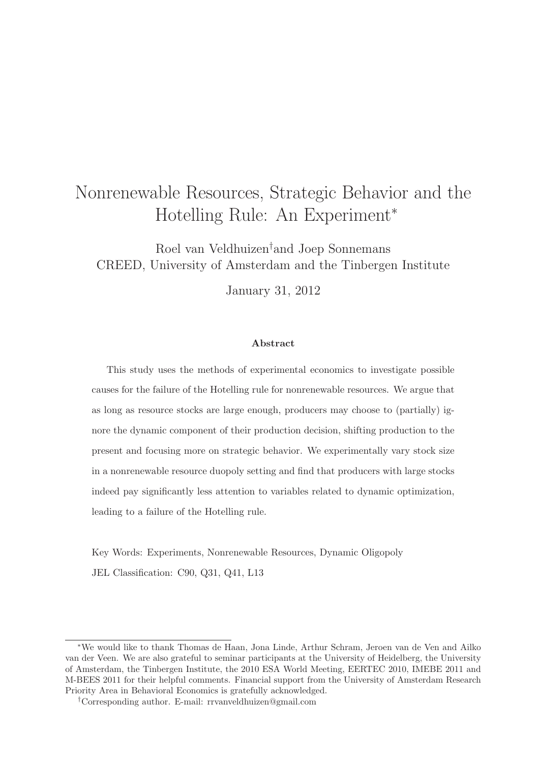# Nonrenewable Resources, Strategic Behavior and the Hotelling Rule: An Experiment*

Roel van Veldhuizen[†] and Joep Sonnemans
CREED, University of Amsterdam and the Tinbergen Institute

January 31, 2012

### Abstract

This study uses the methods of experimental economics to investigate possible causes for the failure of the Hotelling rule for nonrenewable resources. We argue that as long as resource stocks are large enough, producers may choose to (partially) ignore the dynamic component of their production decision, shifting production to the present and focusing more on strategic behavior. We experimentally vary stock size in a nonrenewable resource duopoly setting and find that producers with large stocks indeed pay significantly less attention to variables related to dynamic optimization, leading to a failure of the Hotelling rule.

Key Words: Experiments, Nonrenewable Resources, Dynamic Oligopoly

JEL Classification: C90, Q31, Q41, L13

---

*We would like to thank Thomas de Haan, Jona Linde, Arthur Schram, Jeroen van de Ven and Ailko van der Veen. We are also grateful to seminar participants at the University of Heidelberg, the University of Amsterdam, the Tinbergen Institute, the 2010 ESA World Meeting, EERTEC 2010, IMEBE 2011 and M-BEES 2011 for their helpful comments. Financial support from the University of Amsterdam Research Priority Area in Behavioral Economics is gratefully acknowledged.

†Corresponding author. E-mail: rrvanveldhuizen@gmail.com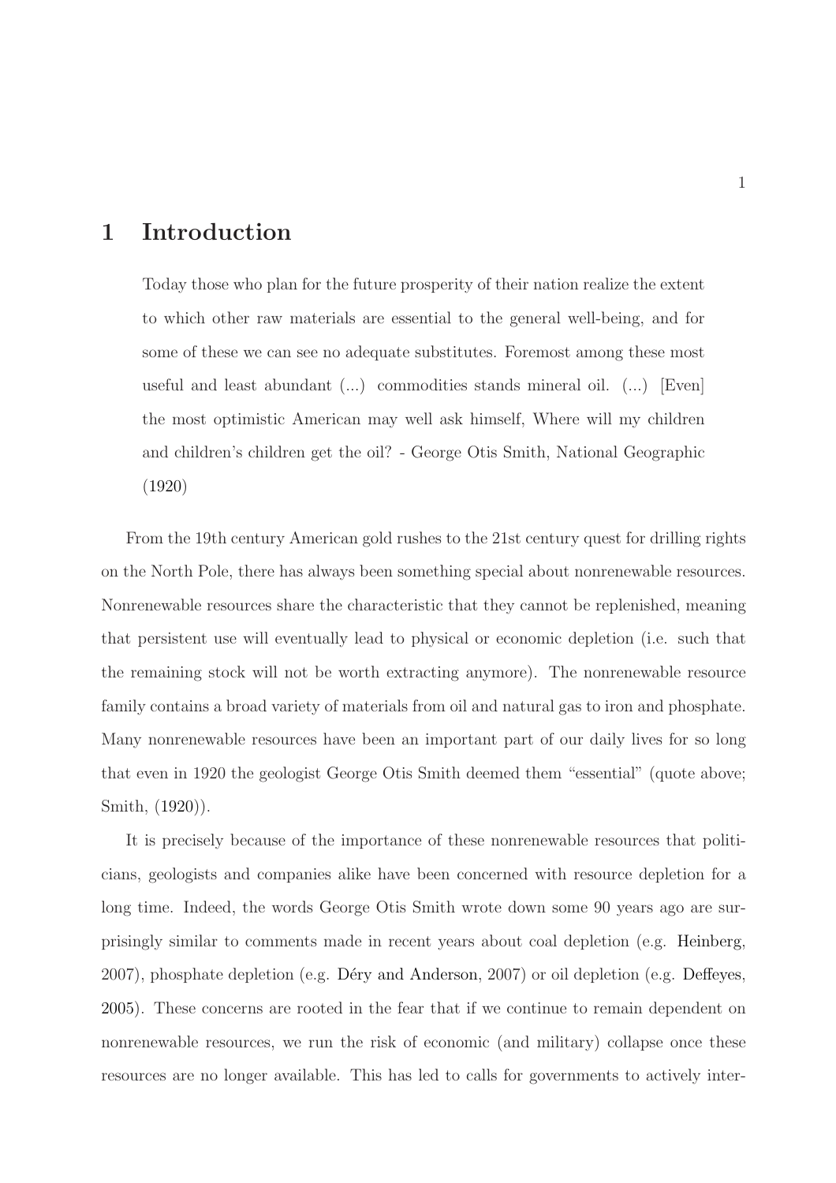# 1 Introduction

> Today those who plan for the future prosperity of their nation realize the extent to which other raw materials are essential to the general well-being, and for some of these we can see no adequate substitutes. Foremost among these most useful and least abundant (...) commodities stands mineral oil. (...) [Even] the most optimistic American may well ask himself, Where will my children and children's children get the oil? - George Otis Smith, National Geographic (1920)

From the 19th century American gold rushes to the 21st century quest for drilling rights on the North Pole, there has always been something special about nonrenewable resources. Nonrenewable resources share the characteristic that they cannot be replenished, meaning that persistent use will eventually lead to physical or economic depletion (i.e. such that the remaining stock will not be worth extracting anymore). The nonrenewable resource family contains a broad variety of materials from oil and natural gas to iron and phosphate. Many nonrenewable resources have been an important part of our daily lives for so long that even in 1920 the geologist George Otis Smith deemed them "essential" (quote above; Smith, (1920)).

It is precisely because of the importance of these nonrenewable resources that politicians, geologists and companies alike have been concerned with resource depletion for a long time. Indeed, the words George Otis Smith wrote down some 90 years ago are surprisingly similar to comments made in recent years about coal depletion (e.g. Heinberg, 2007), phosphate depletion (e.g. Déry and Anderson, 2007) or oil depletion (e.g. Deffeyes, 2005). These concerns are rooted in the fear that if we continue to remain dependent on nonrenewable resources, we run the risk of economic (and military) collapse once these resources are no longer available. This has led to calls for governments to actively inter-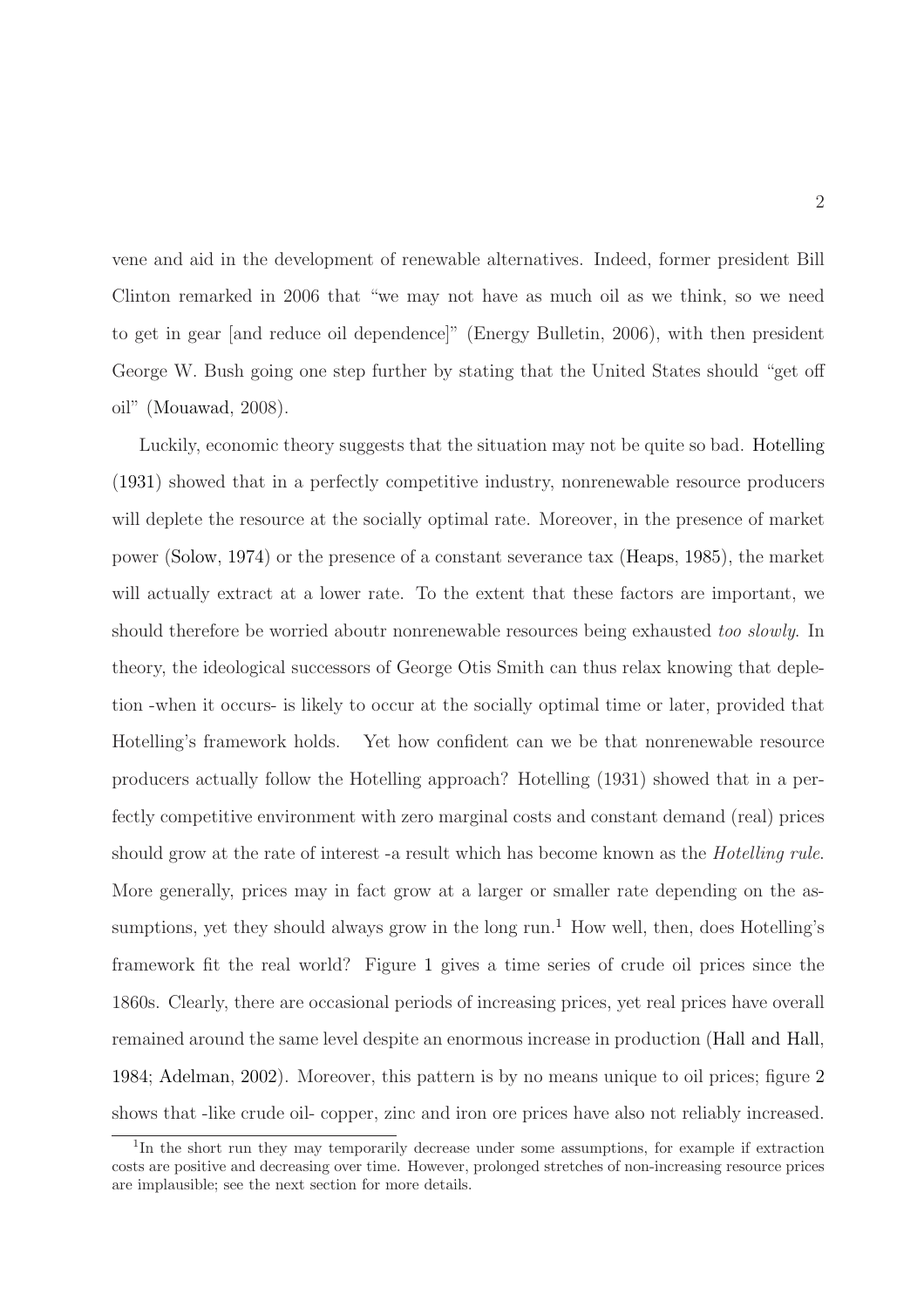vene and aid in the development of renewable alternatives. Indeed, former president Bill Clinton remarked in 2006 that "we may not have as much oil as we think, so we need to get in gear [and reduce oil dependence]" (Energy Bulletin, 2006), with then president George W. Bush going one step further by stating that the United States should "get off oil" (Mouawad, 2008).

Luckily, economic theory suggests that the situation may not be quite so bad. Hotelling (1931) showed that in a perfectly competitive industry, nonrenewable resource producers will deplete the resource at the socially optimal rate. Moreover, in the presence of market power (Solow, 1974) or the presence of a constant severance tax (Heaps, 1985), the market will actually extract at a lower rate. To the extent that these factors are important, we should therefore be worried aboutr nonrenewable resources being exhausted *too slowly*. In theory, the ideological successors of George Otis Smith can thus relax knowing that depletion -when it occurs- is likely to occur at the socially optimal time or later, provided that Hotelling's framework holds. Yet how confident can we be that nonrenewable resource producers actually follow the Hotelling approach? Hotelling (1931) showed that in a perfectly competitive environment with zero marginal costs and constant demand (real) prices should grow at the rate of interest -a result which has become known as the *Hotelling rule*. More generally, prices may in fact grow at a larger or smaller rate depending on the assumptions, yet they should always grow in the long run.[1] How well, then, does Hotelling's framework fit the real world? Figure 1 gives a time series of crude oil prices since the 1860s. Clearly, there are occasional periods of increasing prices, yet real prices have overall remained around the same level despite an enormous increase in production (Hall and Hall, 1984; Adelman, 2002). Moreover, this pattern is by no means unique to oil prices; figure 2 shows that -like crude oil- copper, zinc and iron ore prices have also not reliably increased.

[1] In the short run they may temporarily decrease under some assumptions, for example if extraction costs are positive and decreasing over time. However, prolonged stretches of non-increasing resource prices are implausible; see the next section for more details.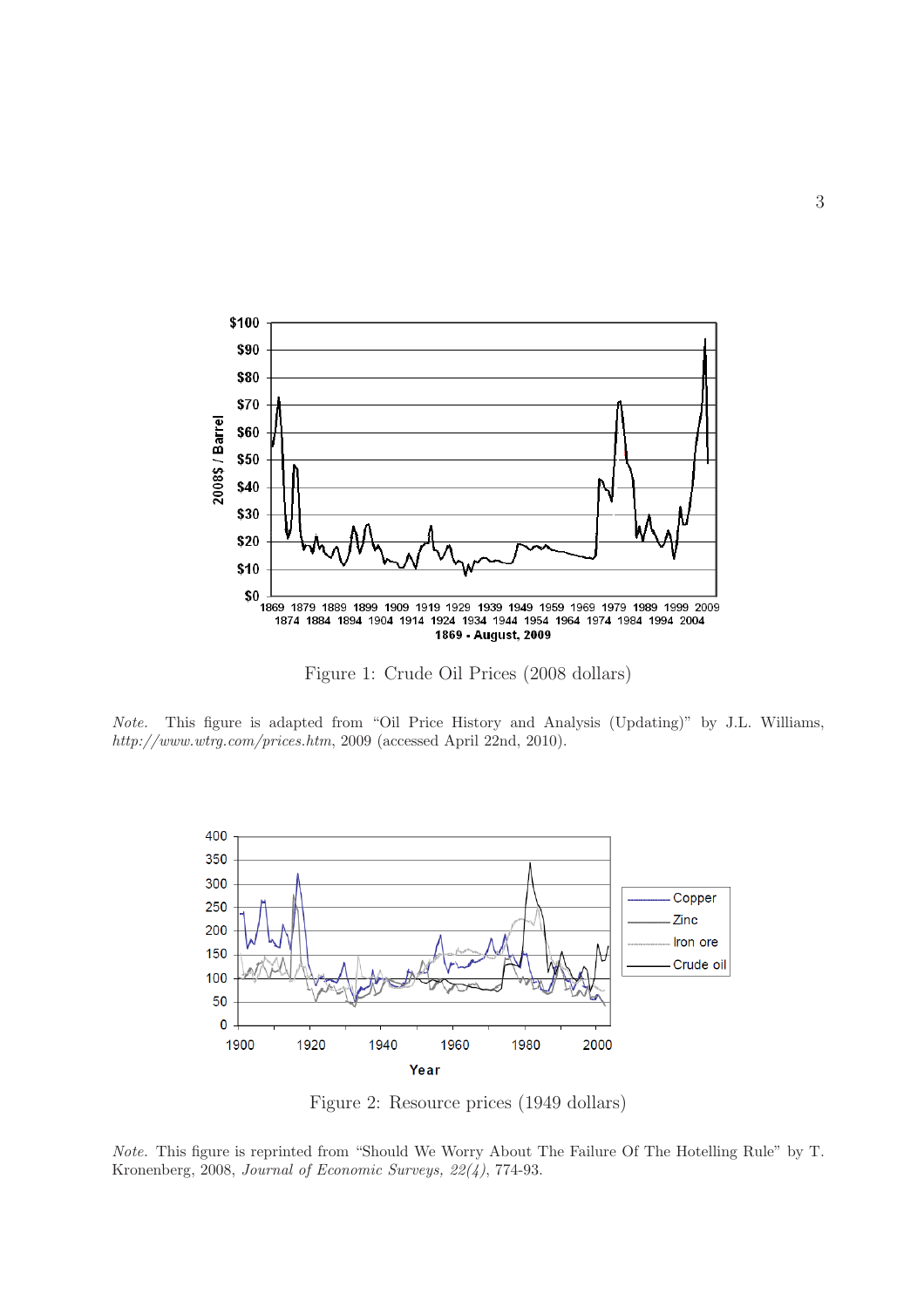Figure 1: Crude Oil Prices (2008 dollars)

*Note.* This figure is adapted from "Oil Price History and Analysis (Updating)" by J.L. Williams, *http://www.wtrg.com/prices.htm*, 2009 (accessed April 22nd, 2010).

Figure 2: Resource prices (1949 dollars)

*Note.* This figure is reprinted from "Should We Worry About The Failure Of The Hotelling Rule" by T. Kronenberg, 2008, *Journal of Economic Surveys, 22(4)*, 774-93.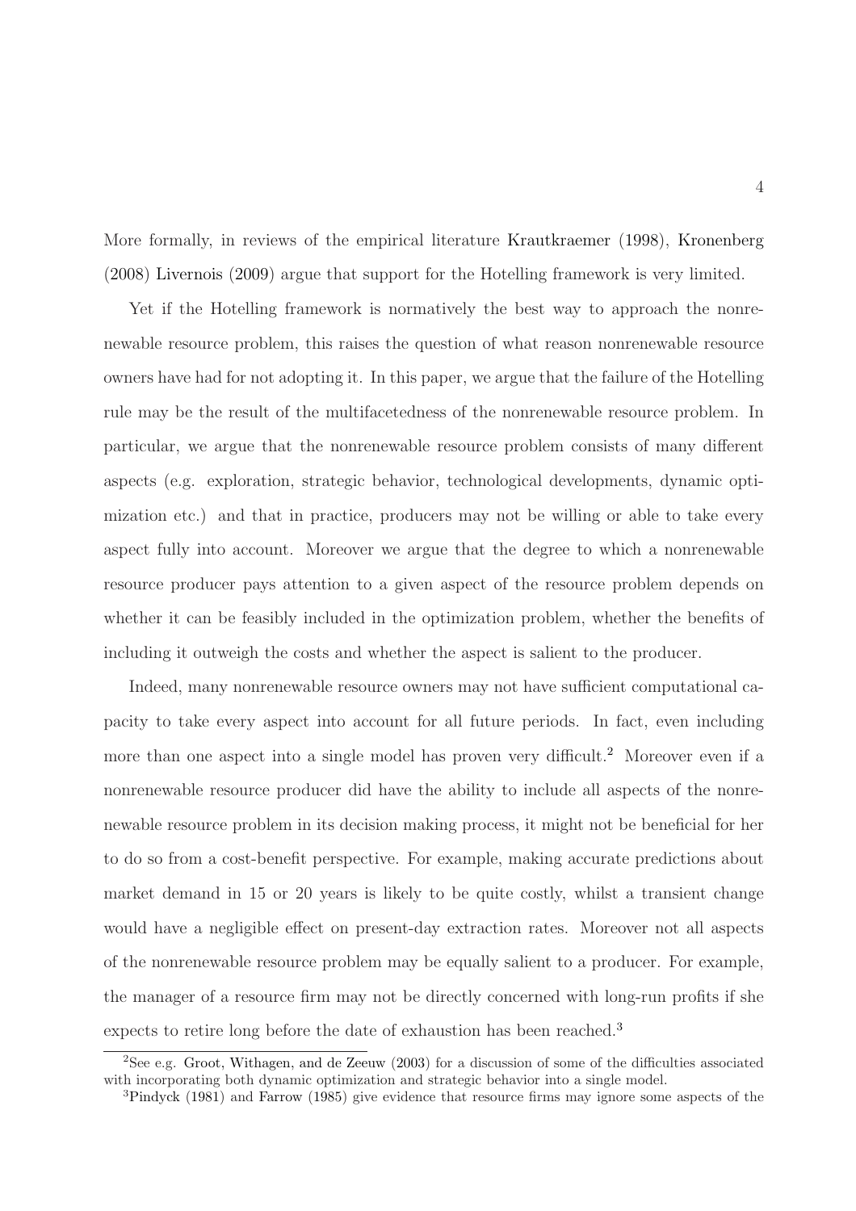More formally, in reviews of the empirical literature Krautkraemer (1998), Kronenberg (2008) Livernois (2009) argue that support for the Hotelling framework is very limited.

Yet if the Hotelling framework is normatively the best way to approach the nonrenewable resource problem, this raises the question of what reason nonrenewable resource owners have had for not adopting it. In this paper, we argue that the failure of the Hotelling rule may be the result of the multifacetedness of the nonrenewable resource problem. In particular, we argue that the nonrenewable resource problem consists of many different aspects (e.g. exploration, strategic behavior, technological developments, dynamic optimization etc.) and that in practice, producers may not be willing or able to take every aspect fully into account. Moreover we argue that the degree to which a nonrenewable resource producer pays attention to a given aspect of the resource problem depends on whether it can be feasibly included in the optimization problem, whether the benefits of including it outweigh the costs and whether the aspect is salient to the producer.

Indeed, many nonrenewable resource owners may not have sufficient computational capacity to take every aspect into account for all future periods. In fact, even including more than one aspect into a single model has proven very difficult.[2] Moreover even if a nonrenewable resource producer did have the ability to include all aspects of the nonrenewable resource problem in its decision making process, it might not be beneficial for her to do so from a cost-benefit perspective. For example, making accurate predictions about market demand in 15 or 20 years is likely to be quite costly, whilst a transient change would have a negligible effect on present-day extraction rates. Moreover not all aspects of the nonrenewable resource problem may be equally salient to a producer. For example, the manager of a resource firm may not be directly concerned with long-run profits if she expects to retire long before the date of exhaustion has been reached.[3]

[2] See e.g. Groot, Withagen, and de Zeeuw (2003) for a discussion of some of the difficulties associated with incorporating both dynamic optimization and strategic behavior into a single model.

[3] Pindyck (1981) and Farrow (1985) give evidence that resource firms may ignore some aspects of the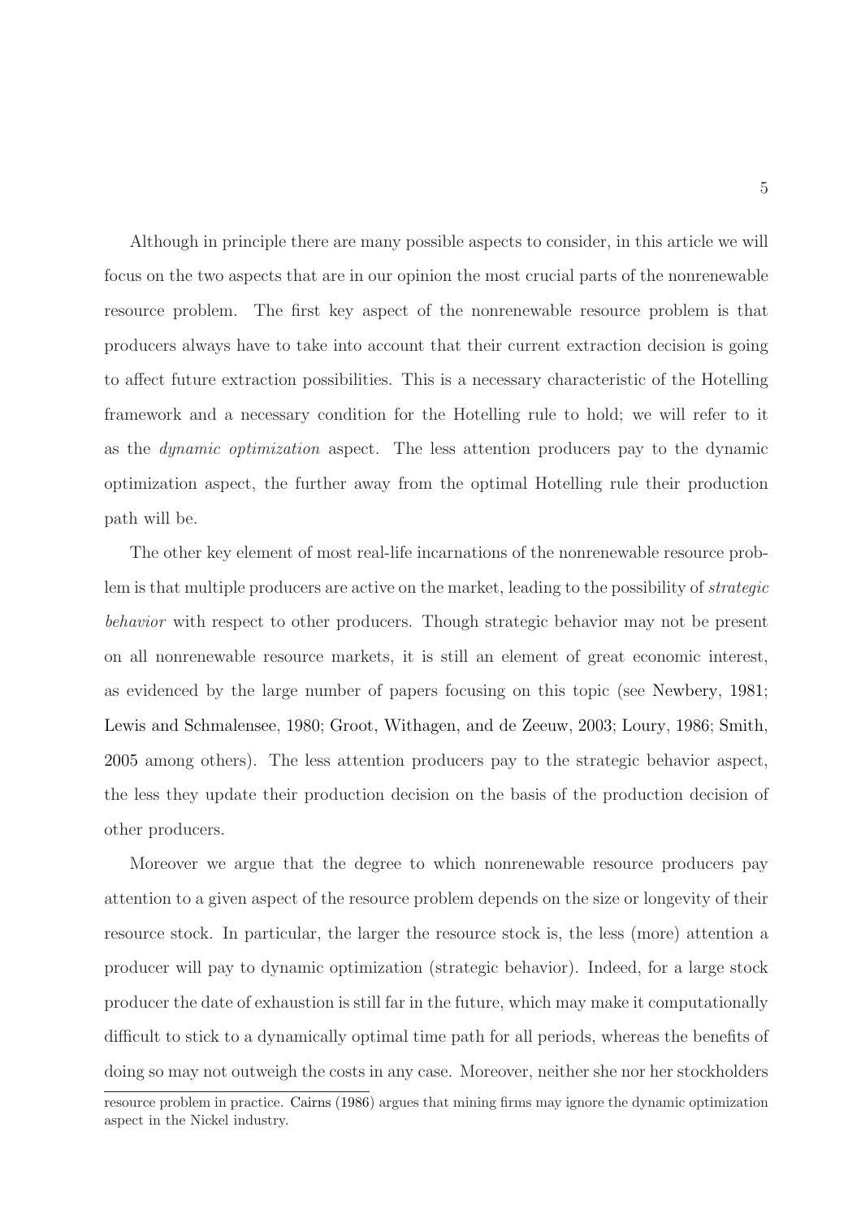Although in principle there are many possible aspects to consider, in this article we will focus on the two aspects that are in our opinion the most crucial parts of the nonrenewable resource problem. The first key aspect of the nonrenewable resource problem is that producers always have to take into account that their current extraction decision is going to affect future extraction possibilities. This is a necessary characteristic of the Hotelling framework and a necessary condition for the Hotelling rule to hold; we will refer to it as the *dynamic optimization* aspect. The less attention producers pay to the dynamic optimization aspect, the further away from the optimal Hotelling rule their production path will be.

The other key element of most real-life incarnations of the nonrenewable resource problem is that multiple producers are active on the market, leading to the possibility of *strategic behavior* with respect to other producers. Though strategic behavior may not be present on all nonrenewable resource markets, it is still an element of great economic interest, as evidenced by the large number of papers focusing on this topic (see Newbery, 1981; Lewis and Schmalensee, 1980; Groot, Withagen, and de Zeeuw, 2003; Loury, 1986; Smith, 2005 among others). The less attention producers pay to the strategic behavior aspect, the less they update their production decision on the basis of the production decision of other producers.

Moreover we argue that the degree to which nonrenewable resource producers pay attention to a given aspect of the resource problem depends on the size or longevity of their resource stock. In particular, the larger the resource stock is, the less (more) attention a producer will pay to dynamic optimization (strategic behavior). Indeed, for a large stock producer the date of exhaustion is still far in the future, which may make it computationally difficult to stick to a dynamically optimal time path for all periods, whereas the benefits of doing so may not outweigh the costs in any case. Moreover, neither she nor her stockholders

resource problem in practice. Cairns (1986) argues that mining firms may ignore the dynamic optimization aspect in the Nickel industry.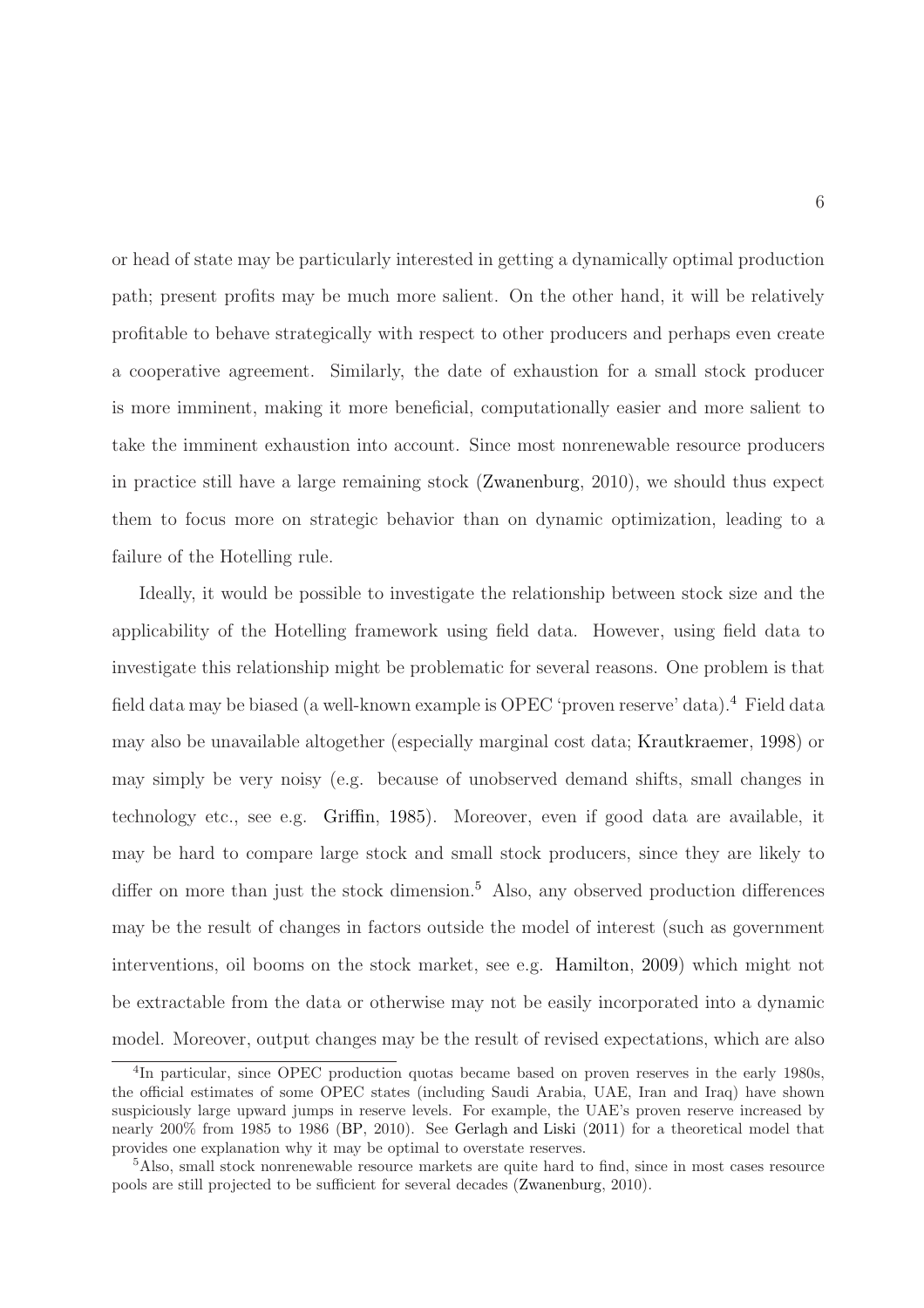or head of state may be particularly interested in getting a dynamically optimal production path; present profits may be much more salient. On the other hand, it will be relatively profitable to behave strategically with respect to other producers and perhaps even create a cooperative agreement. Similarly, the date of exhaustion for a small stock producer is more imminent, making it more beneficial, computationally easier and more salient to take the imminent exhaustion into account. Since most nonrenewable resource producers in practice still have a large remaining stock (Zwanenburg, 2010), we should thus expect them to focus more on strategic behavior than on dynamic optimization, leading to a failure of the Hotelling rule.

Ideally, it would be possible to investigate the relationship between stock size and the applicability of the Hotelling framework using field data. However, using field data to investigate this relationship might be problematic for several reasons. One problem is that field data may be biased (a well-known example is OPEC 'proven reserve' data).[4] Field data may also be unavailable altogether (especially marginal cost data; Krautkraemer, 1998) or may simply be very noisy (e.g. because of unobserved demand shifts, small changes in technology etc., see e.g. Griffin, 1985). Moreover, even if good data are available, it may be hard to compare large stock and small stock producers, since they are likely to differ on more than just the stock dimension.[5] Also, any observed production differences may be the result of changes in factors outside the model of interest (such as government interventions, oil booms on the stock market, see e.g. Hamilton, 2009) which might not be extractable from the data or otherwise may not be easily incorporated into a dynamic model. Moreover, output changes may be the result of revised expectations, which are also

[4] In particular, since OPEC production quotas became based on proven reserves in the early 1980s, the official estimates of some OPEC states (including Saudi Arabia, UAE, Iran and Iraq) have shown suspiciously large upward jumps in reserve levels. For example, the UAE's proven reserve increased by nearly 200% from 1985 to 1986 (BP, 2010). See Gerlagh and Liski (2011) for a theoretical model that provides one explanation why it may be optimal to overstate reserves.

[5] Also, small stock nonrenewable resource markets are quite hard to find, since in most cases resource pools are still projected to be sufficient for several decades (Zwanenburg, 2010).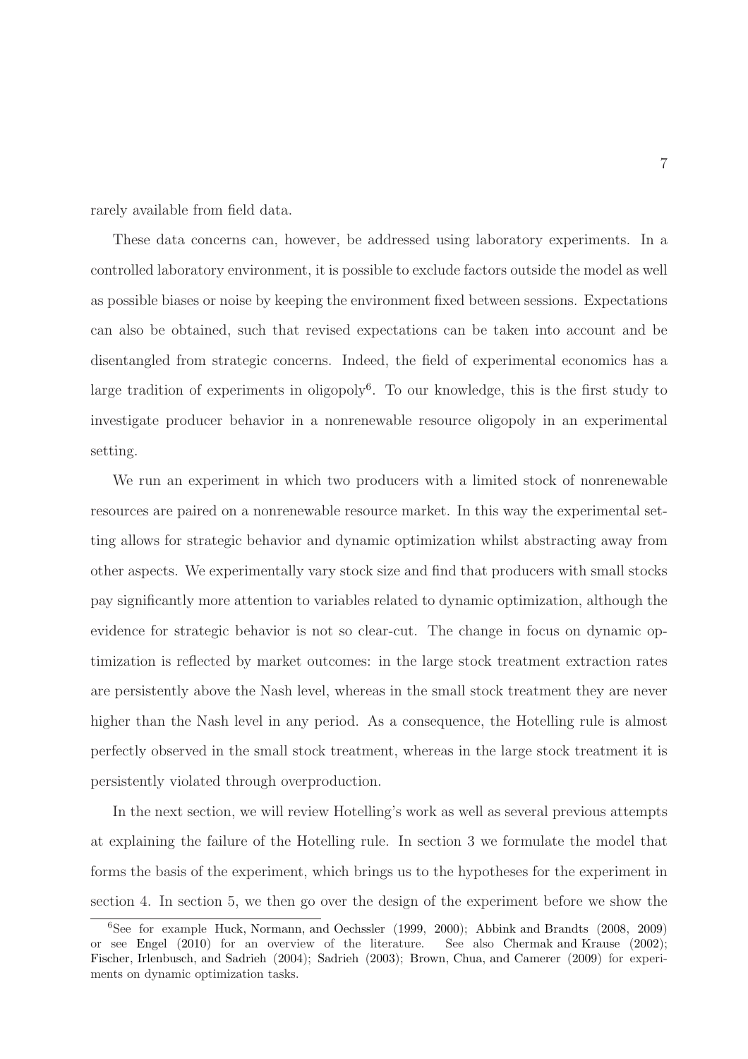rarely available from field data.

These data concerns can, however, be addressed using laboratory experiments. In a controlled laboratory environment, it is possible to exclude factors outside the model as well as possible biases or noise by keeping the environment fixed between sessions. Expectations can also be obtained, such that revised expectations can be taken into account and be disentangled from strategic concerns. Indeed, the field of experimental economics has a large tradition of experiments in oligopoly[6]. To our knowledge, this is the first study to investigate producer behavior in a nonrenewable resource oligopoly in an experimental setting.

We run an experiment in which two producers with a limited stock of nonrenewable resources are paired on a nonrenewable resource market. In this way the experimental setting allows for strategic behavior and dynamic optimization whilst abstracting away from other aspects. We experimentally vary stock size and find that producers with small stocks pay significantly more attention to variables related to dynamic optimization, although the evidence for strategic behavior is not so clear-cut. The change in focus on dynamic optimization is reflected by market outcomes: in the large stock treatment extraction rates are persistently above the Nash level, whereas in the small stock treatment they are never higher than the Nash level in any period. As a consequence, the Hotelling rule is almost perfectly observed in the small stock treatment, whereas in the large stock treatment it is persistently violated through overproduction.

In the next section, we will review Hotelling's work as well as several previous attempts at explaining the failure of the Hotelling rule. In section 3 we formulate the model that forms the basis of the experiment, which brings us to the hypotheses for the experiment in section 4. In section 5, we then go over the design of the experiment before we show the

[6]See for example Huck, Normann, and Oechssler (1999, 2000); Abbink and Brandts (2008, 2009) or see Engel (2010) for an overview of the literature. See also Chermak and Krause (2002); Fischer, Irlenbusch, and Sadrieh (2004); Sadrieh (2003); Brown, Chua, and Camerer (2009) for experiments on dynamic optimization tasks.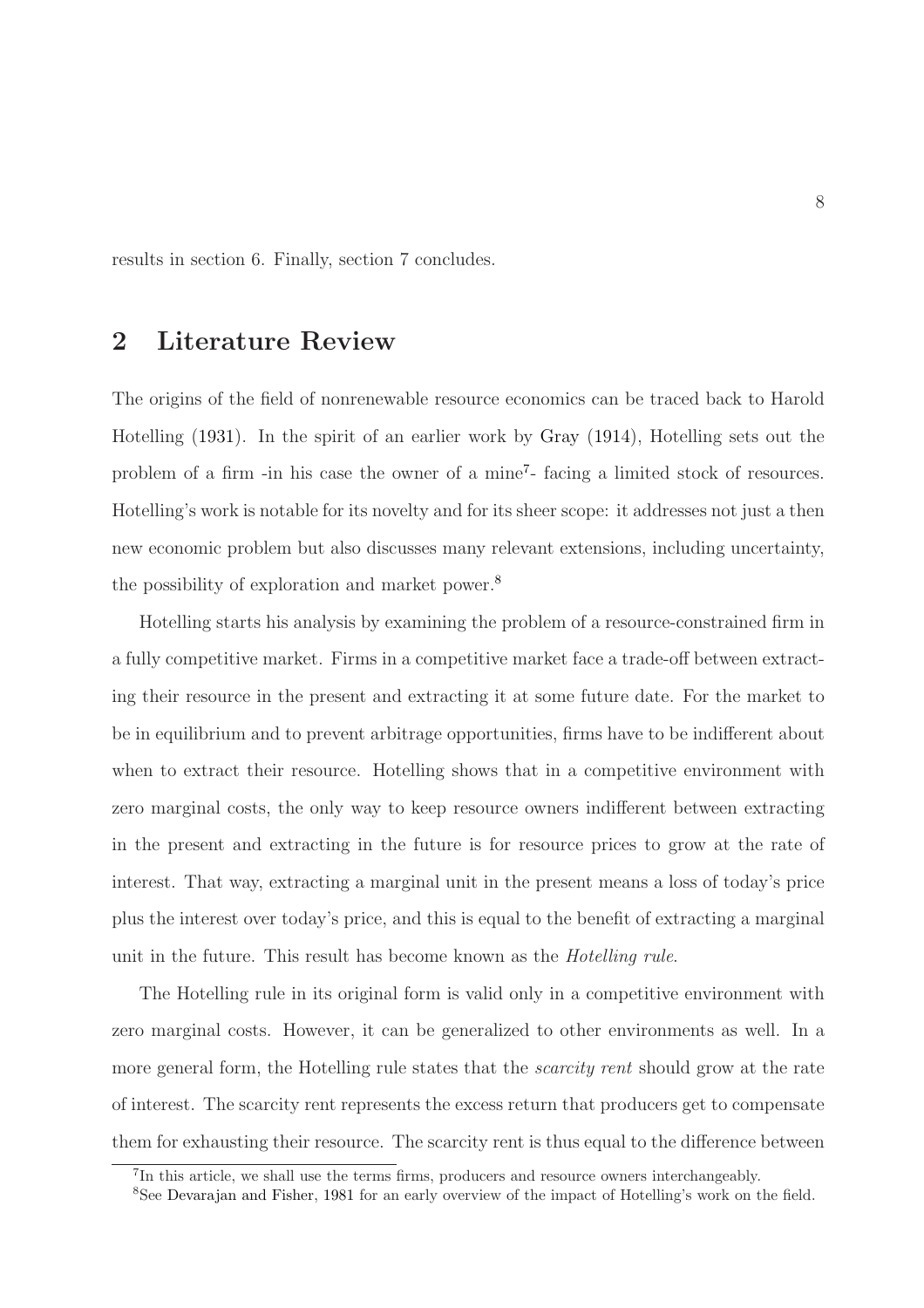results in section 6. Finally, section 7 concludes.

## 2 Literature Review

The origins of the field of nonrenewable resource economics can be traced back to Harold Hotelling (1931). In the spirit of an earlier work by Gray (1914), Hotelling sets out the problem of a firm -in his case the owner of a mine[7]- facing a limited stock of resources. Hotelling's work is notable for its novelty and for its sheer scope: it addresses not just a then new economic problem but also discusses many relevant extensions, including uncertainty, the possibility of exploration and market power.[8]

Hotelling starts his analysis by examining the problem of a resource-constrained firm in a fully competitive market. Firms in a competitive market face a trade-off between extracting their resource in the present and extracting it at some future date. For the market to be in equilibrium and to prevent arbitrage opportunities, firms have to be indifferent about when to extract their resource. Hotelling shows that in a competitive environment with zero marginal costs, the only way to keep resource owners indifferent between extracting in the present and extracting in the future is for resource prices to grow at the rate of interest. That way, extracting a marginal unit in the present means a loss of today's price plus the interest over today's price, and this is equal to the benefit of extracting a marginal unit in the future. This result has become known as the *Hotelling rule*.

The Hotelling rule in its original form is valid only in a competitive environment with zero marginal costs. However, it can be generalized to other environments as well. In a more general form, the Hotelling rule states that the *scarcity rent* should grow at the rate of interest. The scarcity rent represents the excess return that producers get to compensate them for exhausting their resource. The scarcity rent is thus equal to the difference between

[7] In this article, we shall use the terms firms, producers and resource owners interchangeably.

[8] See Devarajan and Fisher, 1981 for an early overview of the impact of Hotelling's work on the field.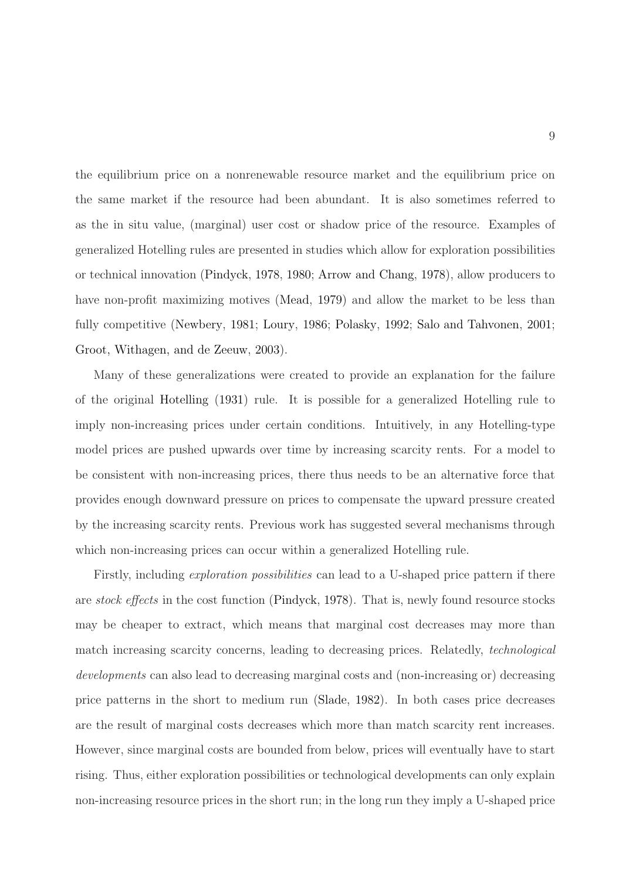the equilibrium price on a nonrenewable resource market and the equilibrium price on the same market if the resource had been abundant. It is also sometimes referred to as the in situ value, (marginal) user cost or shadow price of the resource. Examples of generalized Hotelling rules are presented in studies which allow for exploration possibilities or technical innovation (Pindyck, 1978, 1980; Arrow and Chang, 1978), allow producers to have non-profit maximizing motives (Mead, 1979) and allow the market to be less than fully competitive (Newbery, 1981; Loury, 1986; Polasky, 1992; Salo and Tahvonen, 2001; Groot, Withagen, and de Zeeuw, 2003).

Many of these generalizations were created to provide an explanation for the failure of the original Hotelling (1931) rule. It is possible for a generalized Hotelling rule to imply non-increasing prices under certain conditions. Intuitively, in any Hotelling-type model prices are pushed upwards over time by increasing scarcity rents. For a model to be consistent with non-increasing prices, there thus needs to be an alternative force that provides enough downward pressure on prices to compensate the upward pressure created by the increasing scarcity rents. Previous work has suggested several mechanisms through which non-increasing prices can occur within a generalized Hotelling rule.

Firstly, including *exploration possibilities* can lead to a U-shaped price pattern if there are *stock effects* in the cost function (Pindyck, 1978). That is, newly found resource stocks may be cheaper to extract, which means that marginal cost decreases may more than match increasing scarcity concerns, leading to decreasing prices. Relatedly, *technological developments* can also lead to decreasing marginal costs and (non-increasing or) decreasing price patterns in the short to medium run (Slade, 1982). In both cases price decreases are the result of marginal costs decreases which more than match scarcity rent increases. However, since marginal costs are bounded from below, prices will eventually have to start rising. Thus, either exploration possibilities or technological developments can only explain non-increasing resource prices in the short run; in the long run they imply a U-shaped price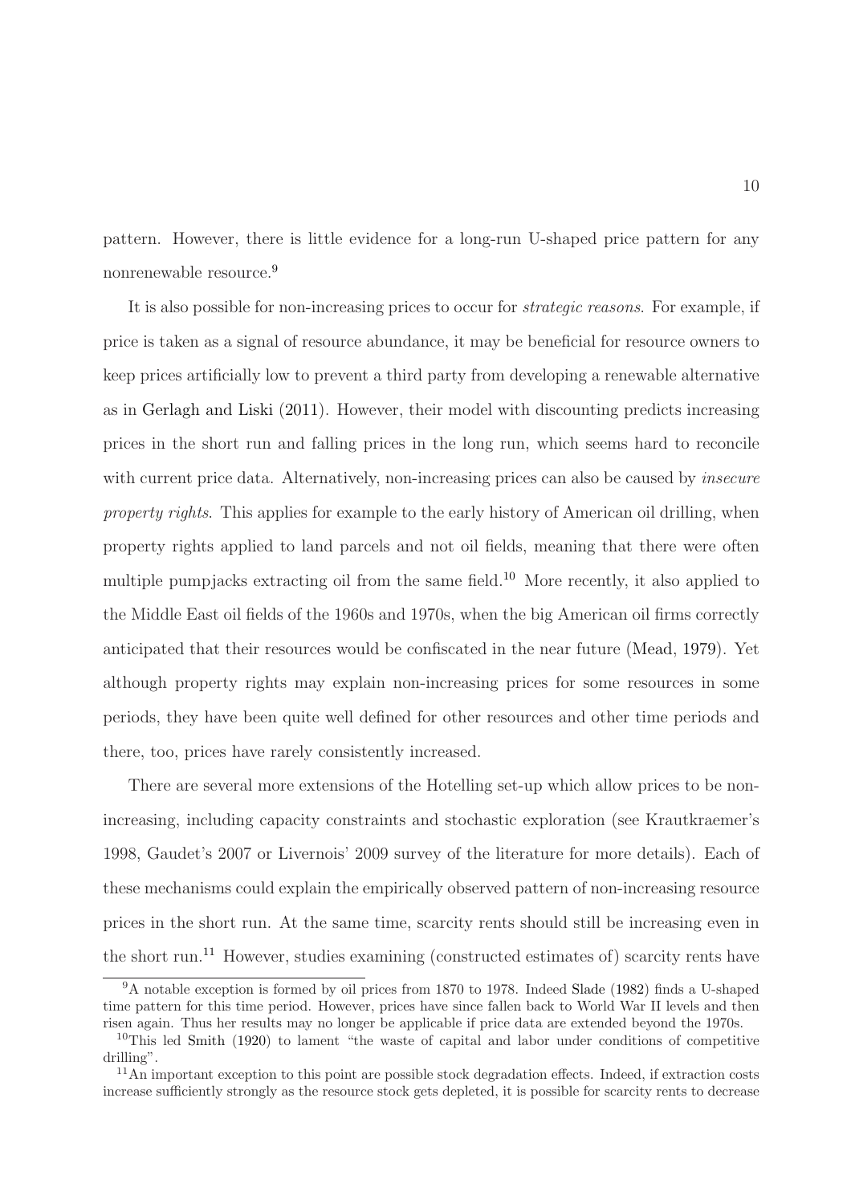pattern. However, there is little evidence for a long-run U-shaped price pattern for any nonrenewable resource.[9]

It is also possible for non-increasing prices to occur for *strategic reasons*. For example, if price is taken as a signal of resource abundance, it may be beneficial for resource owners to keep prices artificially low to prevent a third party from developing a renewable alternative as in Gerlagh and Liski (2011). However, their model with discounting predicts increasing prices in the short run and falling prices in the long run, which seems hard to reconcile with current price data. Alternatively, non-increasing prices can also be caused by *insecure property rights*. This applies for example to the early history of American oil drilling, when property rights applied to land parcels and not oil fields, meaning that there were often multiple pumpjacks extracting oil from the same field.[10] More recently, it also applied to the Middle East oil fields of the 1960s and 1970s, when the big American oil firms correctly anticipated that their resources would be confiscated in the near future (Mead, 1979). Yet although property rights may explain non-increasing prices for some resources in some periods, they have been quite well defined for other resources and other time periods and there, too, prices have rarely consistently increased.

There are several more extensions of the Hotelling set-up which allow prices to be non-increasing, including capacity constraints and stochastic exploration (see Krautkraemer's 1998, Gaudet's 2007 or Livernois' 2009 survey of the literature for more details). Each of these mechanisms could explain the empirically observed pattern of non-increasing resource prices in the short run. At the same time, scarcity rents should still be increasing even in the short run.[11] However, studies examining (constructed estimates of) scarcity rents have

[9] A notable exception is formed by oil prices from 1870 to 1978. Indeed Slade (1982) finds a U-shaped time pattern for this time period. However, prices have since fallen back to World War II levels and then risen again. Thus her results may no longer be applicable if price data are extended beyond the 1970s.

[10] This led Smith (1920) to lament "the waste of capital and labor under conditions of competitive drilling".

[11] An important exception to this point are possible stock degradation effects. Indeed, if extraction costs increase sufficiently strongly as the resource stock gets depleted, it is possible for scarcity rents to decrease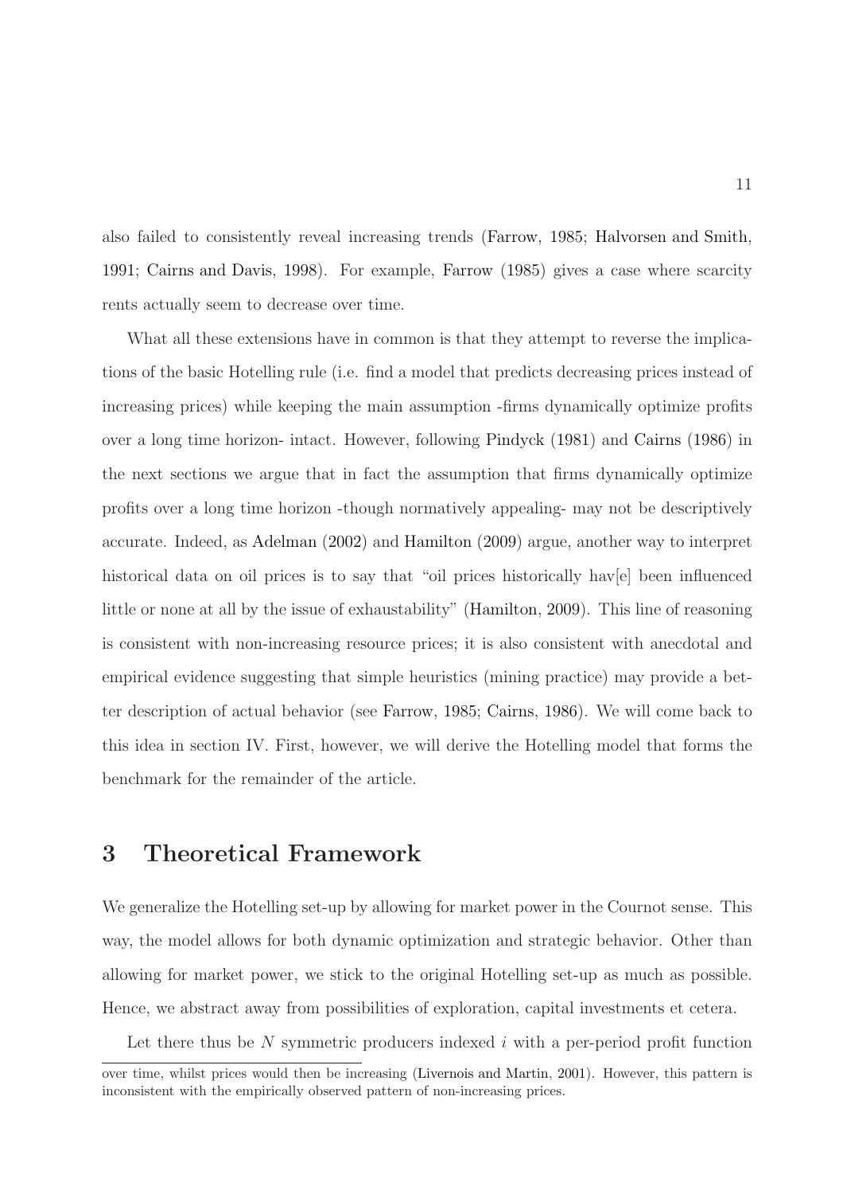also failed to consistently reveal increasing trends (Farrow, 1985; Halvorsen and Smith, 1991; Cairns and Davis, 1998). For example, Farrow (1985) gives a case where scarcity rents actually seem to decrease over time.

What all these extensions have in common is that they attempt to reverse the implications of the basic Hotelling rule (i.e. find a model that predicts decreasing prices instead of increasing prices) while keeping the main assumption -firms dynamically optimize profits over a long time horizon- intact. However, following Pindyck (1981) and Cairns (1986) in the next sections we argue that in fact the assumption that firms dynamically optimize profits over a long time horizon -though normatively appealing- may not be descriptively accurate. Indeed, as Adelman (2002) and Hamilton (2009) argue, another way to interpret historical data on oil prices is to say that "oil prices historically hav[e] been influenced little or none at all by the issue of exhaustability" (Hamilton, 2009). This line of reasoning is consistent with non-increasing resource prices; it is also consistent with anecdotal and empirical evidence suggesting that simple heuristics (mining practice) may provide a better description of actual behavior (see Farrow, 1985; Cairns, 1986). We will come back to this idea in section IV. First, however, we will derive the Hotelling model that forms the benchmark for the remainder of the article.

# 3 Theoretical Framework

We generalize the Hotelling set-up by allowing for market power in the Cournot sense. This way, the model allows for both dynamic optimization and strategic behavior. Other than allowing for market power, we stick to the original Hotelling set-up as much as possible. Hence, we abstract away from possibilities of exploration, capital investments et cetera.

Let there thus be $N$ symmetric producers indexed $i$ with a per-period profit function

over time, whilst prices would then be increasing (Livernois and Martin, 2001). However, this pattern is inconsistent with the empirically observed pattern of non-increasing prices.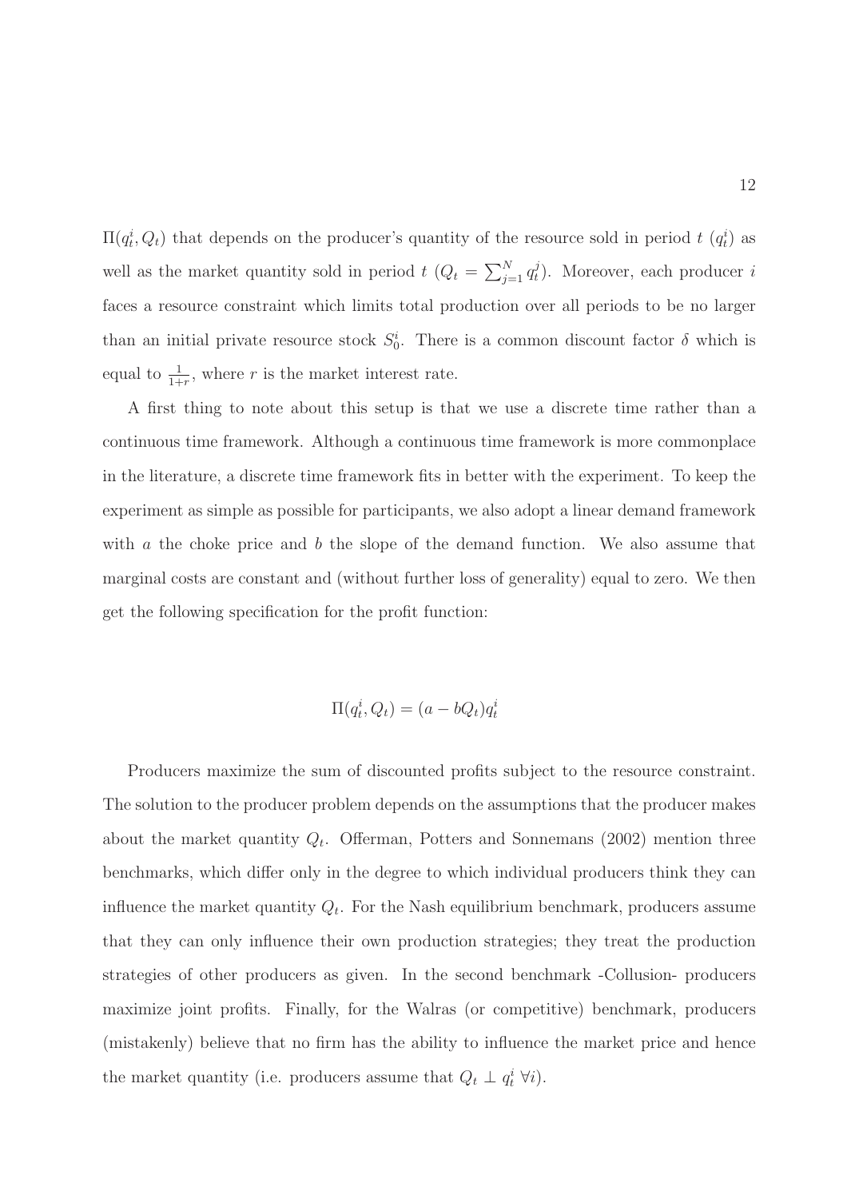$\Pi(q_t^i, Q_t)$ that depends on the producer's quantity of the resource sold in period $t$ ($q_t^i$) as well as the market quantity sold in period $t$ ($Q_t = \sum_{j=1}^{N} q_t^j$). Moreover, each producer $i$ faces a resource constraint which limits total production over all periods to be no larger than an initial private resource stock $S_0^i$. There is a common discount factor $\delta$ which is equal to $\frac{1}{1+r}$, where $r$ is the market interest rate.

A first thing to note about this setup is that we use a discrete time rather than a continuous time framework. Although a continuous time framework is more commonplace in the literature, a discrete time framework fits in better with the experiment. To keep the experiment as simple as possible for participants, we also adopt a linear demand framework with $a$ the choke price and $b$ the slope of the demand function. We also assume that marginal costs are constant and (without further loss of generality) equal to zero. We then get the following specification for the profit function:

$$\Pi(q_t^i, Q_t) = (a - bQ_t)q_t^i$$

Producers maximize the sum of discounted profits subject to the resource constraint. The solution to the producer problem depends on the assumptions that the producer makes about the market quantity $Q_t$. Offerman, Potters and Sonnemans (2002) mention three benchmarks, which differ only in the degree to which individual producers think they can influence the market quantity $Q_t$. For the Nash equilibrium benchmark, producers assume that they can only influence their own production strategies; they treat the production strategies of other producers as given. In the second benchmark -Collusion- producers maximize joint profits. Finally, for the Walras (or competitive) benchmark, producers (mistakenly) believe that no firm has the ability to influence the market price and hence the market quantity (i.e. producers assume that $Q_t \perp q_t^i \ \forall i$).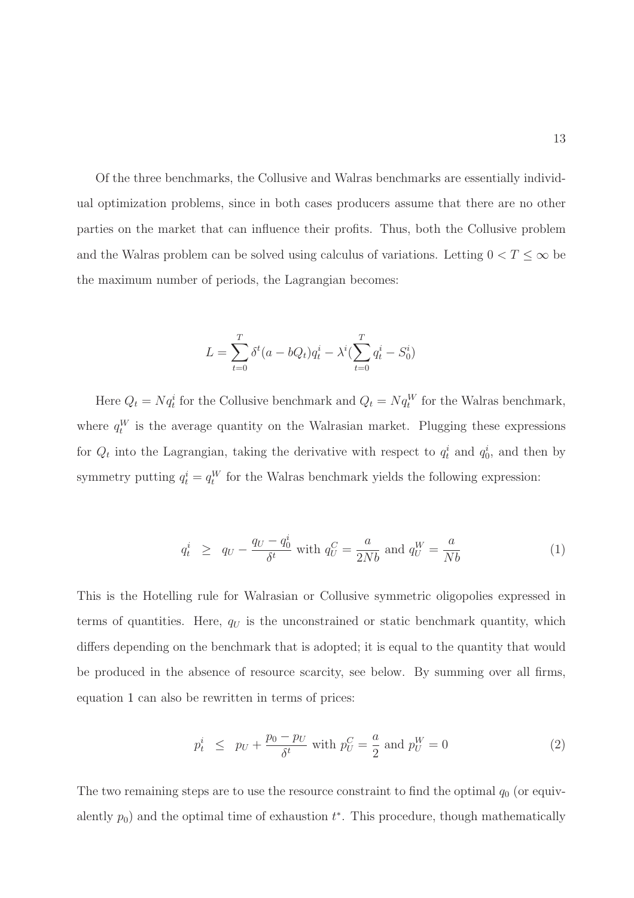Of the three benchmarks, the Collusive and Walras benchmarks are essentially individual optimization problems, since in both cases producers assume that there are no other parties on the market that can influence their profits. Thus, both the Collusive problem and the Walras problem can be solved using calculus of variations. Letting $0 < T \leq \infty$ be the maximum number of periods, the Lagrangian becomes:

$$L = \sum_{t=0}^{T} \delta^t (a - bQ_t) q_t^i - \lambda^i \left( \sum_{t=0}^{T} q_t^i - S_0^i \right)$$

Here $Q_t = Nq_t^i$ for the Collusive benchmark and $Q_t = Nq_t^W$ for the Walras benchmark, where $q_t^W$ is the average quantity on the Walrasian market. Plugging these expressions for $Q_t$ into the Lagrangian, taking the derivative with respect to $q_t^i$ and $q_0^i$, and then by symmetry putting $q_t^i = q_t^W$ for the Walras benchmark yields the following expression:

$$q_t^i \;\; \geq \;\; q_U - \frac{q_U - q_0^i}{\delta^t} \text{ with } q_U^C = \frac{a}{2Nb} \text{ and } q_U^W = \frac{a}{Nb} \tag{1}$$

This is the Hotelling rule for Walrasian or Collusive symmetric oligopolies expressed in terms of quantities. Here, $q_U$ is the unconstrained or static benchmark quantity, which differs depending on the benchmark that is adopted; it is equal to the quantity that would be produced in the absence of resource scarcity, see below. By summing over all firms, equation 1 can also be rewritten in terms of prices:

$$p_t^i \;\; \leq \;\; p_U + \frac{p_0 - p_U}{\delta^t} \text{ with } p_U^C = \frac{a}{2} \text{ and } p_U^W = 0 \tag{2}$$

The two remaining steps are to use the resource constraint to find the optimal $q_0$ (or equivalently $p_0$) and the optimal time of exhaustion $t^*$. This procedure, though mathematically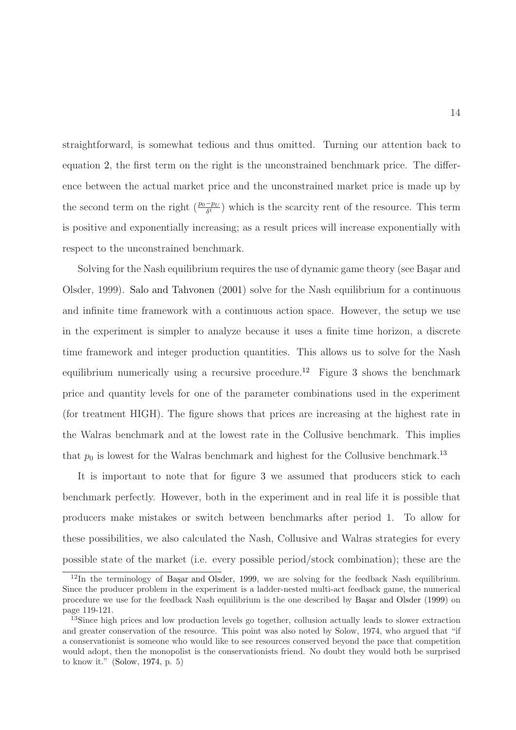straightforward, is somewhat tedious and thus omitted. Turning our attention back to equation 2, the first term on the right is the unconstrained benchmark price. The difference between the actual market price and the unconstrained market price is made up by the second term on the right ($\frac{p_0 - p_U}{\delta^t}$) which is the scarcity rent of the resource. This term is positive and exponentially increasing; as a result prices will increase exponentially with respect to the unconstrained benchmark.

Solving for the Nash equilibrium requires the use of dynamic game theory (see Başar and Olsder, 1999). Salo and Tahvonen (2001) solve for the Nash equilibrium for a continuous and infinite time framework with a continuous action space. However, the setup we use in the experiment is simpler to analyze because it uses a finite time horizon, a discrete time framework and integer production quantities. This allows us to solve for the Nash equilibrium numerically using a recursive procedure.[12] Figure 3 shows the benchmark price and quantity levels for one of the parameter combinations used in the experiment (for treatment HIGH). The figure shows that prices are increasing at the highest rate in the Walras benchmark and at the lowest rate in the Collusive benchmark. This implies that $p_0$ is lowest for the Walras benchmark and highest for the Collusive benchmark.[13]

It is important to note that for figure 3 we assumed that producers stick to each benchmark perfectly. However, both in the experiment and in real life it is possible that producers make mistakes or switch between benchmarks after period 1. To allow for these possibilities, we also calculated the Nash, Collusive and Walras strategies for every possible state of the market (i.e. every possible period/stock combination); these are the

[12] In the terminology of Başar and Olsder, 1999, we are solving for the feedback Nash equilibrium. Since the producer problem in the experiment is a ladder-nested multi-act feedback game, the numerical procedure we use for the feedback Nash equilibrium is the one described by Başar and Olsder (1999) on page 119-121.

[13] Since high prices and low production levels go together, collusion actually leads to slower extraction and greater conservation of the resource. This point was also noted by Solow, 1974, who argued that "if a conservationist is someone who would like to see resources conserved beyond the pace that competition would adopt, then the monopolist is the conservationists friend. No doubt they would both be surprised to know it." (Solow, 1974, p. 5)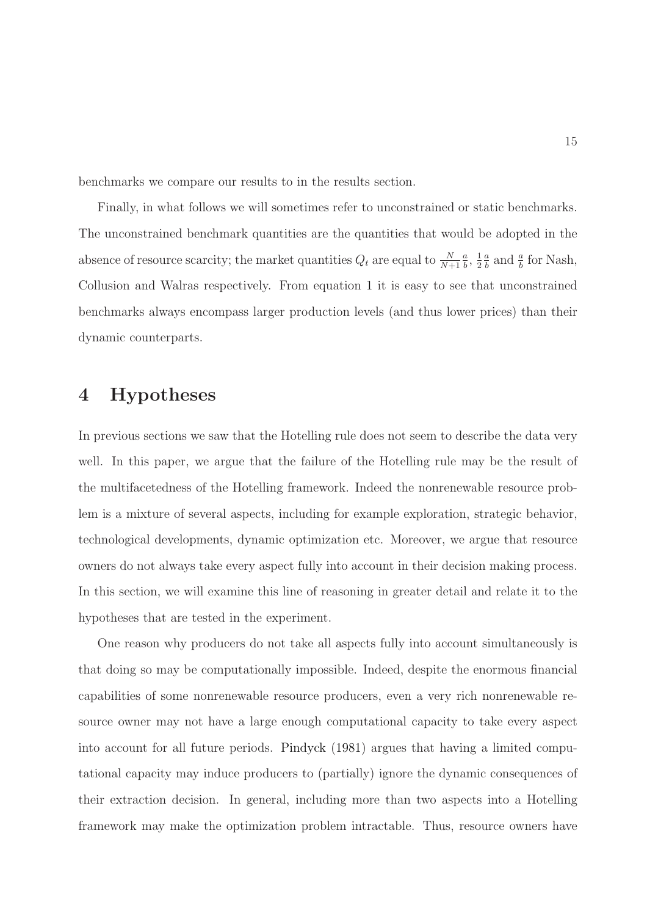benchmarks we compare our results to in the results section.

Finally, in what follows we will sometimes refer to unconstrained or static benchmarks. The unconstrained benchmark quantities are the quantities that would be adopted in the absence of resource scarcity; the market quantities $Q_t$ are equal to $\frac{N}{N+1}\frac{a}{b}$, $\frac{1}{2}\frac{a}{b}$ and $\frac{a}{b}$ for Nash, Collusion and Walras respectively. From equation 1 it is easy to see that unconstrained benchmarks always encompass larger production levels (and thus lower prices) than their dynamic counterparts.

# 4 Hypotheses

In previous sections we saw that the Hotelling rule does not seem to describe the data very well. In this paper, we argue that the failure of the Hotelling rule may be the result of the multifacetedness of the Hotelling framework. Indeed the nonrenewable resource problem is a mixture of several aspects, including for example exploration, strategic behavior, technological developments, dynamic optimization etc. Moreover, we argue that resource owners do not always take every aspect fully into account in their decision making process. In this section, we will examine this line of reasoning in greater detail and relate it to the hypotheses that are tested in the experiment.

One reason why producers do not take all aspects fully into account simultaneously is that doing so may be computationally impossible. Indeed, despite the enormous financial capabilities of some nonrenewable resource producers, even a very rich nonrenewable resource owner may not have a large enough computational capacity to take every aspect into account for all future periods. Pindyck (1981) argues that having a limited computational capacity may induce producers to (partially) ignore the dynamic consequences of their extraction decision. In general, including more than two aspects into a Hotelling framework may make the optimization problem intractable. Thus, resource owners have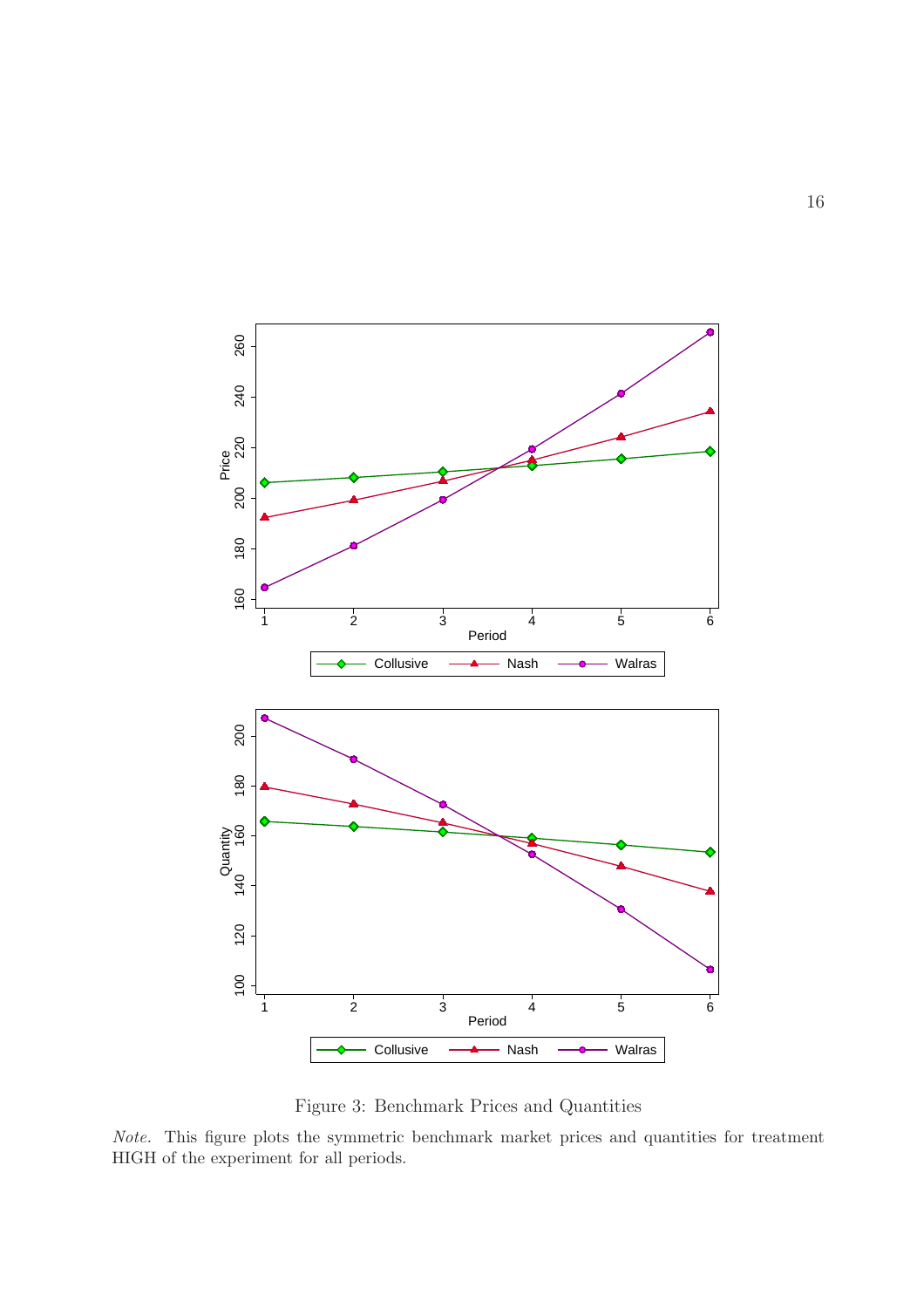Figure 3: Benchmark Prices and Quantities

*Note.* This figure plots the symmetric benchmark market prices and quantities for treatment HIGH of the experiment for all periods.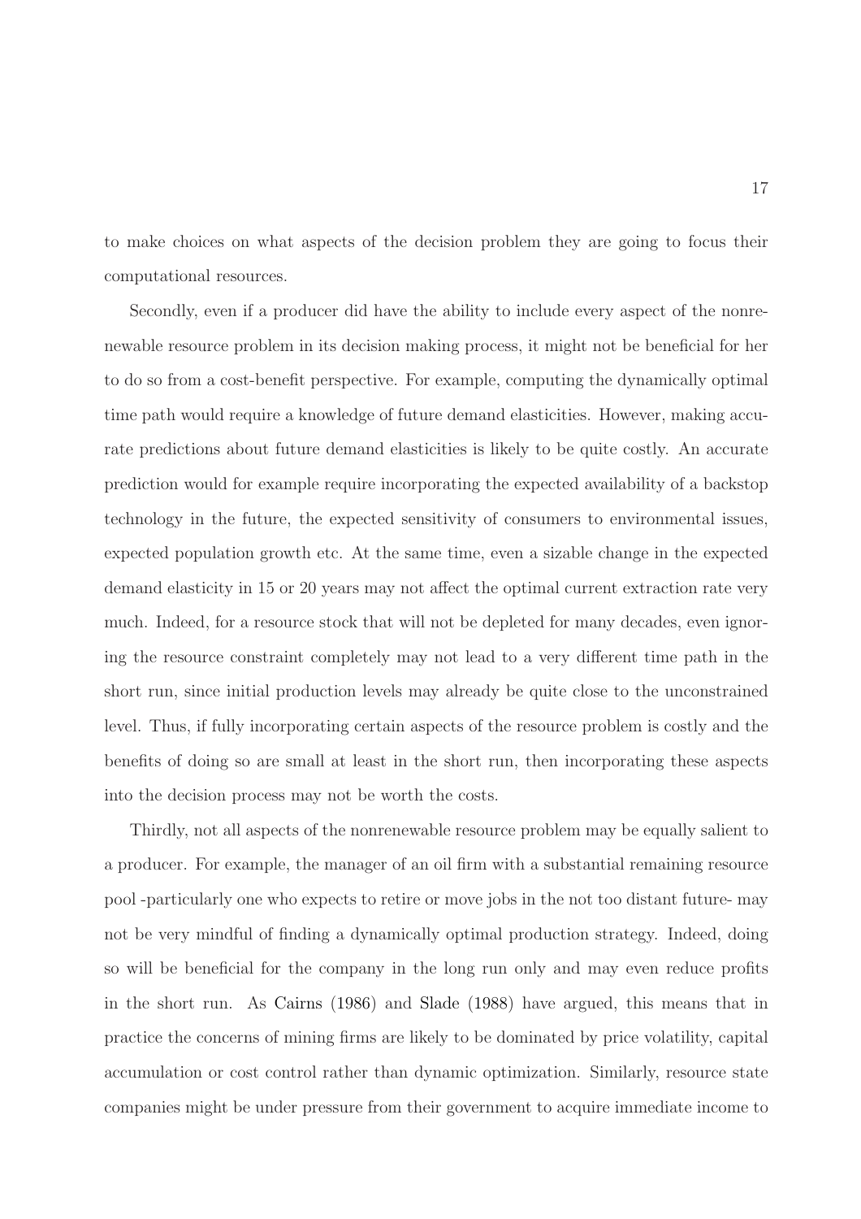to make choices on what aspects of the decision problem they are going to focus their computational resources.

Secondly, even if a producer did have the ability to include every aspect of the nonrenewable resource problem in its decision making process, it might not be beneficial for her to do so from a cost-benefit perspective. For example, computing the dynamically optimal time path would require a knowledge of future demand elasticities. However, making accurate predictions about future demand elasticities is likely to be quite costly. An accurate prediction would for example require incorporating the expected availability of a backstop technology in the future, the expected sensitivity of consumers to environmental issues, expected population growth etc. At the same time, even a sizable change in the expected demand elasticity in 15 or 20 years may not affect the optimal current extraction rate very much. Indeed, for a resource stock that will not be depleted for many decades, even ignoring the resource constraint completely may not lead to a very different time path in the short run, since initial production levels may already be quite close to the unconstrained level. Thus, if fully incorporating certain aspects of the resource problem is costly and the benefits of doing so are small at least in the short run, then incorporating these aspects into the decision process may not be worth the costs.

Thirdly, not all aspects of the nonrenewable resource problem may be equally salient to a producer. For example, the manager of an oil firm with a substantial remaining resource pool -particularly one who expects to retire or move jobs in the not too distant future- may not be very mindful of finding a dynamically optimal production strategy. Indeed, doing so will be beneficial for the company in the long run only and may even reduce profits in the short run. As Cairns (1986) and Slade (1988) have argued, this means that in practice the concerns of mining firms are likely to be dominated by price volatility, capital accumulation or cost control rather than dynamic optimization. Similarly, resource state companies might be under pressure from their government to acquire immediate income to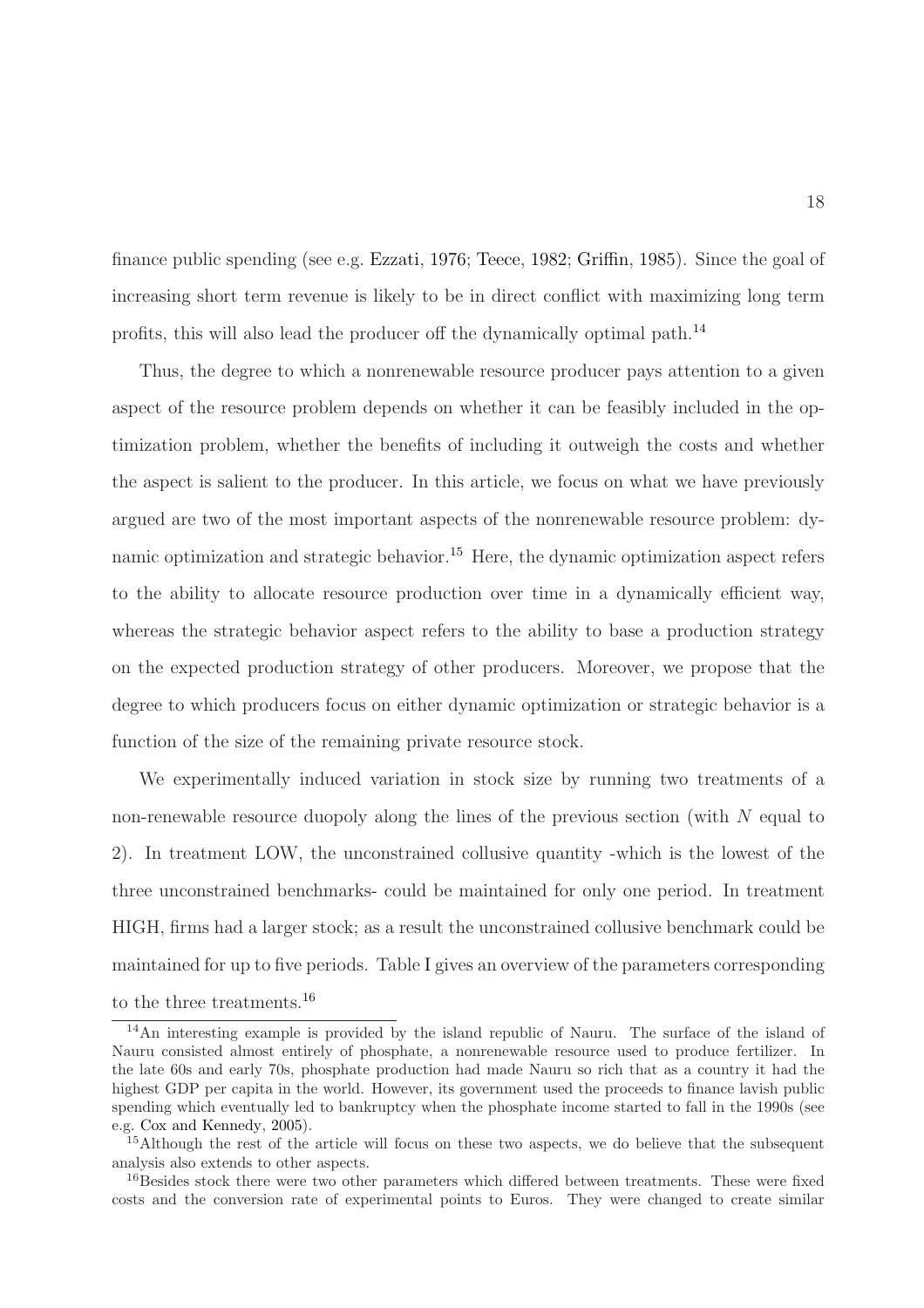finance public spending (see e.g. Ezzati, 1976; Teece, 1982; Griffin, 1985). Since the goal of increasing short term revenue is likely to be in direct conflict with maximizing long term profits, this will also lead the producer off the dynamically optimal path.[14]

Thus, the degree to which a nonrenewable resource producer pays attention to a given aspect of the resource problem depends on whether it can be feasibly included in the optimization problem, whether the benefits of including it outweigh the costs and whether the aspect is salient to the producer. In this article, we focus on what we have previously argued are two of the most important aspects of the nonrenewable resource problem: dynamic optimization and strategic behavior.[15] Here, the dynamic optimization aspect refers to the ability to allocate resource production over time in a dynamically efficient way, whereas the strategic behavior aspect refers to the ability to base a production strategy on the expected production strategy of other producers. Moreover, we propose that the degree to which producers focus on either dynamic optimization or strategic behavior is a function of the size of the remaining private resource stock.

We experimentally induced variation in stock size by running two treatments of a non-renewable resource duopoly along the lines of the previous section (with $N$ equal to 2). In treatment LOW, the unconstrained collusive quantity -which is the lowest of the three unconstrained benchmarks- could be maintained for only one period. In treatment HIGH, firms had a larger stock; as a result the unconstrained collusive benchmark could be maintained for up to five periods. Table I gives an overview of the parameters corresponding to the three treatments.[16]

[14] An interesting example is provided by the island republic of Nauru. The surface of the island of Nauru consisted almost entirely of phosphate, a nonrenewable resource used to produce fertilizer. In the late 60s and early 70s, phosphate production had made Nauru so rich that as a country it had the highest GDP per capita in the world. However, its government used the proceeds to finance lavish public spending which eventually led to bankruptcy when the phosphate income started to fall in the 1990s (see e.g. Cox and Kennedy, 2005).

[15] Although the rest of the article will focus on these two aspects, we do believe that the subsequent analysis also extends to other aspects.

[16] Besides stock there were two other parameters which differed between treatments. These were fixed costs and the conversion rate of experimental points to Euros. They were changed to create similar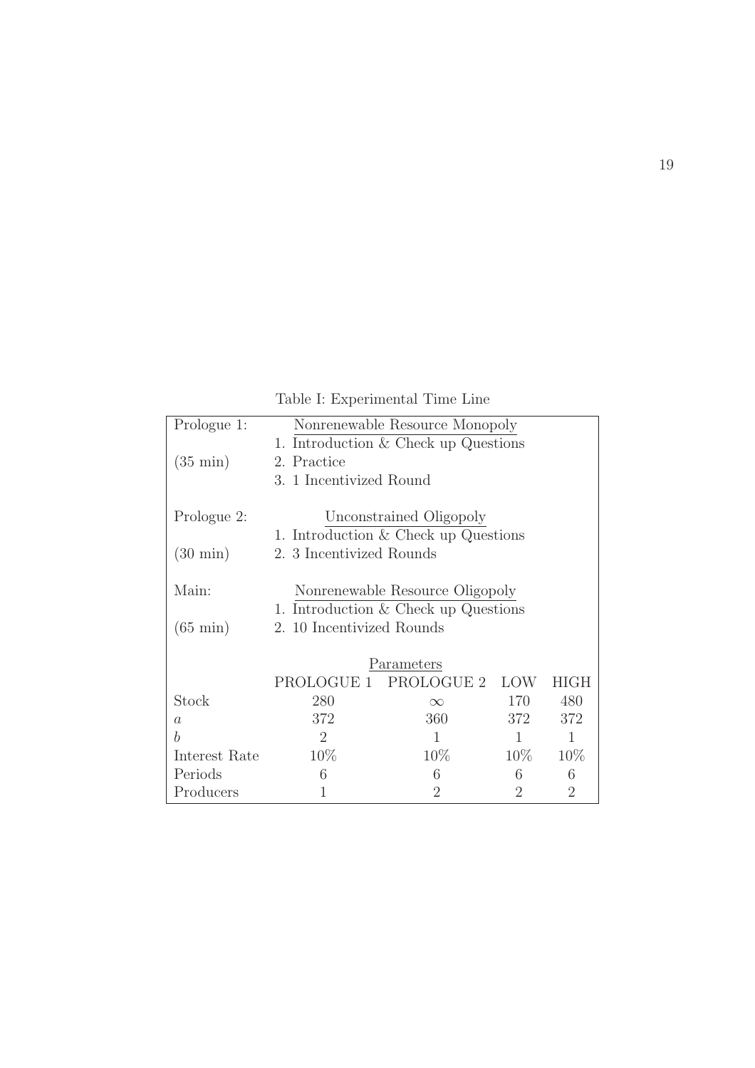Table I: Experimental Time Line

| | | | | |
|---|---|---|---|---|
| Prologue 1: | Nonrenewable Resource Monopoly | | | |
| | 1. Introduction & Check up Questions | | | |
| (35 min) | 2. Practice | | | |
| | 3. 1 Incentivized Round | | | |
| Prologue 2: | Unconstrained Oligopoly | | | |
| | 1. Introduction & Check up Questions | | | |
| (30 min) | 2. 3 Incentivized Rounds | | | |
| Main: | Nonrenewable Resource Oligopoly | | | |
| | 1. Introduction & Check up Questions | | | |
| (65 min) | 2. 10 Incentivized Rounds | | | |
| | Parameters | | | |
| | PROLOGUE 1 | PROLOGUE 2 | LOW | HIGH |
| Stock | 280 | $\infty$ | 170 | 480 |
| $a$ | 372 | 360 | 372 | 372 |
| $b$ | 2 | 1 | 1 | 1 |
| Interest Rate | 10% | 10% | 10% | 10% |
| Periods | 6 | 6 | 6 | 6 |
| Producers | 1 | 2 | 2 | 2 |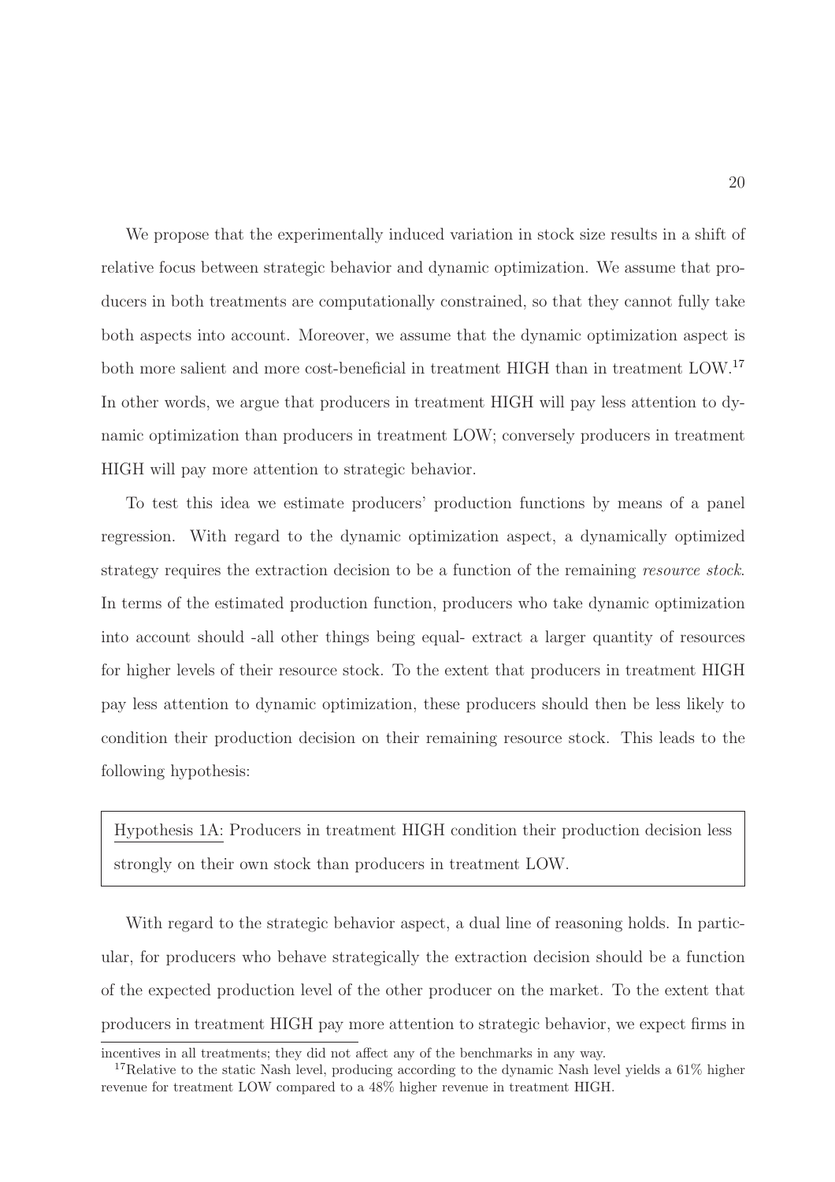We propose that the experimentally induced variation in stock size results in a shift of relative focus between strategic behavior and dynamic optimization. We assume that producers in both treatments are computationally constrained, so that they cannot fully take both aspects into account. Moreover, we assume that the dynamic optimization aspect is both more salient and more cost-beneficial in treatment HIGH than in treatment LOW.[17] In other words, we argue that producers in treatment HIGH will pay less attention to dynamic optimization than producers in treatment LOW; conversely producers in treatment HIGH will pay more attention to strategic behavior.

To test this idea we estimate producers' production functions by means of a panel regression. With regard to the dynamic optimization aspect, a dynamically optimized strategy requires the extraction decision to be a function of the remaining *resource stock*. In terms of the estimated production function, producers who take dynamic optimization into account should -all other things being equal- extract a larger quantity of resources for higher levels of their resource stock. To the extent that producers in treatment HIGH pay less attention to dynamic optimization, these producers should then be less likely to condition their production decision on their remaining resource stock. This leads to the following hypothesis:

> Hypothesis 1A: Producers in treatment HIGH condition their production decision less strongly on their own stock than producers in treatment LOW.

With regard to the strategic behavior aspect, a dual line of reasoning holds. In particular, for producers who behave strategically the extraction decision should be a function of the expected production level of the other producer on the market. To the extent that producers in treatment HIGH pay more attention to strategic behavior, we expect firms in

incentives in all treatments; they did not affect any of the benchmarks in any way.

[17] Relative to the static Nash level, producing according to the dynamic Nash level yields a 61% higher revenue for treatment LOW compared to a 48% higher revenue in treatment HIGH.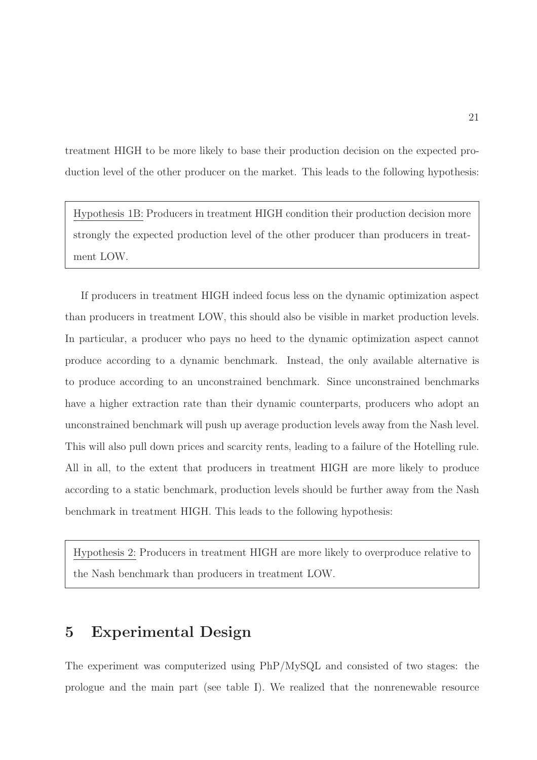treatment HIGH to be more likely to base their production decision on the expected production level of the other producer on the market. This leads to the following hypothesis:

> Hypothesis 1B: Producers in treatment HIGH condition their production decision more strongly the expected production level of the other producer than producers in treatment LOW.

If producers in treatment HIGH indeed focus less on the dynamic optimization aspect than producers in treatment LOW, this should also be visible in market production levels. In particular, a producer who pays no heed to the dynamic optimization aspect cannot produce according to a dynamic benchmark. Instead, the only available alternative is to produce according to an unconstrained benchmark. Since unconstrained benchmarks have a higher extraction rate than their dynamic counterparts, producers who adopt an unconstrained benchmark will push up average production levels away from the Nash level. This will also pull down prices and scarcity rents, leading to a failure of the Hotelling rule. All in all, to the extent that producers in treatment HIGH are more likely to produce according to a static benchmark, production levels should be further away from the Nash benchmark in treatment HIGH. This leads to the following hypothesis:

> Hypothesis 2: Producers in treatment HIGH are more likely to overproduce relative to the Nash benchmark than producers in treatment LOW.

# 5 Experimental Design

The experiment was computerized using PhP/MySQL and consisted of two stages: the prologue and the main part (see table I). We realized that the nonrenewable resource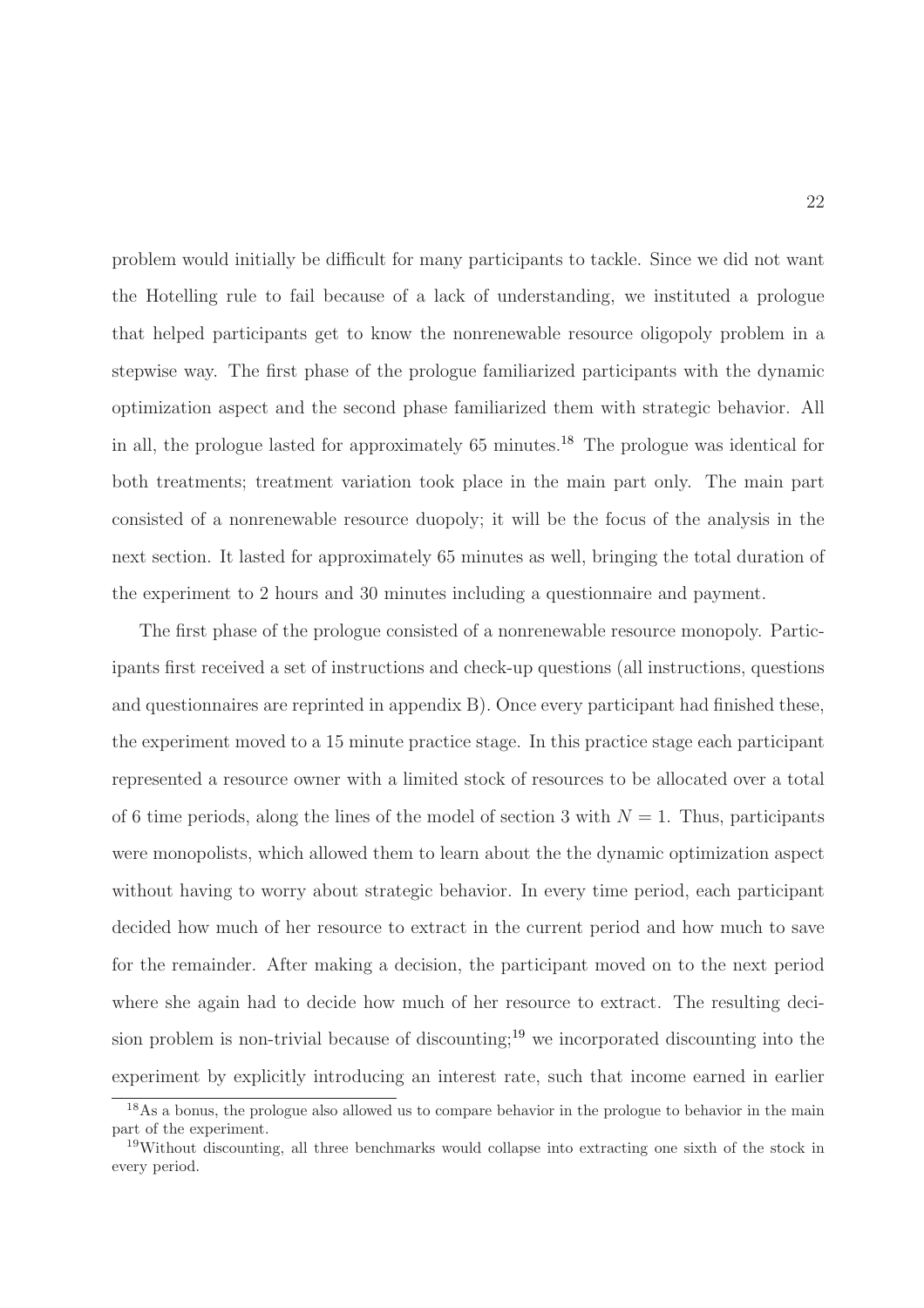problem would initially be difficult for many participants to tackle. Since we did not want the Hotelling rule to fail because of a lack of understanding, we instituted a prologue that helped participants get to know the nonrenewable resource oligopoly problem in a stepwise way. The first phase of the prologue familiarized participants with the dynamic optimization aspect and the second phase familiarized them with strategic behavior. All in all, the prologue lasted for approximately 65 minutes.[18] The prologue was identical for both treatments; treatment variation took place in the main part only. The main part consisted of a nonrenewable resource duopoly; it will be the focus of the analysis in the next section. It lasted for approximately 65 minutes as well, bringing the total duration of the experiment to 2 hours and 30 minutes including a questionnaire and payment.

The first phase of the prologue consisted of a nonrenewable resource monopoly. Participants first received a set of instructions and check-up questions (all instructions, questions and questionnaires are reprinted in appendix B). Once every participant had finished these, the experiment moved to a 15 minute practice stage. In this practice stage each participant represented a resource owner with a limited stock of resources to be allocated over a total of 6 time periods, along the lines of the model of section 3 with $N = 1$. Thus, participants were monopolists, which allowed them to learn about the the dynamic optimization aspect without having to worry about strategic behavior. In every time period, each participant decided how much of her resource to extract in the current period and how much to save for the remainder. After making a decision, the participant moved on to the next period where she again had to decide how much of her resource to extract. The resulting decision problem is non-trivial because of discounting;[19] we incorporated discounting into the experiment by explicitly introducing an interest rate, such that income earned in earlier

[18] As a bonus, the prologue also allowed us to compare behavior in the prologue to behavior in the main part of the experiment.

[19] Without discounting, all three benchmarks would collapse into extracting one sixth of the stock in every period.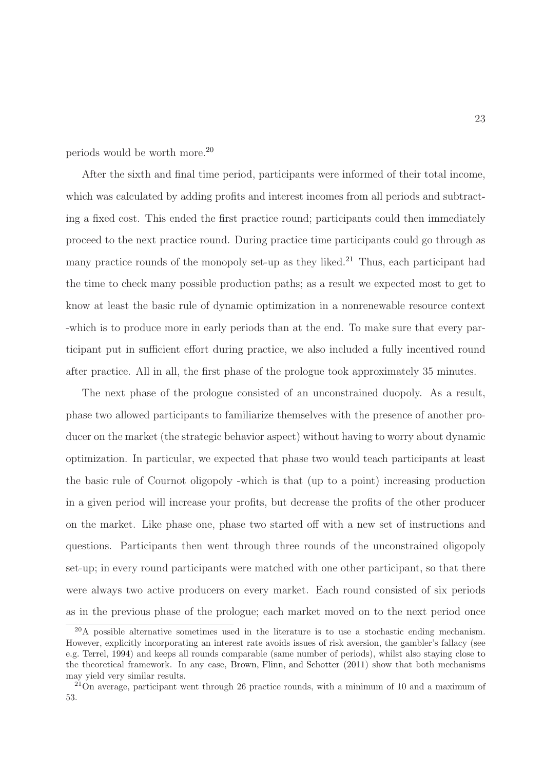periods would be worth more.[20]

After the sixth and final time period, participants were informed of their total income, which was calculated by adding profits and interest incomes from all periods and subtracting a fixed cost. This ended the first practice round; participants could then immediately proceed to the next practice round. During practice time participants could go through as many practice rounds of the monopoly set-up as they liked.[21] Thus, each participant had the time to check many possible production paths; as a result we expected most to get to know at least the basic rule of dynamic optimization in a nonrenewable resource context -which is to produce more in early periods than at the end. To make sure that every participant put in sufficient effort during practice, we also included a fully incentived round after practice. All in all, the first phase of the prologue took approximately 35 minutes.

The next phase of the prologue consisted of an unconstrained duopoly. As a result, phase two allowed participants to familiarize themselves with the presence of another producer on the market (the strategic behavior aspect) without having to worry about dynamic optimization. In particular, we expected that phase two would teach participants at least the basic rule of Cournot oligopoly -which is that (up to a point) increasing production in a given period will increase your profits, but decrease the profits of the other producer on the market. Like phase one, phase two started off with a new set of instructions and questions. Participants then went through three rounds of the unconstrained oligopoly set-up; in every round participants were matched with one other participant, so that there were always two active producers on every market. Each round consisted of six periods as in the previous phase of the prologue; each market moved on to the next period once

[20] A possible alternative sometimes used in the literature is to use a stochastic ending mechanism. However, explicitly incorporating an interest rate avoids issues of risk aversion, the gambler's fallacy (see e.g. Terrel, 1994) and keeps all rounds comparable (same number of periods), whilst also staying close to the theoretical framework. In any case, Brown, Flinn, and Schotter (2011) show that both mechanisms may yield very similar results.

[21] On average, participant went through 26 practice rounds, with a minimum of 10 and a maximum of 53.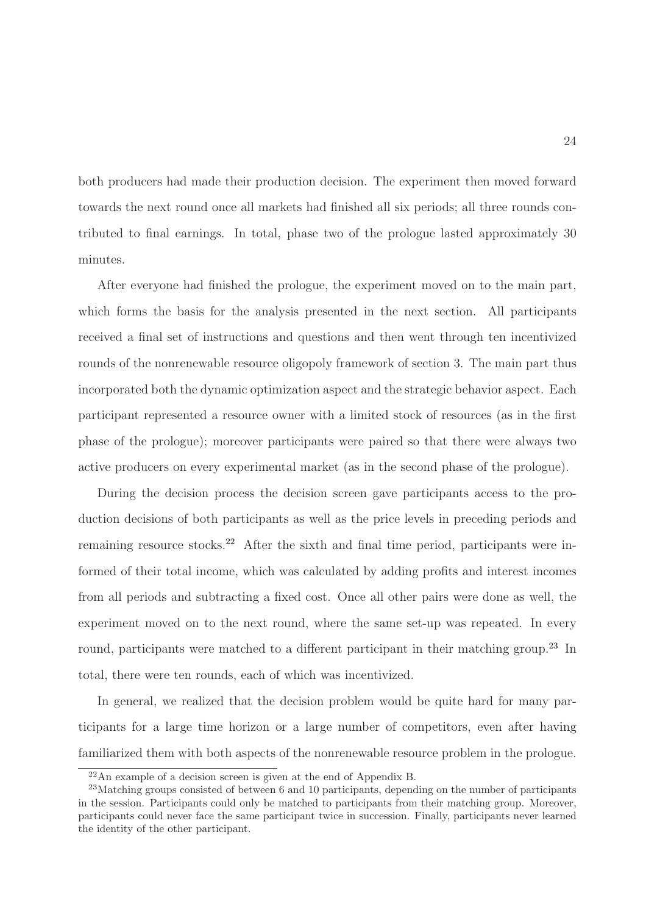both producers had made their production decision. The experiment then moved forward towards the next round once all markets had finished all six periods; all three rounds contributed to final earnings. In total, phase two of the prologue lasted approximately 30 minutes.

After everyone had finished the prologue, the experiment moved on to the main part, which forms the basis for the analysis presented in the next section. All participants received a final set of instructions and questions and then went through ten incentivized rounds of the nonrenewable resource oligopoly framework of section 3. The main part thus incorporated both the dynamic optimization aspect and the strategic behavior aspect. Each participant represented a resource owner with a limited stock of resources (as in the first phase of the prologue); moreover participants were paired so that there were always two active producers on every experimental market (as in the second phase of the prologue).

During the decision process the decision screen gave participants access to the production decisions of both participants as well as the price levels in preceding periods and remaining resource stocks.[22] After the sixth and final time period, participants were informed of their total income, which was calculated by adding profits and interest incomes from all periods and subtracting a fixed cost. Once all other pairs were done as well, the experiment moved on to the next round, where the same set-up was repeated. In every round, participants were matched to a different participant in their matching group.[23] In total, there were ten rounds, each of which was incentivized.

In general, we realized that the decision problem would be quite hard for many participants for a large time horizon or a large number of competitors, even after having familiarized them with both aspects of the nonrenewable resource problem in the prologue.

[22] An example of a decision screen is given at the end of Appendix B.

[23] Matching groups consisted of between 6 and 10 participants, depending on the number of participants in the session. Participants could only be matched to participants from their matching group. Moreover, participants could never face the same participant twice in succession. Finally, participants never learned the identity of the other participant.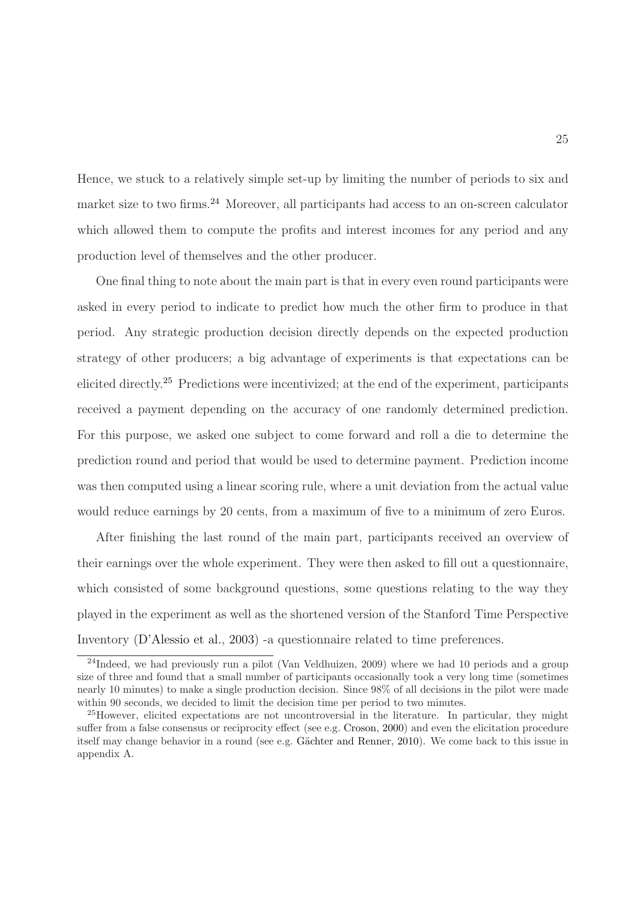Hence, we stuck to a relatively simple set-up by limiting the number of periods to six and market size to two firms.[24] Moreover, all participants had access to an on-screen calculator which allowed them to compute the profits and interest incomes for any period and any production level of themselves and the other producer.

One final thing to note about the main part is that in every even round participants were asked in every period to indicate to predict how much the other firm to produce in that period. Any strategic production decision directly depends on the expected production strategy of other producers; a big advantage of experiments is that expectations can be elicited directly.[25] Predictions were incentivized; at the end of the experiment, participants received a payment depending on the accuracy of one randomly determined prediction. For this purpose, we asked one subject to come forward and roll a die to determine the prediction round and period that would be used to determine payment. Prediction income was then computed using a linear scoring rule, where a unit deviation from the actual value would reduce earnings by 20 cents, from a maximum of five to a minimum of zero Euros.

After finishing the last round of the main part, participants received an overview of their earnings over the whole experiment. They were then asked to fill out a questionnaire, which consisted of some background questions, some questions relating to the way they played in the experiment as well as the shortened version of the Stanford Time Perspective Inventory (D'Alessio et al., 2003) -a questionnaire related to time preferences.

[24] Indeed, we had previously run a pilot (Van Veldhuizen, 2009) where we had 10 periods and a group size of three and found that a small number of participants occasionally took a very long time (sometimes nearly 10 minutes) to make a single production decision. Since 98% of all decisions in the pilot were made within 90 seconds, we decided to limit the decision time per period to two minutes.

[25] However, elicited expectations are not uncontroversial in the literature. In particular, they might suffer from a false consensus or reciprocity effect (see e.g. Croson, 2000) and even the elicitation procedure itself may change behavior in a round (see e.g. Gächter and Renner, 2010). We come back to this issue in appendix A.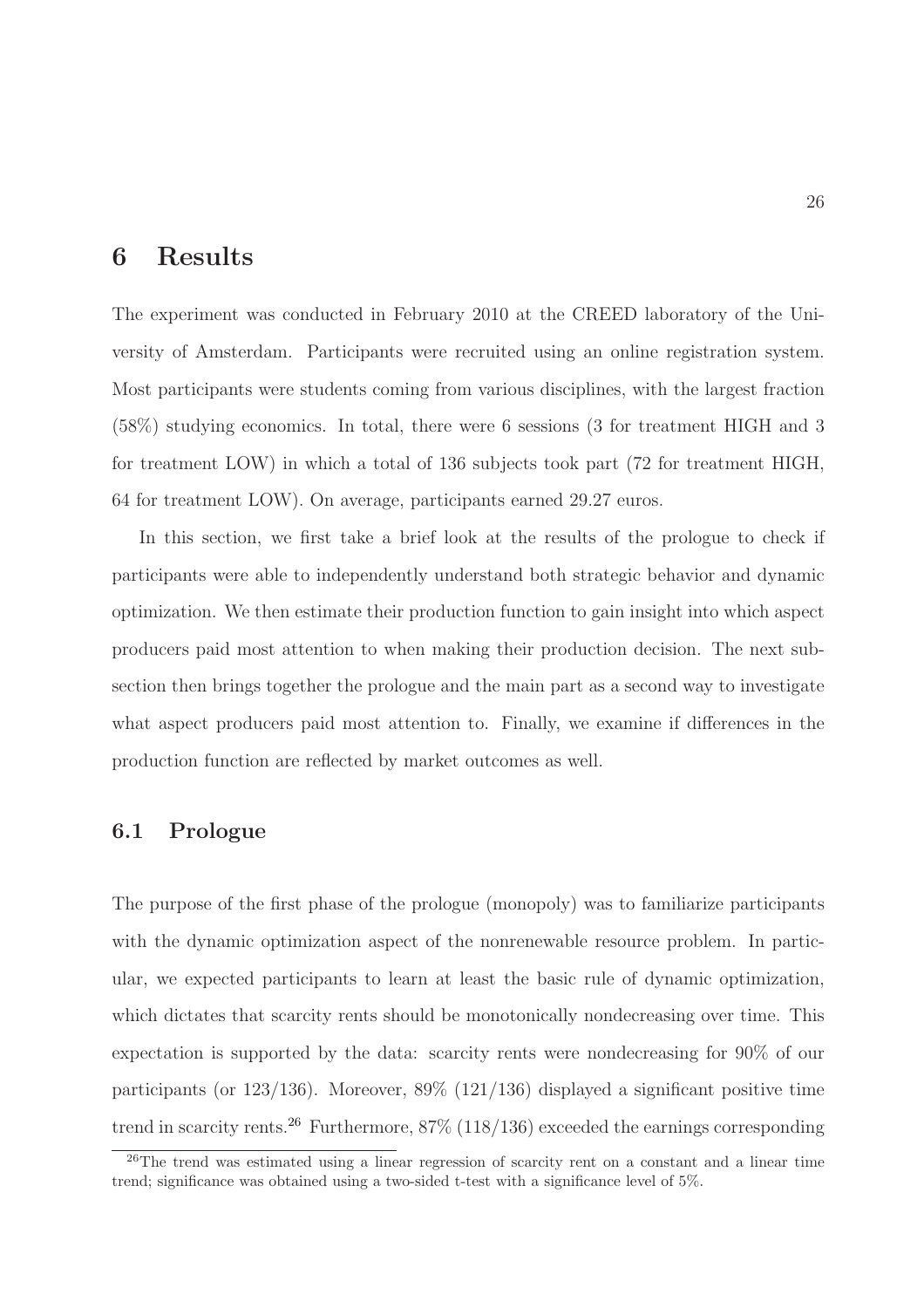# 6 Results

The experiment was conducted in February 2010 at the CREED laboratory of the University of Amsterdam. Participants were recruited using an online registration system. Most participants were students coming from various disciplines, with the largest fraction (58%) studying economics. In total, there were 6 sessions (3 for treatment HIGH and 3 for treatment LOW) in which a total of 136 subjects took part (72 for treatment HIGH, 64 for treatment LOW). On average, participants earned 29.27 euros.

In this section, we first take a brief look at the results of the prologue to check if participants were able to independently understand both strategic behavior and dynamic optimization. We then estimate their production function to gain insight into which aspect producers paid most attention to when making their production decision. The next subsection then brings together the prologue and the main part as a second way to investigate what aspect producers paid most attention to. Finally, we examine if differences in the production function are reflected by market outcomes as well.

## 6.1 Prologue

The purpose of the first phase of the prologue (monopoly) was to familiarize participants with the dynamic optimization aspect of the nonrenewable resource problem. In particular, we expected participants to learn at least the basic rule of dynamic optimization, which dictates that scarcity rents should be monotonically nondecreasing over time. This expectation is supported by the data: scarcity rents were nondecreasing for 90% of our participants (or 123/136). Moreover, 89% (121/136) displayed a significant positive time trend in scarcity rents.[26] Furthermore, 87% (118/136) exceeded the earnings corresponding

[26]The trend was estimated using a linear regression of scarcity rent on a constant and a linear time trend; significance was obtained using a two-sided t-test with a significance level of 5%.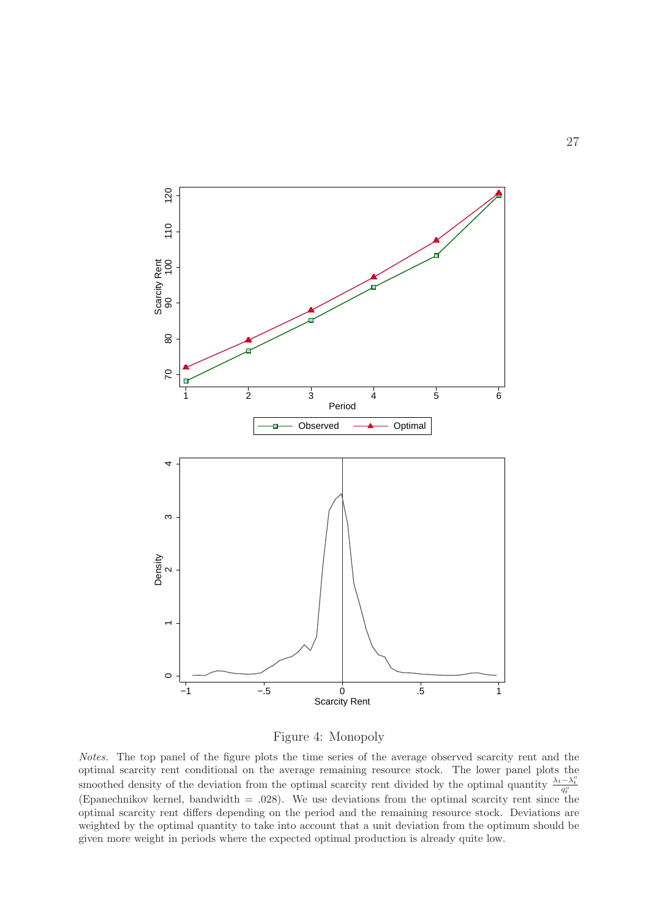Figure 4: Monopoly

*Notes.* The top panel of the figure plots the time series of the average observed scarcity rent and the optimal scarcity rent conditional on the average remaining resource stock. The lower panel plots the smoothed density of the deviation from the optimal scarcity rent divided by the optimal quantity $\frac{\lambda_t - \lambda_t^o}{q_t^o}$ (Epanechnikov kernel, bandwidth = .028). We use deviations from the optimal scarcity rent since the optimal scarcity rent differs depending on the period and the remaining resource stock. Deviations are weighted by the optimal quantity to take into account that a unit deviation from the optimum should be given more weight in periods where the expected optimal production is already quite low.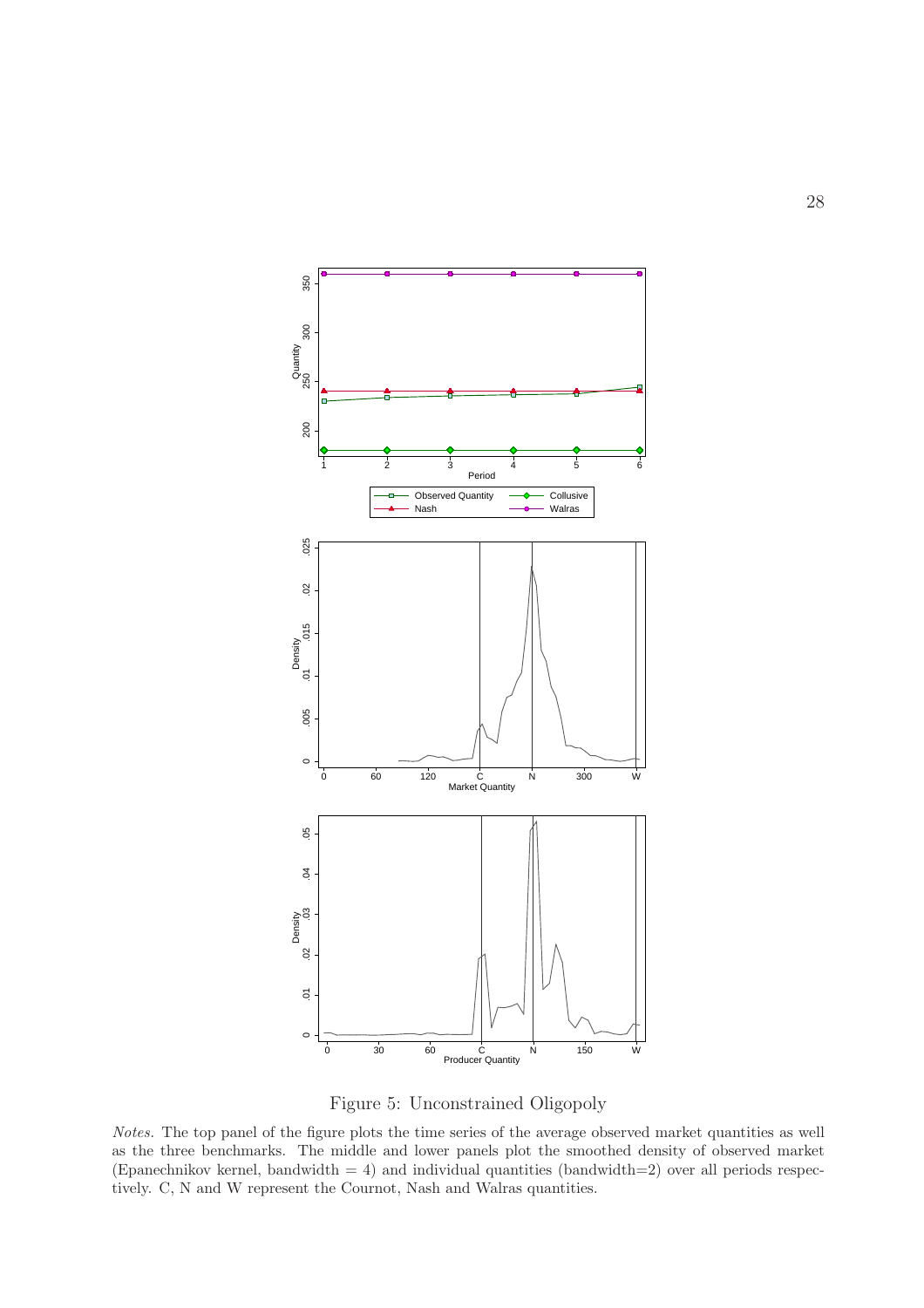Figure 5: Unconstrained Oligopoly

*Notes.* The top panel of the figure plots the time series of the average observed market quantities as well as the three benchmarks. The middle and lower panels plot the smoothed density of observed market (Epanechnikov kernel, bandwidth = 4) and individual quantities (bandwidth=2) over all periods respectively. C, N and W represent the Cournot, Nash and Walras quantities.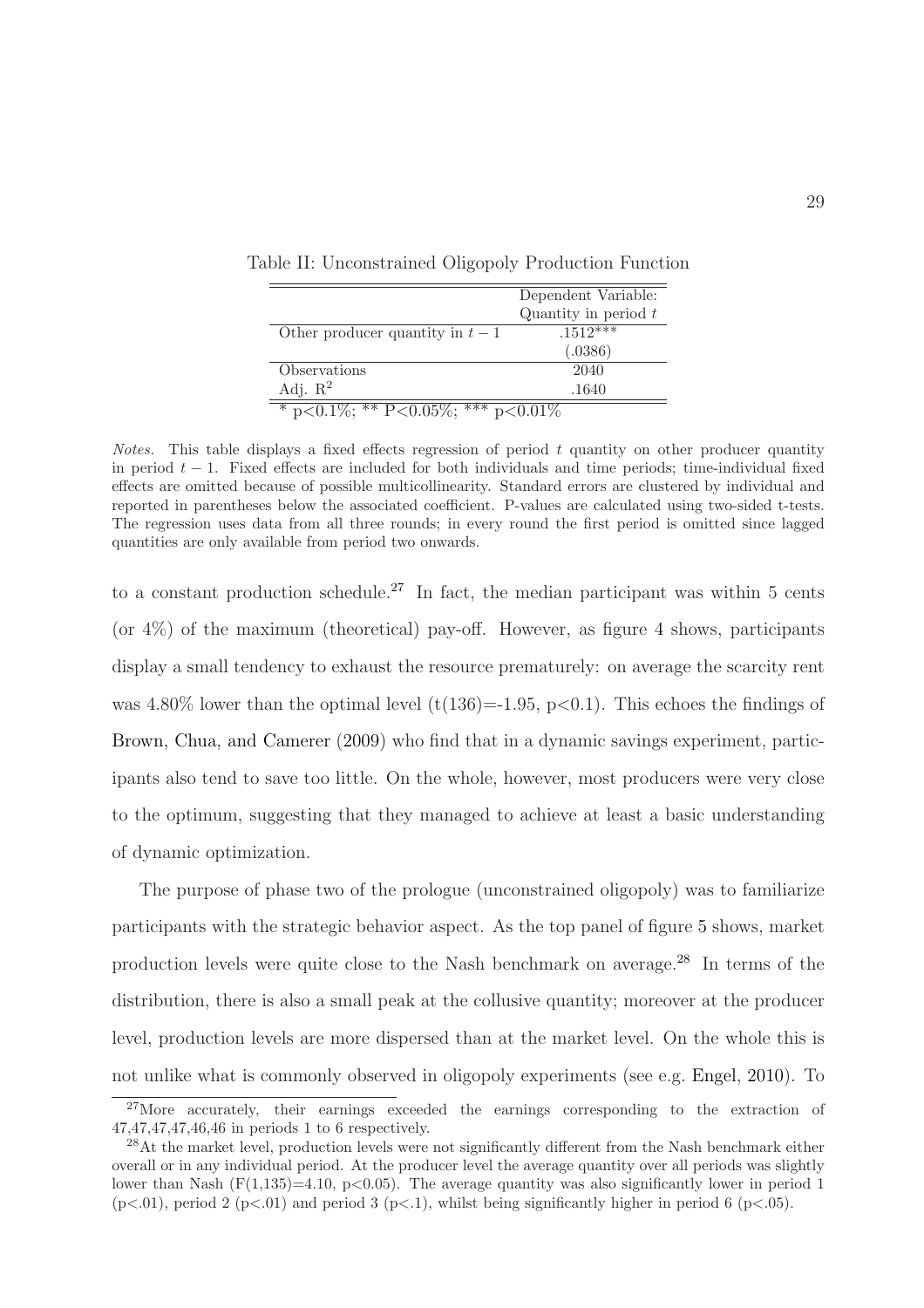Table II: Unconstrained Oligopoly Production Function

| | Dependent Variable: Quantity in period $t$ |
|---|---|
| Other producer quantity in $t-1$ | .1512*** |
| | (.0386) |
| Observations | 2040 |
| Adj. $R^2$ | .1640 |

* p<0.1%; ** P<0.05%; *** p<0.01%

*Notes.* This table displays a fixed effects regression of period $t$ quantity on other producer quantity in period $t-1$. Fixed effects are included for both individuals and time periods; time-individual fixed effects are omitted because of possible multicollinearity. Standard errors are clustered by individual and reported in parentheses below the associated coefficient. P-values are calculated using two-sided t-tests. The regression uses data from all three rounds; in every round the first period is omitted since lagged quantities are only available from period two onwards.

to a constant production schedule.[27] In fact, the median participant was within 5 cents (or 4%) of the maximum (theoretical) pay-off. However, as figure 4 shows, participants display a small tendency to exhaust the resource prematurely: on average the scarcity rent was 4.80% lower than the optimal level ($t(136)=-1.95$, $p<0.1$). This echoes the findings of Brown, Chua, and Camerer (2009) who find that in a dynamic savings experiment, participants also tend to save too little. On the whole, however, most producers were very close to the optimum, suggesting that they managed to achieve at least a basic understanding of dynamic optimization.

The purpose of phase two of the prologue (unconstrained oligopoly) was to familiarize participants with the strategic behavior aspect. As the top panel of figure 5 shows, market production levels were quite close to the Nash benchmark on average.[28] In terms of the distribution, there is also a small peak at the collusive quantity; moreover at the producer level, production levels are more dispersed than at the market level. On the whole this is not unlike what is commonly observed in oligopoly experiments (see e.g. Engel, 2010). To

[27] More accurately, their earnings exceeded the earnings corresponding to the extraction of 47,47,47,47,46,46 in periods 1 to 6 respectively.

[28] At the market level, production levels were not significantly different from the Nash benchmark either overall or in any individual period. At the producer level the average quantity over all periods was slightly lower than Nash ($F(1,135)=4.10$, $p<0.05$). The average quantity was also significantly lower in period 1 ($p<.01$), period 2 ($p<.01$) and period 3 ($p<.1$), whilst being significantly higher in period 6 ($p<.05$).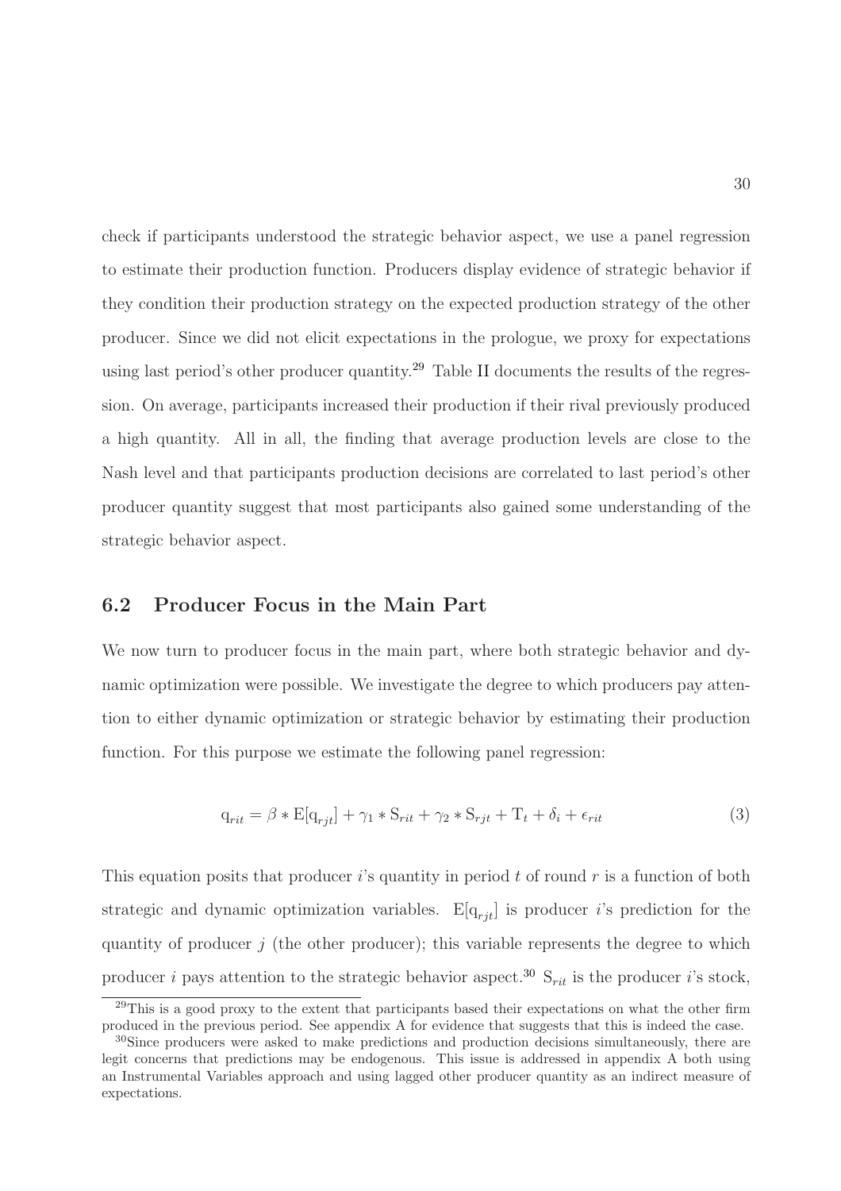check if participants understood the strategic behavior aspect, we use a panel regression to estimate their production function. Producers display evidence of strategic behavior if they condition their production strategy on the expected production strategy of the other producer. Since we did not elicit expectations in the prologue, we proxy for expectations using last period's other producer quantity.[29] Table II documents the results of the regression. On average, participants increased their production if their rival previously produced a high quantity. All in all, the finding that average production levels are close to the Nash level and that participants production decisions are correlated to last period's other producer quantity suggest that most participants also gained some understanding of the strategic behavior aspect.

## 6.2 Producer Focus in the Main Part

We now turn to producer focus in the main part, where both strategic behavior and dynamic optimization were possible. We investigate the degree to which producers pay attention to either dynamic optimization or strategic behavior by estimating their production function. For this purpose we estimate the following panel regression:

$$\mathrm{q}_{rit} = \beta * \mathrm{E}[\mathrm{q}_{rjt}] + \gamma_1 * \mathrm{S}_{rit} + \gamma_2 * \mathrm{S}_{rjt} + \mathrm{T}_t + \delta_i + \epsilon_{rit} \tag{3}$$

This equation posits that producer $i$'s quantity in period $t$ of round $r$ is a function of both strategic and dynamic optimization variables. $\mathrm{E}[\mathrm{q}_{rjt}]$ is producer $i$'s prediction for the quantity of producer $j$ (the other producer); this variable represents the degree to which producer $i$ pays attention to the strategic behavior aspect.[30] $\mathrm{S}_{rit}$ is the producer $i$'s stock,

---

[29] This is a good proxy to the extent that participants based their expectations on what the other firm produced in the previous period. See appendix A for evidence that suggests that this is indeed the case.

[30] Since producers were asked to make predictions and production decisions simultaneously, there are legit concerns that predictions may be endogenous. This issue is addressed in appendix A both using an Instrumental Variables approach and using lagged other producer quantity as an indirect measure of expectations.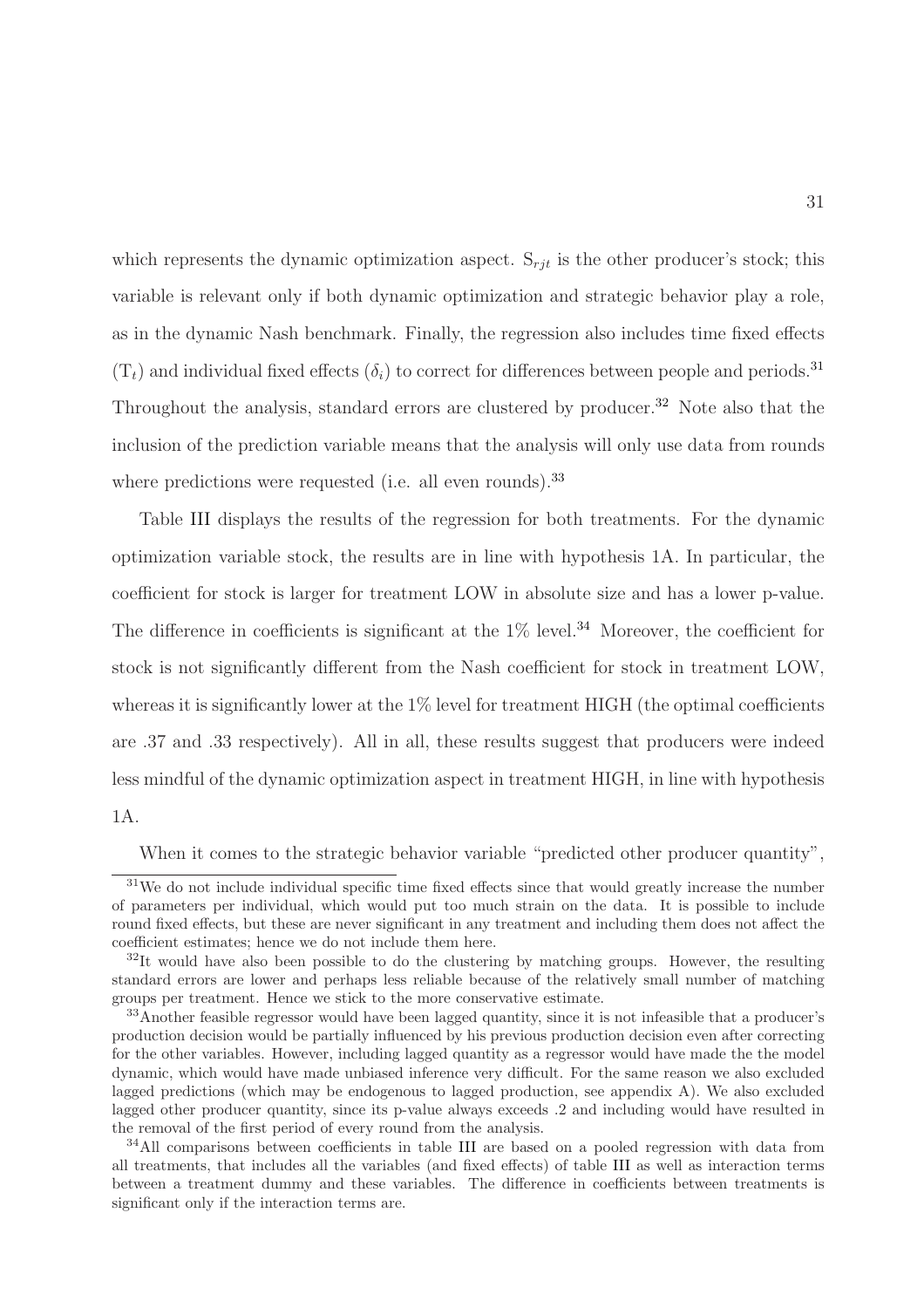which represents the dynamic optimization aspect. $S_{rjt}$ is the other producer's stock; this variable is relevant only if both dynamic optimization and strategic behavior play a role, as in the dynamic Nash benchmark. Finally, the regression also includes time fixed effects ($T_t$) and individual fixed effects ($\delta_i$) to correct for differences between people and periods.[31] Throughout the analysis, standard errors are clustered by producer.[32] Note also that the inclusion of the prediction variable means that the analysis will only use data from rounds where predictions were requested (i.e. all even rounds).[33]

Table III displays the results of the regression for both treatments. For the dynamic optimization variable stock, the results are in line with hypothesis 1A. In particular, the coefficient for stock is larger for treatment LOW in absolute size and has a lower p-value. The difference in coefficients is significant at the 1% level.[34] Moreover, the coefficient for stock is not significantly different from the Nash coefficient for stock in treatment LOW, whereas it is significantly lower at the 1% level for treatment HIGH (the optimal coefficients are .37 and .33 respectively). All in all, these results suggest that producers were indeed less mindful of the dynamic optimization aspect in treatment HIGH, in line with hypothesis 1A.

When it comes to the strategic behavior variable "predicted other producer quantity",

[31] We do not include individual specific time fixed effects since that would greatly increase the number of parameters per individual, which would put too much strain on the data. It is possible to include round fixed effects, but these are never significant in any treatment and including them does not affect the coefficient estimates; hence we do not include them here.

[32] It would have also been possible to do the clustering by matching groups. However, the resulting standard errors are lower and perhaps less reliable because of the relatively small number of matching groups per treatment. Hence we stick to the more conservative estimate.

[33] Another feasible regressor would have been lagged quantity, since it is not infeasible that a producer's production decision would be partially influenced by his previous production decision even after correcting for the other variables. However, including lagged quantity as a regressor would have made the the model dynamic, which would have made unbiased inference very difficult. For the same reason we also excluded lagged predictions (which may be endogenous to lagged production, see appendix A). We also excluded lagged other producer quantity, since its p-value always exceeds .2 and including would have resulted in the removal of the first period of every round from the analysis.

[34] All comparisons between coefficients in table III are based on a pooled regression with data from all treatments, that includes all the variables (and fixed effects) of table III as well as interaction terms between a treatment dummy and these variables. The difference in coefficients between treatments is significant only if the interaction terms are.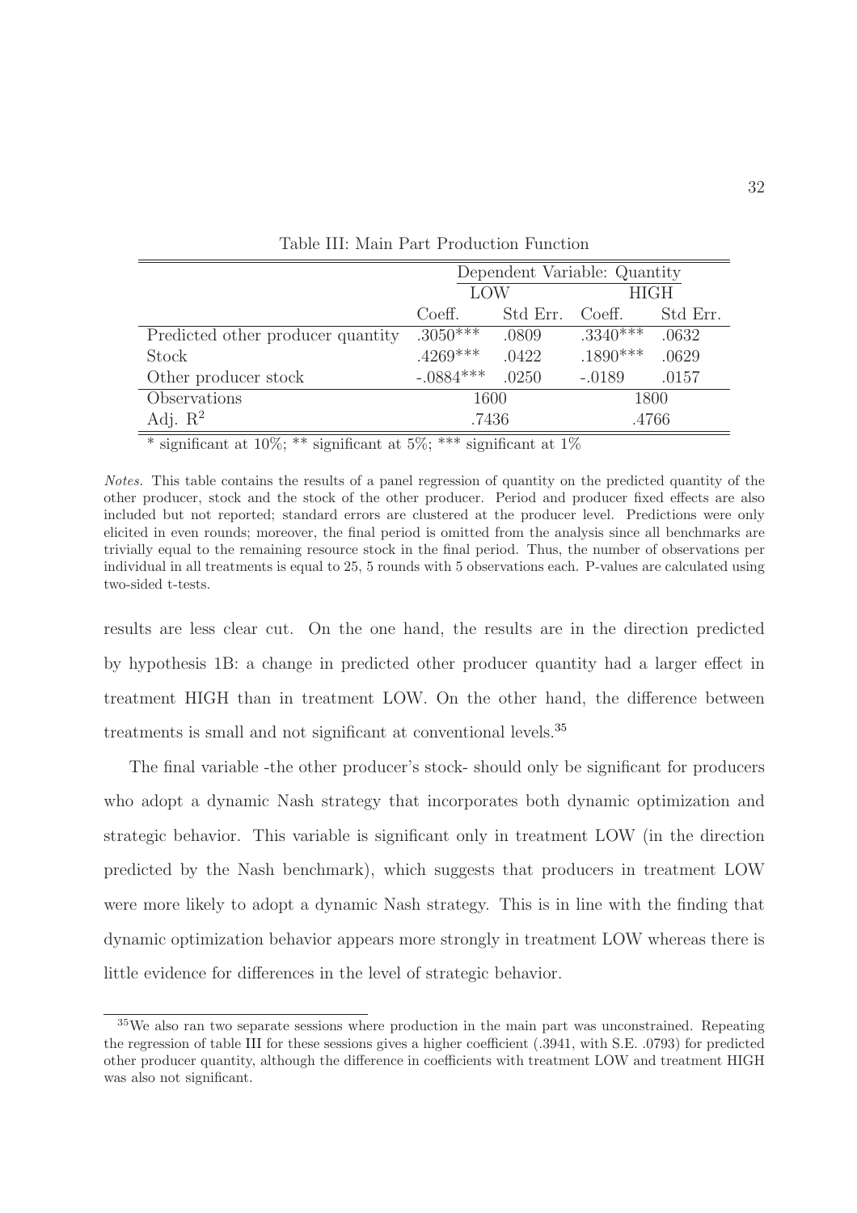Table III: Main Part Production Function

| | Dependent Variable: Quantity | | | |
|---|---|---|---|---|
| | LOW | | HIGH | |
| | Coeff. | Std Err. | Coeff. | Std Err. |
| Predicted other producer quantity | .3050*** | .0809 | .3340*** | .0632 |
| Stock | .4269*** | .0422 | .1890*** | .0629 |
| Other producer stock | -.0884*** | .0250 | -.0189 | .0157 |
| Observations | 1600 | | 1800 | |
| Adj. $R^2$ | .7436 | | .4766 | |

\* significant at 10%; ** significant at 5%; *** significant at 1%

*Notes.* This table contains the results of a panel regression of quantity on the predicted quantity of the other producer, stock and the stock of the other producer. Period and producer fixed effects are also included but not reported; standard errors are clustered at the producer level. Predictions were only elicited in even rounds; moreover, the final period is omitted from the analysis since all benchmarks are trivially equal to the remaining resource stock in the final period. Thus, the number of observations per individual in all treatments is equal to 25, 5 rounds with 5 observations each. P-values are calculated using two-sided t-tests.

results are less clear cut. On the one hand, the results are in the direction predicted by hypothesis 1B: a change in predicted other producer quantity had a larger effect in treatment HIGH than in treatment LOW. On the other hand, the difference between treatments is small and not significant at conventional levels.[35]

The final variable -the other producer's stock- should only be significant for producers who adopt a dynamic Nash strategy that incorporates both dynamic optimization and strategic behavior. This variable is significant only in treatment LOW (in the direction predicted by the Nash benchmark), which suggests that producers in treatment LOW were more likely to adopt a dynamic Nash strategy. This is in line with the finding that dynamic optimization behavior appears more strongly in treatment LOW whereas there is little evidence for differences in the level of strategic behavior.

[35] We also ran two separate sessions where production in the main part was unconstrained. Repeating the regression of table III for these sessions gives a higher coefficient (.3941, with S.E. .0793) for predicted other producer quantity, although the difference in coefficients with treatment LOW and treatment HIGH was also not significant.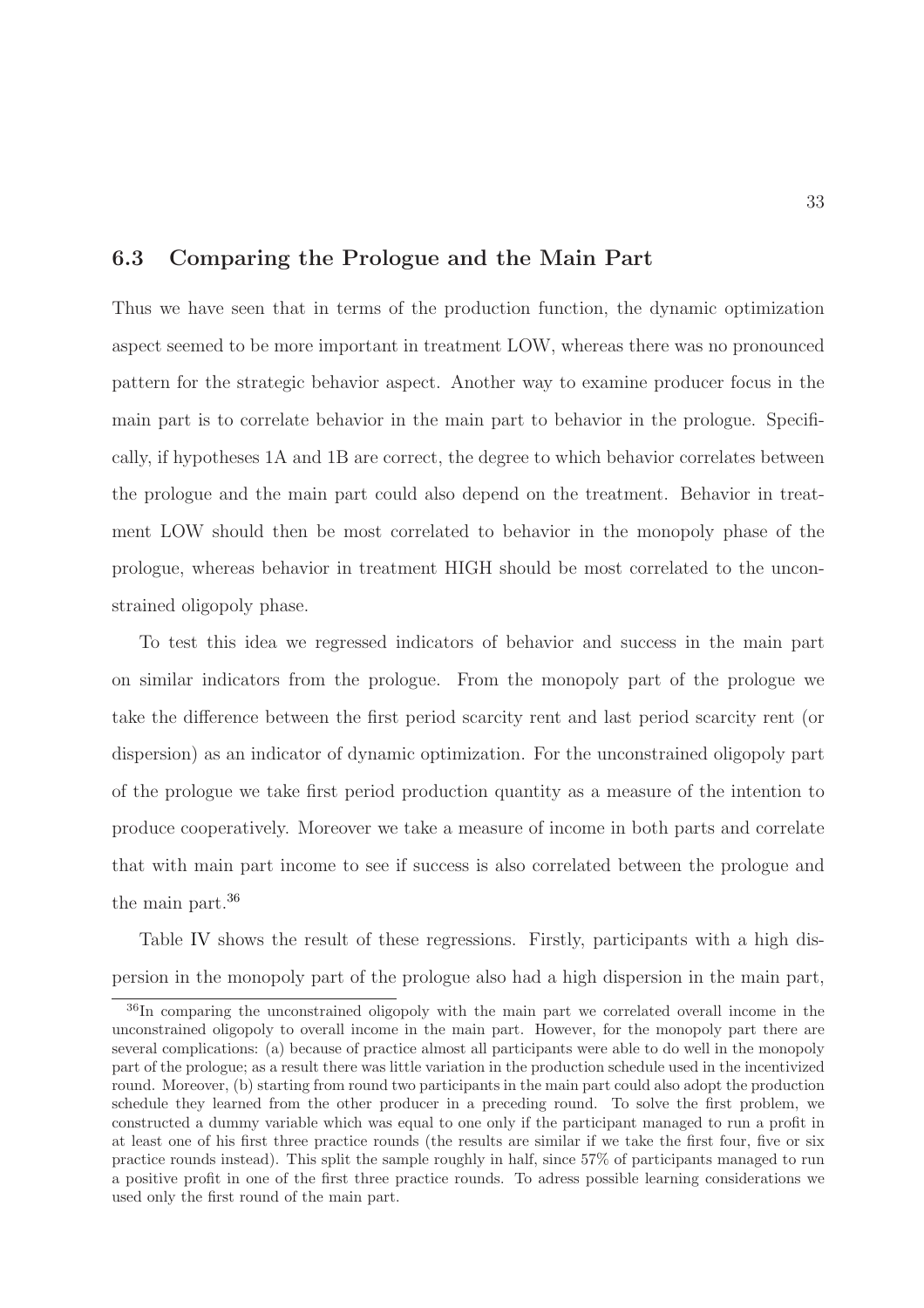## 6.3 Comparing the Prologue and the Main Part

Thus we have seen that in terms of the production function, the dynamic optimization aspect seemed to be more important in treatment LOW, whereas there was no pronounced pattern for the strategic behavior aspect. Another way to examine producer focus in the main part is to correlate behavior in the main part to behavior in the prologue. Specifically, if hypotheses 1A and 1B are correct, the degree to which behavior correlates between the prologue and the main part could also depend on the treatment. Behavior in treatment LOW should then be most correlated to behavior in the monopoly phase of the prologue, whereas behavior in treatment HIGH should be most correlated to the unconstrained oligopoly phase.

To test this idea we regressed indicators of behavior and success in the main part on similar indicators from the prologue. From the monopoly part of the prologue we take the difference between the first period scarcity rent and last period scarcity rent (or dispersion) as an indicator of dynamic optimization. For the unconstrained oligopoly part of the prologue we take first period production quantity as a measure of the intention to produce cooperatively. Moreover we take a measure of income in both parts and correlate that with main part income to see if success is also correlated between the prologue and the main part.[36]

Table IV shows the result of these regressions. Firstly, participants with a high dispersion in the monopoly part of the prologue also had a high dispersion in the main part,

[36]In comparing the unconstrained oligopoly with the main part we correlated overall income in the unconstrained oligopoly to overall income in the main part. However, for the monopoly part there are several complications: (a) because of practice almost all participants were able to do well in the monopoly part of the prologue; as a result there was little variation in the production schedule used in the incentivized round. Moreover, (b) starting from round two participants in the main part could also adopt the production schedule they learned from the other producer in a preceding round. To solve the first problem, we constructed a dummy variable which was equal to one only if the participant managed to run a profit in at least one of his first three practice rounds (the results are similar if we take the first four, five or six practice rounds instead). This split the sample roughly in half, since 57% of participants managed to run a positive profit in one of the first three practice rounds. To adress possible learning considerations we used only the first round of the main part.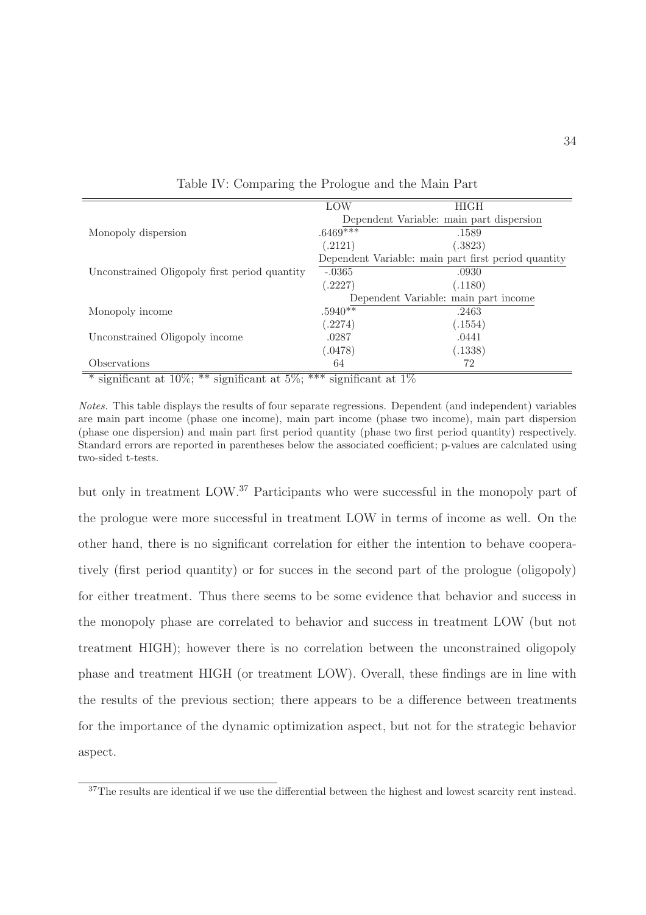Table IV: Comparing the Prologue and the Main Part

| | LOW | HIGH |
|---|---|---|
| | Dependent Variable: main part dispersion | |
| Monopoly dispersion | .6469*** | .1589 |
| | (.2121) | (.3823) |
| | Dependent Variable: main part first period quantity | |
| Unconstrained Oligopoly first period quantity | -.0365 | .0930 |
| | (.2227) | (.1180) |
| | Dependent Variable: main part income | |
| Monopoly income | .5940** | .2463 |
| | (.2274) | (.1554) |
| Unconstrained Oligopoly income | .0287 | .0441 |
| | (.0478) | (.1338) |
| Observations | 64 | 72 |

* significant at 10%; ** significant at 5%; *** significant at 1%

*Notes.* This table displays the results of four separate regressions. Dependent (and independent) variables are main part income (phase one income), main part income (phase two income), main part dispersion (phase one dispersion) and main part first period quantity (phase two first period quantity) respectively. Standard errors are reported in parentheses below the associated coefficient; p-values are calculated using two-sided t-tests.

but only in treatment LOW.[37] Participants who were successful in the monopoly part of the prologue were more successful in treatment LOW in terms of income as well. On the other hand, there is no significant correlation for either the intention to behave cooperatively (first period quantity) or for succes in the second part of the prologue (oligopoly) for either treatment. Thus there seems to be some evidence that behavior and success in the monopoly phase are correlated to behavior and success in treatment LOW (but not treatment HIGH); however there is no correlation between the unconstrained oligopoly phase and treatment HIGH (or treatment LOW). Overall, these findings are in line with the results of the previous section; there appears to be a difference between treatments for the importance of the dynamic optimization aspect, but not for the strategic behavior aspect.

[37] The results are identical if we use the differential between the highest and lowest scarcity rent instead.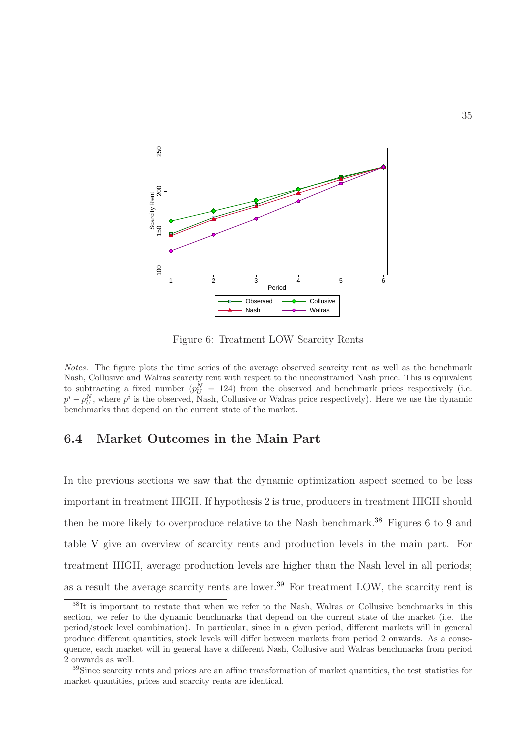Figure 6: Treatment LOW Scarcity Rents

*Notes.* The figure plots the time series of the average observed scarcity rent as well as the benchmark Nash, Collusive and Walras scarcity rent with respect to the unconstrained Nash price. This is equivalent to subtracting a fixed number ($p_U^N = 124$) from the observed and benchmark prices respectively (i.e. $p^i - p_U^N$, where $p^i$ is the observed, Nash, Collusive or Walras price respectively). Here we use the dynamic benchmarks that depend on the current state of the market.

## 6.4 Market Outcomes in the Main Part

In the previous sections we saw that the dynamic optimization aspect seemed to be less important in treatment HIGH. If hypothesis 2 is true, producers in treatment HIGH should then be more likely to overproduce relative to the Nash benchmark.[38] Figures 6 to 9 and table V give an overview of scarcity rents and production levels in the main part. For treatment HIGH, average production levels are higher than the Nash level in all periods; as a result the average scarcity rents are lower.[39] For treatment LOW, the scarcity rent is

[38] It is important to restate that when we refer to the Nash, Walras or Collusive benchmarks in this section, we refer to the dynamic benchmarks that depend on the current state of the market (i.e. the period/stock level combination). In particular, since in a given period, different markets will in general produce different quantities, stock levels will differ between markets from period 2 onwards. As a consequence, each market will in general have a different Nash, Collusive and Walras benchmarks from period 2 onwards as well.

[39] Since scarcity rents and prices are an affine transformation of market quantities, the test statistics for market quantities, prices and scarcity rents are identical.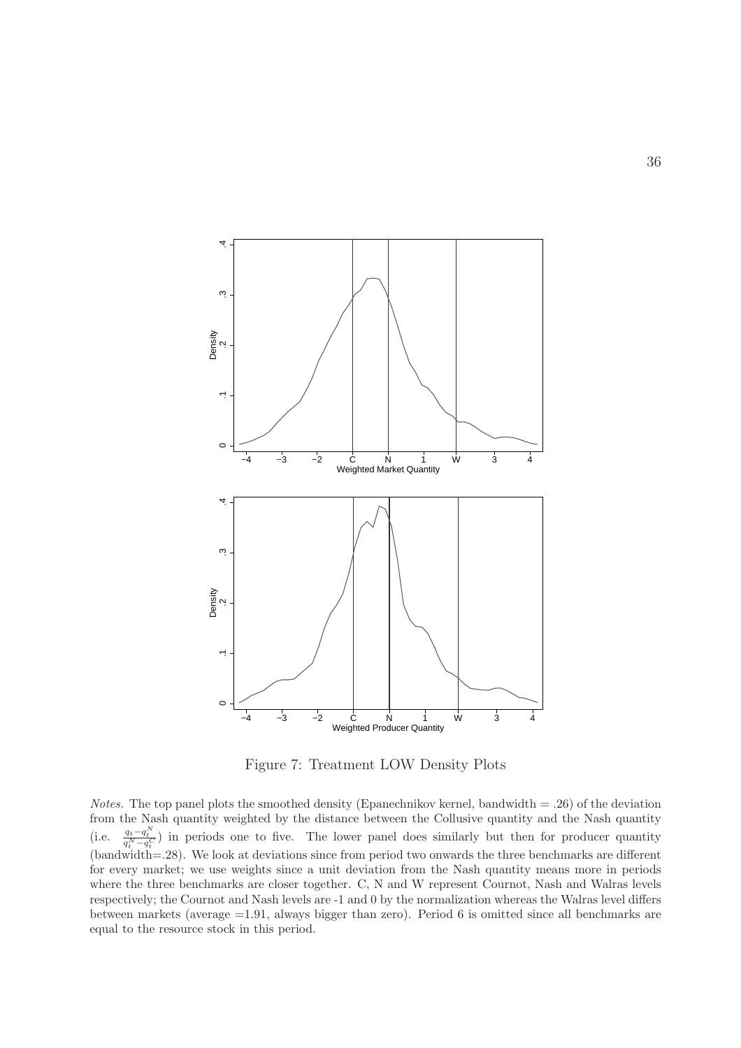Figure 7: Treatment LOW Density Plots

*Notes.* The top panel plots the smoothed density (Epanechnikov kernel, bandwidth = .26) of the deviation from the Nash quantity weighted by the distance between the Collusive quantity and the Nash quantity (i.e. $\frac{q_t - q_t^N}{q_t^N - q_t^C}$) in periods one to five. The lower panel does similarly but then for producer quantity (bandwidth=.28). We look at deviations since from period two onwards the three benchmarks are different for every market; we use weights since a unit deviation from the Nash quantity means more in periods where the three benchmarks are closer together. C, N and W represent Cournot, Nash and Walras levels respectively; the Cournot and Nash levels are -1 and 0 by the normalization whereas the Walras level differs between markets (average =1.91, always bigger than zero). Period 6 is omitted since all benchmarks are equal to the resource stock in this period.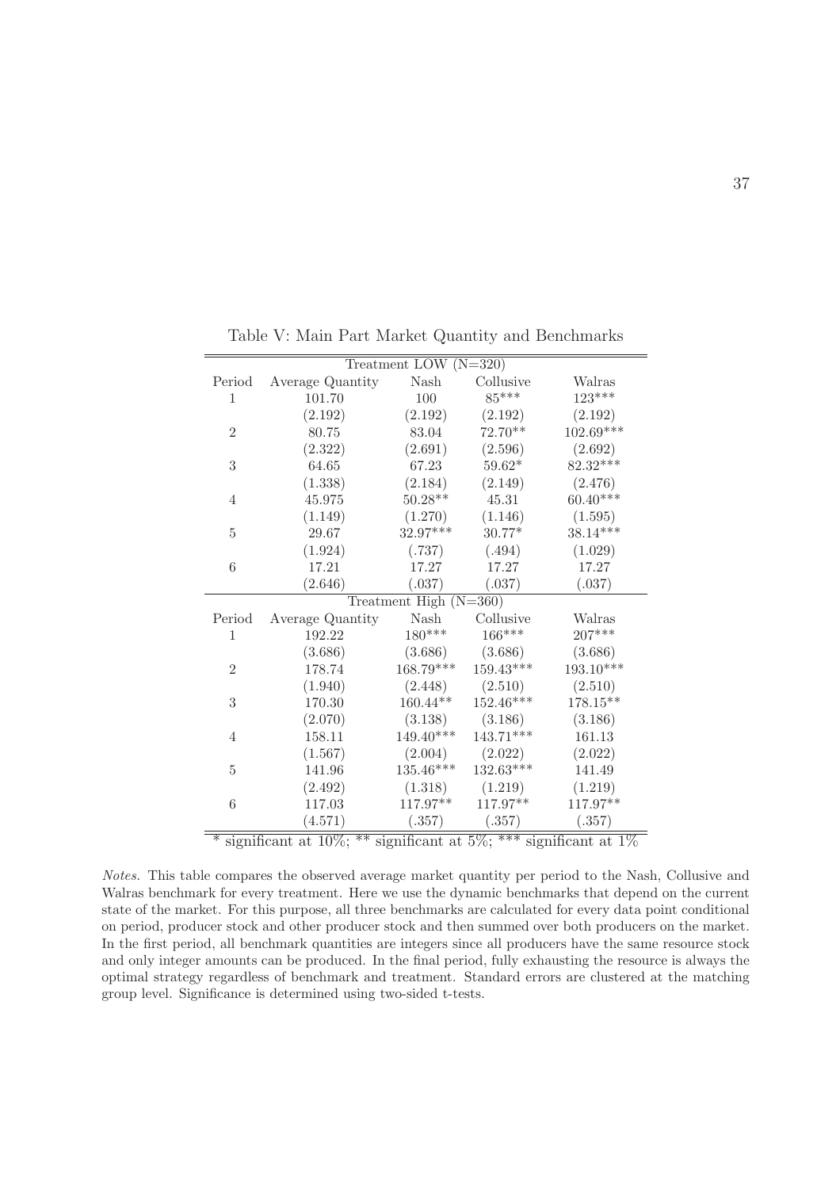Table V: Main Part Market Quantity and Benchmarks

| Period | Average Quantity | Nash | Collusive | Walras |
|---|---|---|---|---|
| Treatment LOW (N=320) | | | | |
| 1 | 101.70 | 100 | 85*** | 123*** |
| | (2.192) | (2.192) | (2.192) | (2.192) |
| 2 | 80.75 | 83.04 | 72.70** | 102.69*** |
| | (2.322) | (2.691) | (2.596) | (2.692) |
| 3 | 64.65 | 67.23 | 59.62* | 82.32*** |
| | (1.338) | (2.184) | (2.149) | (2.476) |
| 4 | 45.975 | 50.28** | 45.31 | 60.40*** |
| | (1.149) | (1.270) | (1.146) | (1.595) |
| 5 | 29.67 | 32.97*** | 30.77* | 38.14*** |
| | (1.924) | (.737) | (.494) | (1.029) |
| 6 | 17.21 | 17.27 | 17.27 | 17.27 |
| | (2.646) | (.037) | (.037) | (.037) |
| Treatment High (N=360) | | | | |
| Period | Average Quantity | Nash | Collusive | Walras |
| 1 | 192.22 | 180*** | 166*** | 207*** |
| | (3.686) | (3.686) | (3.686) | (3.686) |
| 2 | 178.74 | 168.79*** | 159.43*** | 193.10*** |
| | (1.940) | (2.448) | (2.510) | (2.510) |
| 3 | 170.30 | 160.44** | 152.46*** | 178.15** |
| | (2.070) | (3.138) | (3.186) | (3.186) |
| 4 | 158.11 | 149.40*** | 143.71*** | 161.13 |
| | (1.567) | (2.004) | (2.022) | (2.022) |
| 5 | 141.96 | 135.46*** | 132.63*** | 141.49 |
| | (2.492) | (1.318) | (1.219) | (1.219) |
| 6 | 117.03 | 117.97** | 117.97** | 117.97** |
| | (4.571) | (.357) | (.357) | (.357) |

\* significant at 10%; ** significant at 5%; *** significant at 1%

*Notes.* This table compares the observed average market quantity per period to the Nash, Collusive and Walras benchmark for every treatment. Here we use the dynamic benchmarks that depend on the current state of the market. For this purpose, all three benchmarks are calculated for every data point conditional on period, producer stock and other producer stock and then summed over both producers on the market. In the first period, all benchmark quantities are integers since all producers have the same resource stock and only integer amounts can be produced. In the final period, fully exhausting the resource is always the optimal strategy regardless of benchmark and treatment. Standard errors are clustered at the matching group level. Significance is determined using two-sided t-tests.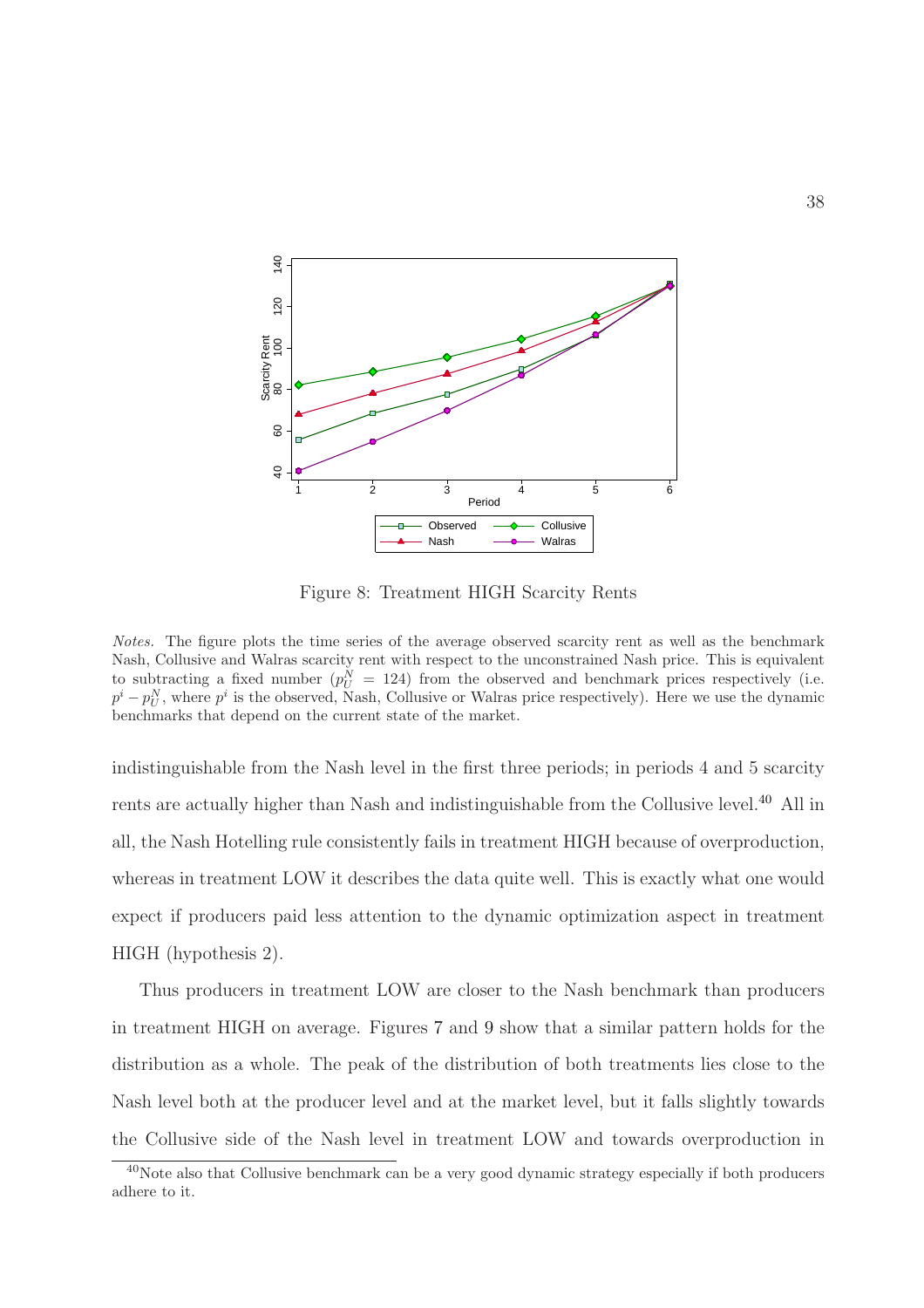Figure 8: Treatment HIGH Scarcity Rents

*Notes.* The figure plots the time series of the average observed scarcity rent as well as the benchmark Nash, Collusive and Walras scarcity rent with respect to the unconstrained Nash price. This is equivalent to subtracting a fixed number ($p_U^N = 124$) from the observed and benchmark prices respectively (i.e. $p^i - p_U^N$, where $p^i$ is the observed, Nash, Collusive or Walras price respectively). Here we use the dynamic benchmarks that depend on the current state of the market.

indistinguishable from the Nash level in the first three periods; in periods 4 and 5 scarcity rents are actually higher than Nash and indistinguishable from the Collusive level.[40] All in all, the Nash Hotelling rule consistently fails in treatment HIGH because of overproduction, whereas in treatment LOW it describes the data quite well. This is exactly what one would expect if producers paid less attention to the dynamic optimization aspect in treatment HIGH (hypothesis 2).

Thus producers in treatment LOW are closer to the Nash benchmark than producers in treatment HIGH on average. Figures 7 and 9 show that a similar pattern holds for the distribution as a whole. The peak of the distribution of both treatments lies close to the Nash level both at the producer level and at the market level, but it falls slightly towards the Collusive side of the Nash level in treatment LOW and towards overproduction in

[40] Note also that Collusive benchmark can be a very good dynamic strategy especially if both producers adhere to it.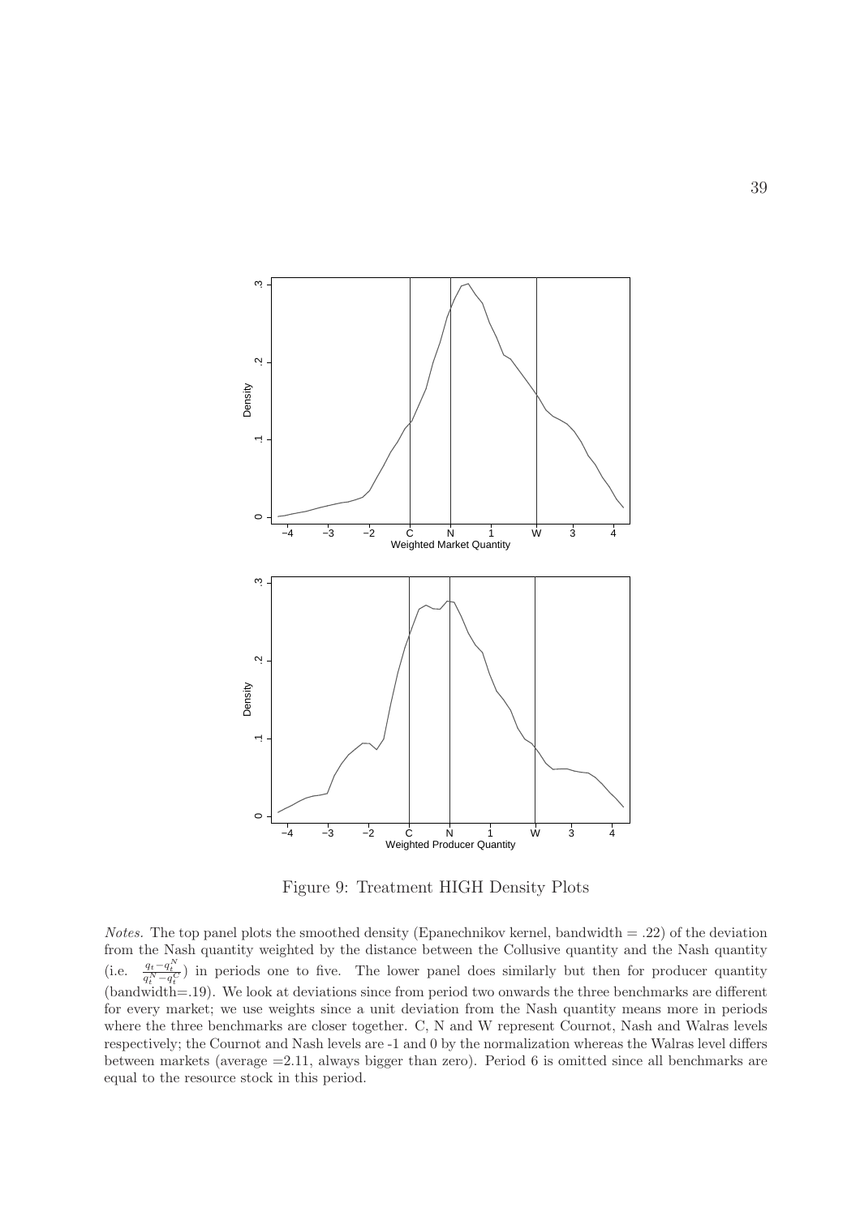Figure 9: Treatment HIGH Density Plots

*Notes.* The top panel plots the smoothed density (Epanechnikov kernel, bandwidth = .22) of the deviation from the Nash quantity weighted by the distance between the Collusive quantity and the Nash quantity (i.e. $\frac{q_t - q_t^N}{q_t^N - q_t^C}$) in periods one to five. The lower panel does similarly but then for producer quantity (bandwidth=.19). We look at deviations since from period two onwards the three benchmarks are different for every market; we use weights since a unit deviation from the Nash quantity means more in periods where the three benchmarks are closer together. C, N and W represent Cournot, Nash and Walras levels respectively; the Cournot and Nash levels are -1 and 0 by the normalization whereas the Walras level differs between markets (average =2.11, always bigger than zero). Period 6 is omitted since all benchmarks are equal to the resource stock in this period.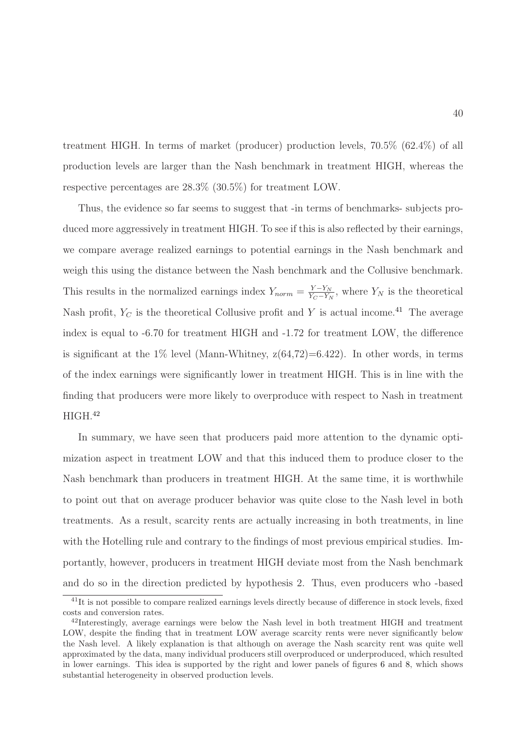treatment HIGH. In terms of market (producer) production levels, 70.5% (62.4%) of all production levels are larger than the Nash benchmark in treatment HIGH, whereas the respective percentages are 28.3% (30.5%) for treatment LOW.

Thus, the evidence so far seems to suggest that -in terms of benchmarks- subjects produced more aggressively in treatment HIGH. To see if this is also reflected by their earnings, we compare average realized earnings to potential earnings in the Nash benchmark and weigh this using the distance between the Nash benchmark and the Collusive benchmark. This results in the normalized earnings index $Y_{norm} = \frac{Y - Y_N}{Y_C - Y_N}$, where $Y_N$ is the theoretical Nash profit, $Y_C$ is the theoretical Collusive profit and $Y$ is actual income.[41] The average index is equal to -6.70 for treatment HIGH and -1.72 for treatment LOW, the difference is significant at the 1% level (Mann-Whitney, z(64,72)=6.422). In other words, in terms of the index earnings were significantly lower in treatment HIGH. This is in line with the finding that producers were more likely to overproduce with respect to Nash in treatment HIGH.[42]

In summary, we have seen that producers paid more attention to the dynamic optimization aspect in treatment LOW and that this induced them to produce closer to the Nash benchmark than producers in treatment HIGH. At the same time, it is worthwhile to point out that on average producer behavior was quite close to the Nash level in both treatments. As a result, scarcity rents are actually increasing in both treatments, in line with the Hotelling rule and contrary to the findings of most previous empirical studies. Importantly, however, producers in treatment HIGH deviate most from the Nash benchmark and do so in the direction predicted by hypothesis 2. Thus, even producers who -based

[41]It is not possible to compare realized earnings levels directly because of difference in stock levels, fixed costs and conversion rates.

[42]Interestingly, average earnings were below the Nash level in both treatment HIGH and treatment LOW, despite the finding that in treatment LOW average scarcity rents were never significantly below the Nash level. A likely explanation is that although on average the Nash scarcity rent was quite well approximated by the data, many individual producers still overproduced or underproduced, which resulted in lower earnings. This idea is supported by the right and lower panels of figures 6 and 8, which shows substantial heterogeneity in observed production levels.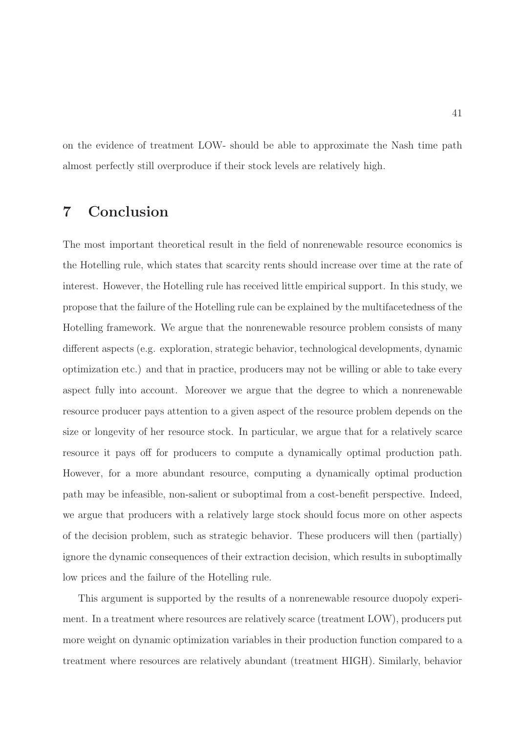on the evidence of treatment LOW- should be able to approximate the Nash time path almost perfectly still overproduce if their stock levels are relatively high.

# 7 Conclusion

The most important theoretical result in the field of nonrenewable resource economics is the Hotelling rule, which states that scarcity rents should increase over time at the rate of interest. However, the Hotelling rule has received little empirical support. In this study, we propose that the failure of the Hotelling rule can be explained by the multifacetedness of the Hotelling framework. We argue that the nonrenewable resource problem consists of many different aspects (e.g. exploration, strategic behavior, technological developments, dynamic optimization etc.) and that in practice, producers may not be willing or able to take every aspect fully into account. Moreover we argue that the degree to which a nonrenewable resource producer pays attention to a given aspect of the resource problem depends on the size or longevity of her resource stock. In particular, we argue that for a relatively scarce resource it pays off for producers to compute a dynamically optimal production path. However, for a more abundant resource, computing a dynamically optimal production path may be infeasible, non-salient or suboptimal from a cost-benefit perspective. Indeed, we argue that producers with a relatively large stock should focus more on other aspects of the decision problem, such as strategic behavior. These producers will then (partially) ignore the dynamic consequences of their extraction decision, which results in suboptimally low prices and the failure of the Hotelling rule.

This argument is supported by the results of a nonrenewable resource duopoly experiment. In a treatment where resources are relatively scarce (treatment LOW), producers put more weight on dynamic optimization variables in their production function compared to a treatment where resources are relatively abundant (treatment HIGH). Similarly, behavior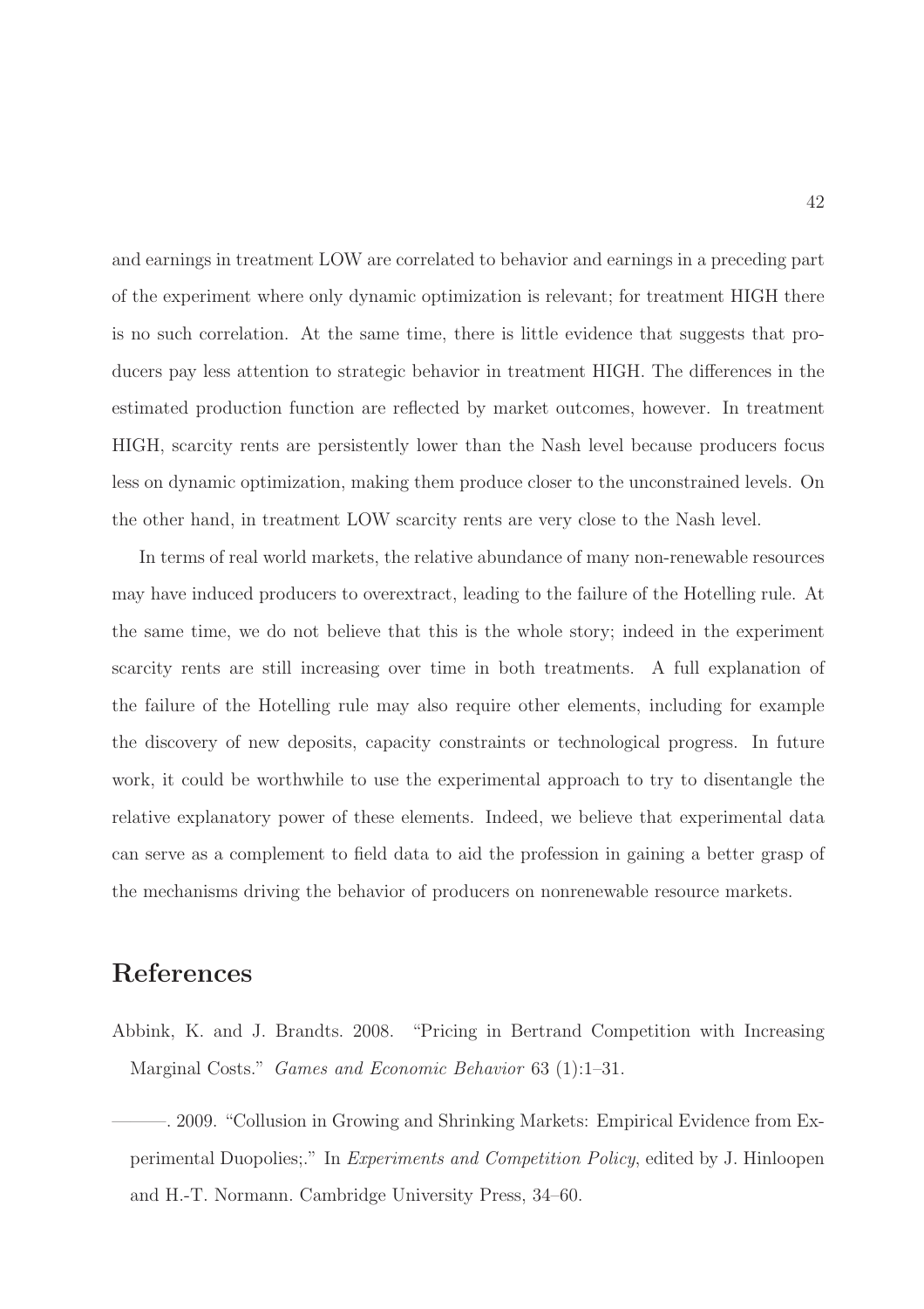and earnings in treatment LOW are correlated to behavior and earnings in a preceding part of the experiment where only dynamic optimization is relevant; for treatment HIGH there is no such correlation. At the same time, there is little evidence that suggests that producers pay less attention to strategic behavior in treatment HIGH. The differences in the estimated production function are reflected by market outcomes, however. In treatment HIGH, scarcity rents are persistently lower than the Nash level because producers focus less on dynamic optimization, making them produce closer to the unconstrained levels. On the other hand, in treatment LOW scarcity rents are very close to the Nash level.

In terms of real world markets, the relative abundance of many non-renewable resources may have induced producers to overextract, leading to the failure of the Hotelling rule. At the same time, we do not believe that this is the whole story; indeed in the experiment scarcity rents are still increasing over time in both treatments. A full explanation of the failure of the Hotelling rule may also require other elements, including for example the discovery of new deposits, capacity constraints or technological progress. In future work, it could be worthwhile to use the experimental approach to try to disentangle the relative explanatory power of these elements. Indeed, we believe that experimental data can serve as a complement to field data to aid the profession in gaining a better grasp of the mechanisms driving the behavior of producers on nonrenewable resource markets.

# References

Abbink, K. and J. Brandts. 2008. "Pricing in Bertrand Competition with Increasing Marginal Costs." *Games and Economic Behavior* 63 (1):1–31.

———. 2009. "Collusion in Growing and Shrinking Markets: Empirical Evidence from Experimental Duopolies;." In *Experiments and Competition Policy*, edited by J. Hinloopen and H.-T. Normann. Cambridge University Press, 34–60.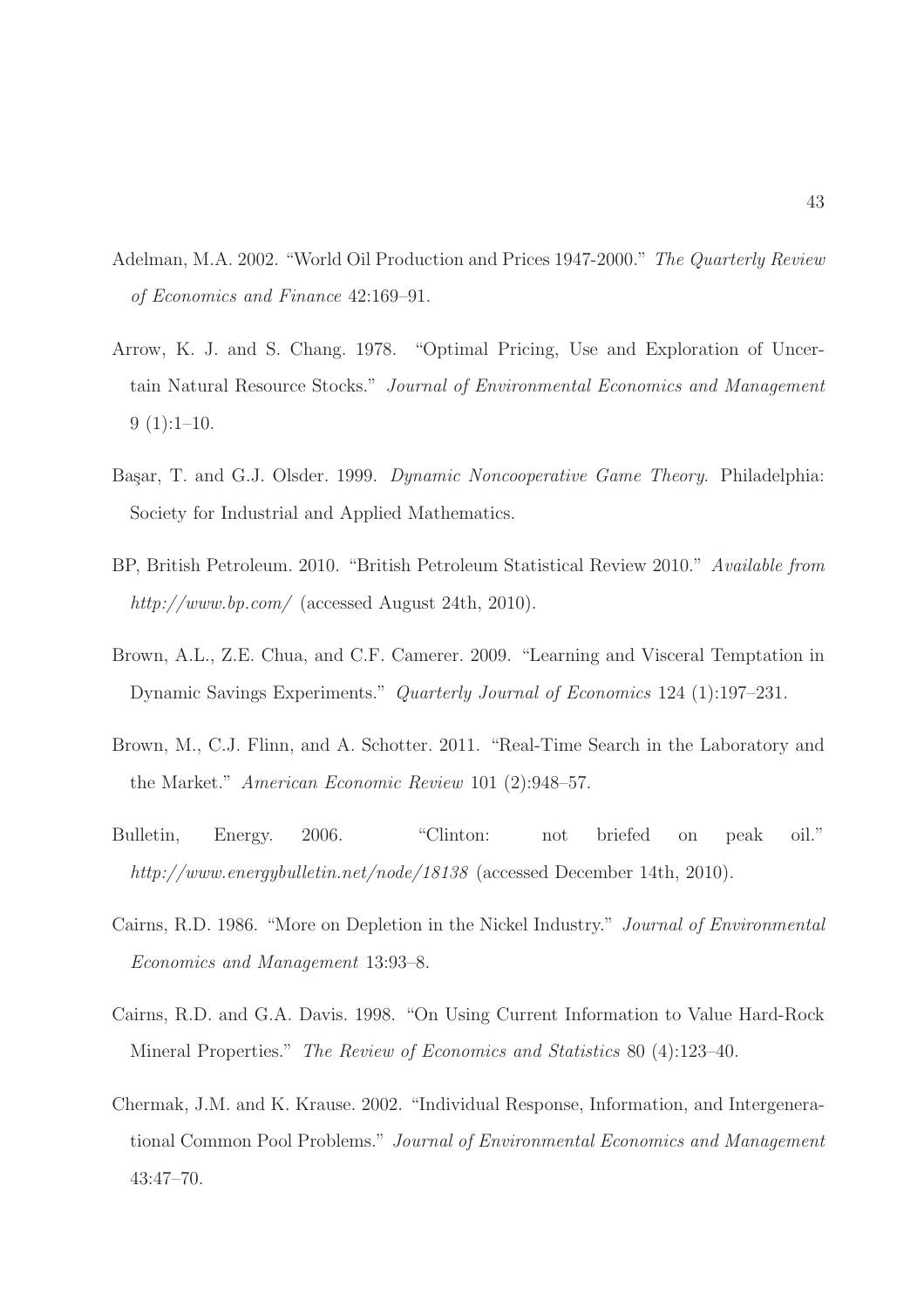Adelman, M.A. 2002. "World Oil Production and Prices 1947-2000." *The Quarterly Review of Economics and Finance* 42:169–91.

Arrow, K. J. and S. Chang. 1978. "Optimal Pricing, Use and Exploration of Uncertain Natural Resource Stocks." *Journal of Environmental Economics and Management* 9 (1):1–10.

Başar, T. and G.J. Olsder. 1999. *Dynamic Noncooperative Game Theory*. Philadelphia: Society for Industrial and Applied Mathematics.

BP, British Petroleum. 2010. "British Petroleum Statistical Review 2010." *Available from http://www.bp.com/* (accessed August 24th, 2010).

Brown, A.L., Z.E. Chua, and C.F. Camerer. 2009. "Learning and Visceral Temptation in Dynamic Savings Experiments." *Quarterly Journal of Economics* 124 (1):197–231.

Brown, M., C.J. Flinn, and A. Schotter. 2011. "Real-Time Search in the Laboratory and the Market." *American Economic Review* 101 (2):948–57.

Bulletin, Energy. 2006. "Clinton: not briefed on peak oil." *http://www.energybulletin.net/node/18138* (accessed December 14th, 2010).

Cairns, R.D. 1986. "More on Depletion in the Nickel Industry." *Journal of Environmental Economics and Management* 13:93–8.

Cairns, R.D. and G.A. Davis. 1998. "On Using Current Information to Value Hard-Rock Mineral Properties." *The Review of Economics and Statistics* 80 (4):123–40.

Chermak, J.M. and K. Krause. 2002. "Individual Response, Information, and Intergenerational Common Pool Problems." *Journal of Environmental Economics and Management* 43:47–70.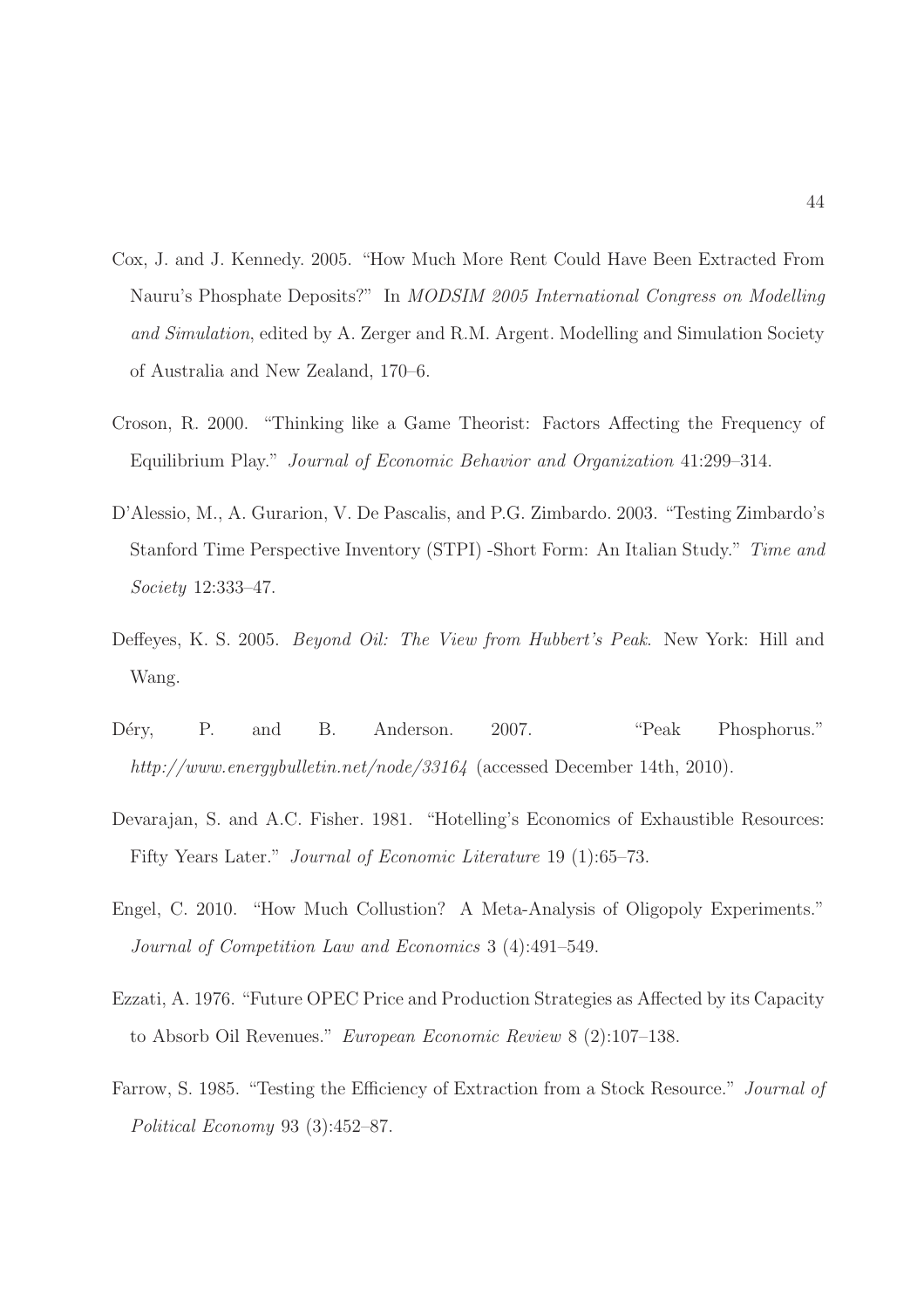Cox, J. and J. Kennedy. 2005. "How Much More Rent Could Have Been Extracted From Nauru's Phosphate Deposits?" In *MODSIM 2005 International Congress on Modelling and Simulation*, edited by A. Zerger and R.M. Argent. Modelling and Simulation Society of Australia and New Zealand, 170–6.

Croson, R. 2000. "Thinking like a Game Theorist: Factors Affecting the Frequency of Equilibrium Play." *Journal of Economic Behavior and Organization* 41:299–314.

D'Alessio, M., A. Gurarion, V. De Pascalis, and P.G. Zimbardo. 2003. "Testing Zimbardo's Stanford Time Perspective Inventory (STPI) -Short Form: An Italian Study." *Time and Society* 12:333–47.

Deffeyes, K. S. 2005. *Beyond Oil: The View from Hubbert's Peak.* New York: Hill and Wang.

Déry, P. and B. Anderson. 2007. "Peak Phosphorus." *http://www.energybulletin.net/node/33164* (accessed December 14th, 2010).

Devarajan, S. and A.C. Fisher. 1981. "Hotelling's Economics of Exhaustible Resources: Fifty Years Later." *Journal of Economic Literature* 19 (1):65–73.

Engel, C. 2010. "How Much Collustion? A Meta-Analysis of Oligopoly Experiments." *Journal of Competition Law and Economics* 3 (4):491–549.

Ezzati, A. 1976. "Future OPEC Price and Production Strategies as Affected by its Capacity to Absorb Oil Revenues." *European Economic Review* 8 (2):107–138.

Farrow, S. 1985. "Testing the Efficiency of Extraction from a Stock Resource." *Journal of Political Economy* 93 (3):452–87.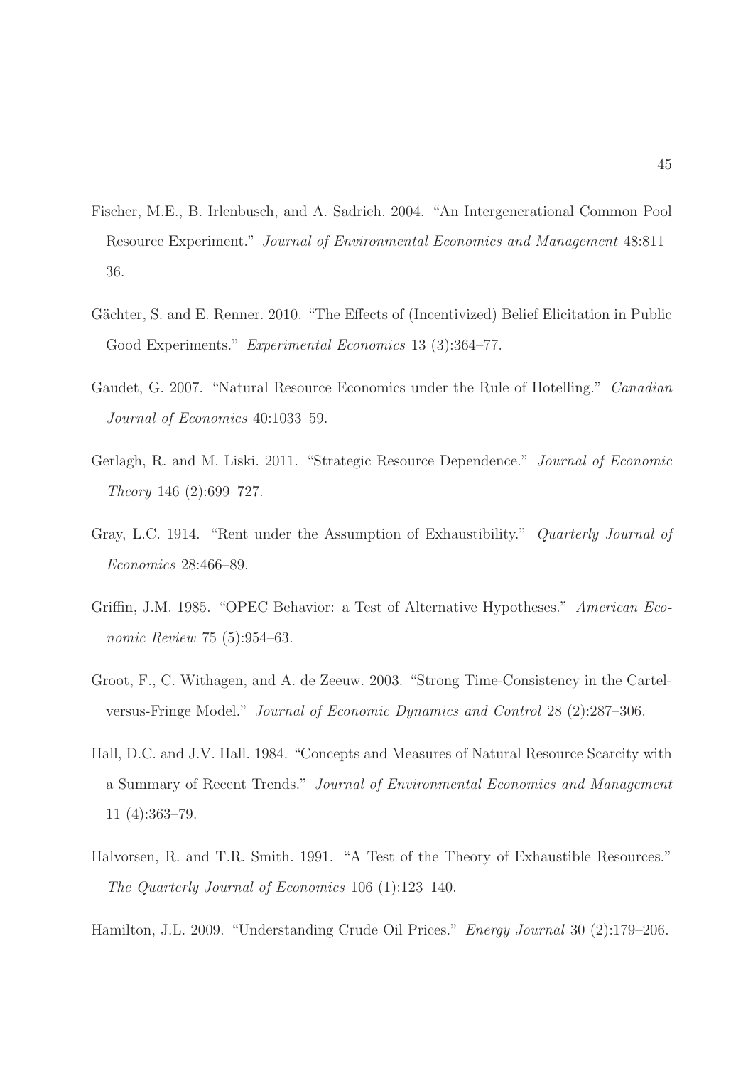Fischer, M.E., B. Irlenbusch, and A. Sadrieh. 2004. "An Intergenerational Common Pool Resource Experiment." *Journal of Environmental Economics and Management* 48:811–36.

Gächter, S. and E. Renner. 2010. "The Effects of (Incentivized) Belief Elicitation in Public Good Experiments." *Experimental Economics* 13 (3):364–77.

Gaudet, G. 2007. "Natural Resource Economics under the Rule of Hotelling." *Canadian Journal of Economics* 40:1033–59.

Gerlagh, R. and M. Liski. 2011. "Strategic Resource Dependence." *Journal of Economic Theory* 146 (2):699–727.

Gray, L.C. 1914. "Rent under the Assumption of Exhaustibility." *Quarterly Journal of Economics* 28:466–89.

Griffin, J.M. 1985. "OPEC Behavior: a Test of Alternative Hypotheses." *American Economic Review* 75 (5):954–63.

Groot, F., C. Withagen, and A. de Zeeuw. 2003. "Strong Time-Consistency in the Cartel-versus-Fringe Model." *Journal of Economic Dynamics and Control* 28 (2):287–306.

Hall, D.C. and J.V. Hall. 1984. "Concepts and Measures of Natural Resource Scarcity with a Summary of Recent Trends." *Journal of Environmental Economics and Management* 11 (4):363–79.

Halvorsen, R. and T.R. Smith. 1991. "A Test of the Theory of Exhaustible Resources." *The Quarterly Journal of Economics* 106 (1):123–140.

Hamilton, J.L. 2009. "Understanding Crude Oil Prices." *Energy Journal* 30 (2):179–206.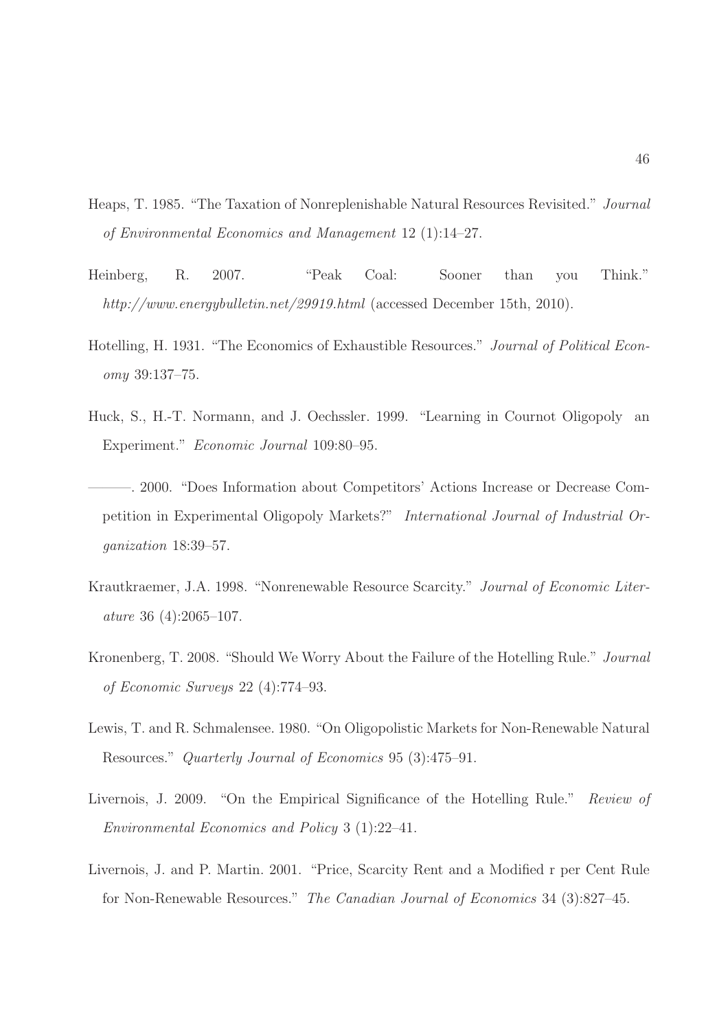Heaps, T. 1985. "The Taxation of Nonreplenishable Natural Resources Revisited." *Journal of Environmental Economics and Management* 12 (1):14–27.

Heinberg, R. 2007. "Peak Coal: Sooner than you Think." *http://www.energybulletin.net/29919.html* (accessed December 15th, 2010).

Hotelling, H. 1931. "The Economics of Exhaustible Resources." *Journal of Political Economy* 39:137–75.

Huck, S., H.-T. Normann, and J. Oechssler. 1999. "Learning in Cournot Oligopoly an Experiment." *Economic Journal* 109:80–95.

———. 2000. "Does Information about Competitors' Actions Increase or Decrease Competition in Experimental Oligopoly Markets?" *International Journal of Industrial Organization* 18:39–57.

Krautkraemer, J.A. 1998. "Nonrenewable Resource Scarcity." *Journal of Economic Literature* 36 (4):2065–107.

Kronenberg, T. 2008. "Should We Worry About the Failure of the Hotelling Rule." *Journal of Economic Surveys* 22 (4):774–93.

Lewis, T. and R. Schmalensee. 1980. "On Oligopolistic Markets for Non-Renewable Natural Resources." *Quarterly Journal of Economics* 95 (3):475–91.

Livernois, J. 2009. "On the Empirical Significance of the Hotelling Rule." *Review of Environmental Economics and Policy* 3 (1):22–41.

Livernois, J. and P. Martin. 2001. "Price, Scarcity Rent and a Modified r per Cent Rule for Non-Renewable Resources." *The Canadian Journal of Economics* 34 (3):827–45.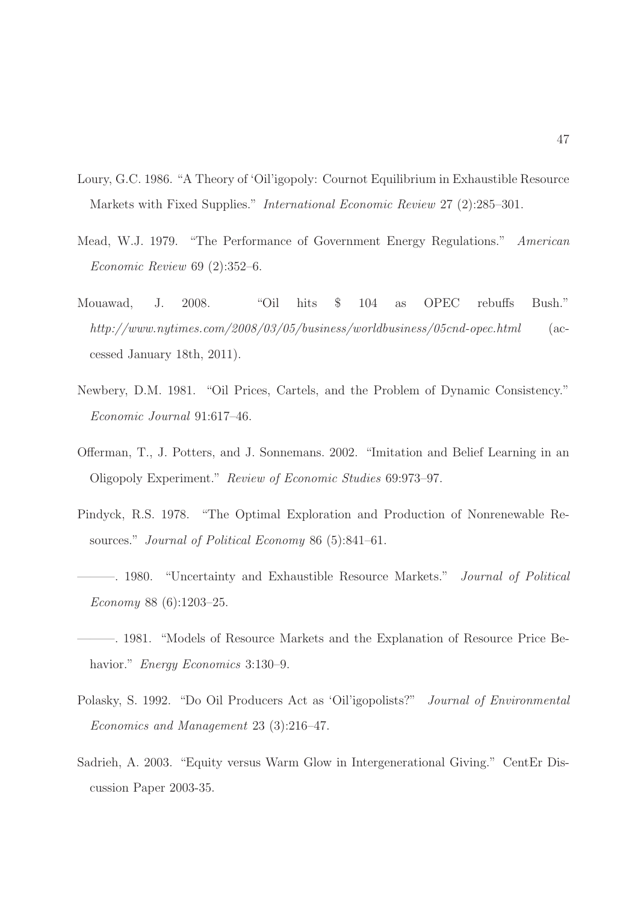Loury, G.C. 1986. "A Theory of 'Oil'igopoly: Cournot Equilibrium in Exhaustible Resource Markets with Fixed Supplies." *International Economic Review* 27 (2):285–301.

Mead, W.J. 1979. "The Performance of Government Energy Regulations." *American Economic Review* 69 (2):352–6.

Mouawad, J. 2008. "Oil hits $ 104 as OPEC rebuffs Bush." *http://www.nytimes.com/2008/03/05/business/worldbusiness/05cnd-opec.html* (accessed January 18th, 2011).

Newbery, D.M. 1981. "Oil Prices, Cartels, and the Problem of Dynamic Consistency." *Economic Journal* 91:617–46.

Offerman, T., J. Potters, and J. Sonnemans. 2002. "Imitation and Belief Learning in an Oligopoly Experiment." *Review of Economic Studies* 69:973–97.

Pindyck, R.S. 1978. "The Optimal Exploration and Production of Nonrenewable Resources." *Journal of Political Economy* 86 (5):841–61.

———. 1980. "Uncertainty and Exhaustible Resource Markets." *Journal of Political Economy* 88 (6):1203–25.

———. 1981. "Models of Resource Markets and the Explanation of Resource Price Behavior." *Energy Economics* 3:130–9.

Polasky, S. 1992. "Do Oil Producers Act as 'Oil'igopolists?" *Journal of Environmental Economics and Management* 23 (3):216–47.

Sadrieh, A. 2003. "Equity versus Warm Glow in Intergenerational Giving." CentEr Discussion Paper 2003-35.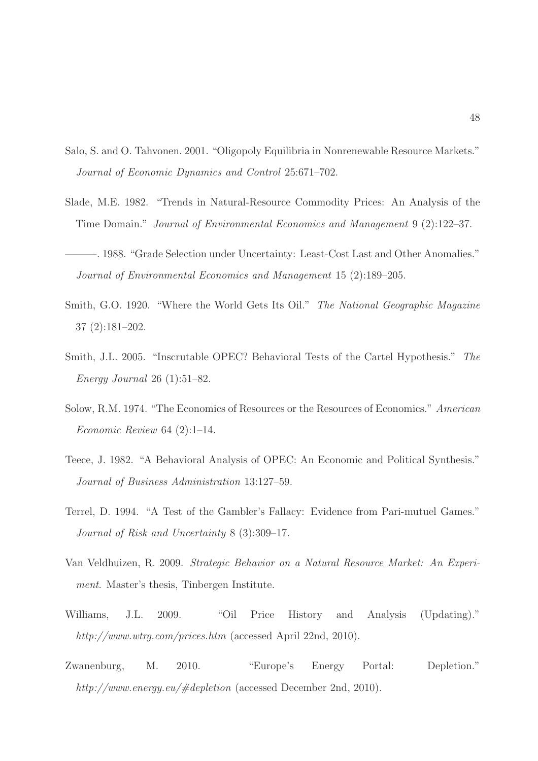Salo, S. and O. Tahvonen. 2001. "Oligopoly Equilibria in Nonrenewable Resource Markets." *Journal of Economic Dynamics and Control* 25:671–702.

Slade, M.E. 1982. "Trends in Natural-Resource Commodity Prices: An Analysis of the Time Domain." *Journal of Environmental Economics and Management* 9 (2):122–37.

———. 1988. "Grade Selection under Uncertainty: Least-Cost Last and Other Anomalies." *Journal of Environmental Economics and Management* 15 (2):189–205.

Smith, G.O. 1920. "Where the World Gets Its Oil." *The National Geographic Magazine* 37 (2):181–202.

Smith, J.L. 2005. "Inscrutable OPEC? Behavioral Tests of the Cartel Hypothesis." *The Energy Journal* 26 (1):51–82.

Solow, R.M. 1974. "The Economics of Resources or the Resources of Economics." *American Economic Review* 64 (2):1–14.

Teece, J. 1982. "A Behavioral Analysis of OPEC: An Economic and Political Synthesis." *Journal of Business Administration* 13:127–59.

Terrel, D. 1994. "A Test of the Gambler's Fallacy: Evidence from Pari-mutuel Games." *Journal of Risk and Uncertainty* 8 (3):309–17.

Van Veldhuizen, R. 2009. *Strategic Behavior on a Natural Resource Market: An Experiment.* Master's thesis, Tinbergen Institute.

Williams, J.L. 2009. "Oil Price History and Analysis (Updating)." *http://www.wtrg.com/prices.htm* (accessed April 22nd, 2010).

Zwanenburg, M. 2010. "Europe's Energy Portal: Depletion." *http://www.energy.eu/#depletion* (accessed December 2nd, 2010).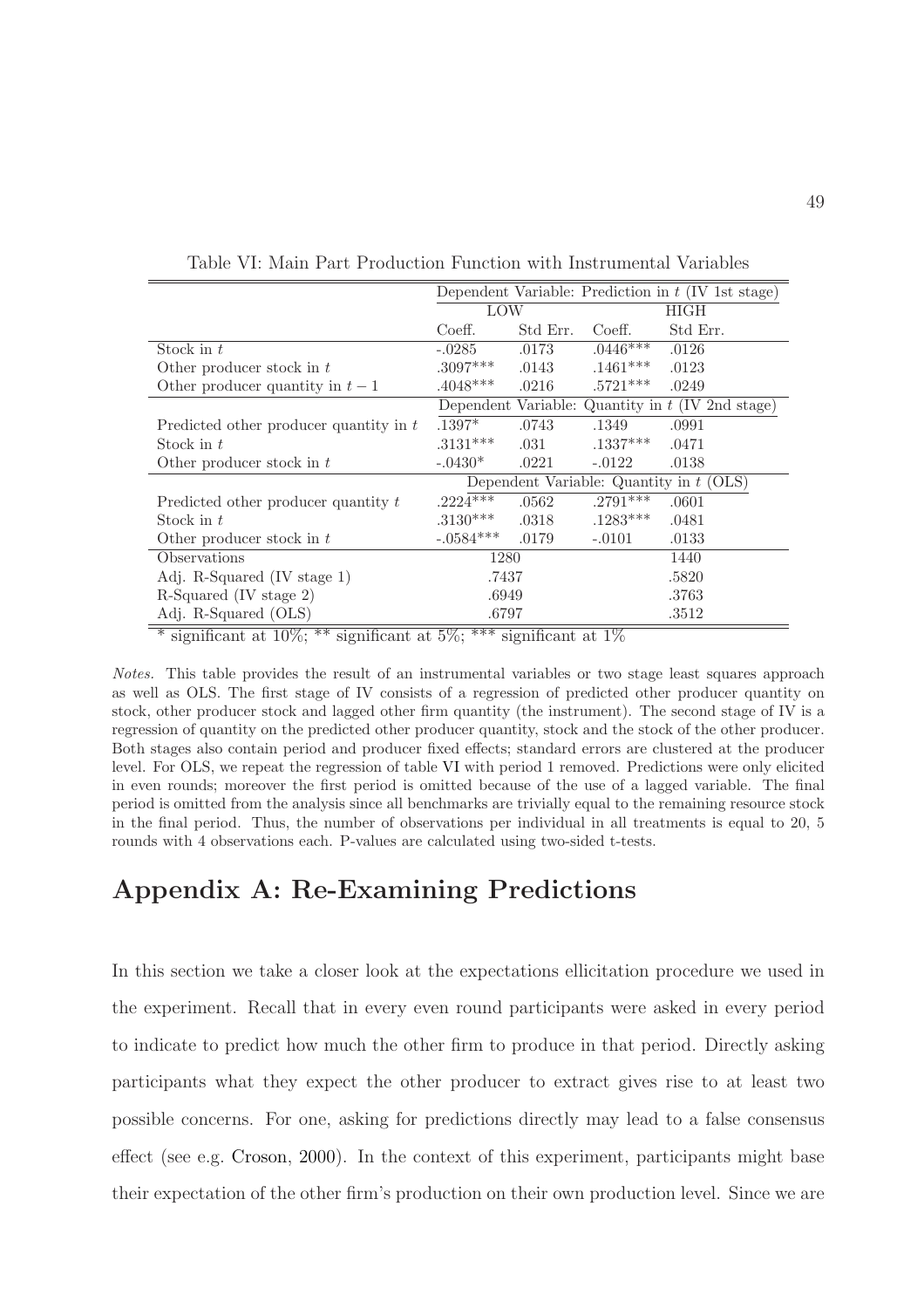Table VI: Main Part Production Function with Instrumental Variables

| | Dependent Variable: Prediction in $t$ (IV 1st stage) | | | |
|---|---|---|---|---|
| | LOW | | HIGH | |
| | Coeff. | Std Err. | Coeff. | Std Err. |
| Stock in $t$ | -.0285 | .0173 | .0446*** | .0126 |
| Other producer stock in $t$ | .3097*** | .0143 | .1461*** | .0123 |
| Other producer quantity in $t-1$ | .4048*** | .0216 | .5721*** | .0249 |
| | Dependent Variable: Quantity in $t$ (IV 2nd stage) | | | |
| Predicted other producer quantity in $t$ | .1397* | .0743 | .1349 | .0991 |
| Stock in $t$ | .3131*** | .031 | .1337*** | .0471 |
| Other producer stock in $t$ | -.0430* | .0221 | -.0122 | .0138 |
| | Dependent Variable: Quantity in $t$ (OLS) | | | |
| Predicted other producer quantity $t$ | .2224*** | .0562 | .2791*** | .0601 |
| Stock in $t$ | .3130*** | .0318 | .1283*** | .0481 |
| Other producer stock in $t$ | -.0584*** | .0179 | -.0101 | .0133 |
| Observations | 1280 | | 1440 | |
| Adj. R-Squared (IV stage 1) | .7437 | | .5820 | |
| R-Squared (IV stage 2) | .6949 | | .3763 | |
| Adj. R-Squared (OLS) | .6797 | | .3512 | |

* significant at 10%; ** significant at 5%; *** significant at 1%

*Notes.* This table provides the result of an instrumental variables or two stage least squares approach as well as OLS. The first stage of IV consists of a regression of predicted other producer quantity on stock, other producer stock and lagged other firm quantity (the instrument). The second stage of IV is a regression of quantity on the predicted other producer quantity, stock and the stock of the other producer. Both stages also contain period and producer fixed effects; standard errors are clustered at the producer level. For OLS, we repeat the regression of table VI with period 1 removed. Predictions were only elicited in even rounds; moreover the first period is omitted because of the use of a lagged variable. The final period is omitted from the analysis since all benchmarks are trivially equal to the remaining resource stock in the final period. Thus, the number of observations per individual in all treatments is equal to 20, 5 rounds with 4 observations each. P-values are calculated using two-sided t-tests.

# Appendix A: Re-Examining Predictions

In this section we take a closer look at the expectations ellicitation procedure we used in the experiment. Recall that in every even round participants were asked in every period to indicate to predict how much the other firm to produce in that period. Directly asking participants what they expect the other producer to extract gives rise to at least two possible concerns. For one, asking for predictions directly may lead to a false consensus effect (see e.g. Croson, 2000). In the context of this experiment, participants might base their expectation of the other firm's production on their own production level. Since we are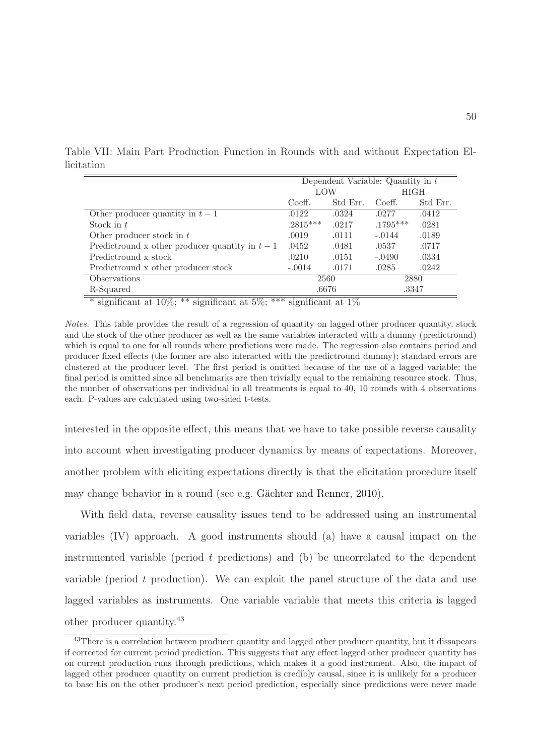Table VII: Main Part Production Function in Rounds with and without Expectation Elicitation

| | Dependent Variable: Quantity in $t$ | | | |
|---|---|---|---|---|
| | LOW | | HIGH | |
| | Coeff. | Std Err. | Coeff. | Std Err. |
| Other producer quantity in $t-1$ | .0122 | .0324 | .0277 | .0412 |
| Stock in $t$ | .2815*** | .0217 | .1795*** | .0281 |
| Other producer stock in $t$ | .0019 | .0111 | -.0144 | .0189 |
| Predictround x other producer quantity in $t-1$ | .0452 | .0481 | .0537 | .0717 |
| Predictround x stock | .0210 | .0151 | -.0490 | .0334 |
| Predictround x other producer stock | -.0014 | .0171 | .0285 | .0242 |
| Observations | 2560 | | 2880 | |
| R-Squared | .6676 | | .3347 | |

\* significant at 10%; ** significant at 5%; *** significant at 1%

*Notes.* This table provides the result of a regression of quantity on lagged other producer quantity, stock and the stock of the other producer as well as the same variables interacted with a dummy (predictround) which is equal to one for all rounds where predictions were made. The regression also contains period and producer fixed effects (the former are also interacted with the predictround dummy); standard errors are clustered at the producer level. The first period is omitted because of the use of a lagged variable; the final period is omitted since all benchmarks are then trivially equal to the remaining resource stock. Thus, the number of observations per individual in all treatments is equal to 40, 10 rounds with 4 observations each. P-values are calculated using two-sided t-tests.

interested in the opposite effect, this means that we have to take possible reverse causality into account when investigating producer dynamics by means of expectations. Moreover, another problem with eliciting expectations directly is that the elicitation procedure itself may change behavior in a round (see e.g. Gächter and Renner, 2010).

With field data, reverse causality issues tend to be addressed using an instrumental variables (IV) approach. A good instruments should (a) have a causal impact on the instrumented variable (period $t$ predictions) and (b) be uncorrelated to the dependent variable (period $t$ production). We can exploit the panel structure of the data and use lagged variables as instruments. One variable variable that meets this criteria is lagged other producer quantity.[43]

[43] There is a correlation between producer quantity and lagged other producer quantity, but it dissapears if corrected for current period prediction. This suggests that any effect lagged other producer quantity has on current production runs through predictions, which makes it a good instrument. Also, the impact of lagged other producer quantity on current prediction is credibly causal, since it is unlikely for a producer to base his on the other producer's next period prediction, especially since predictions were never made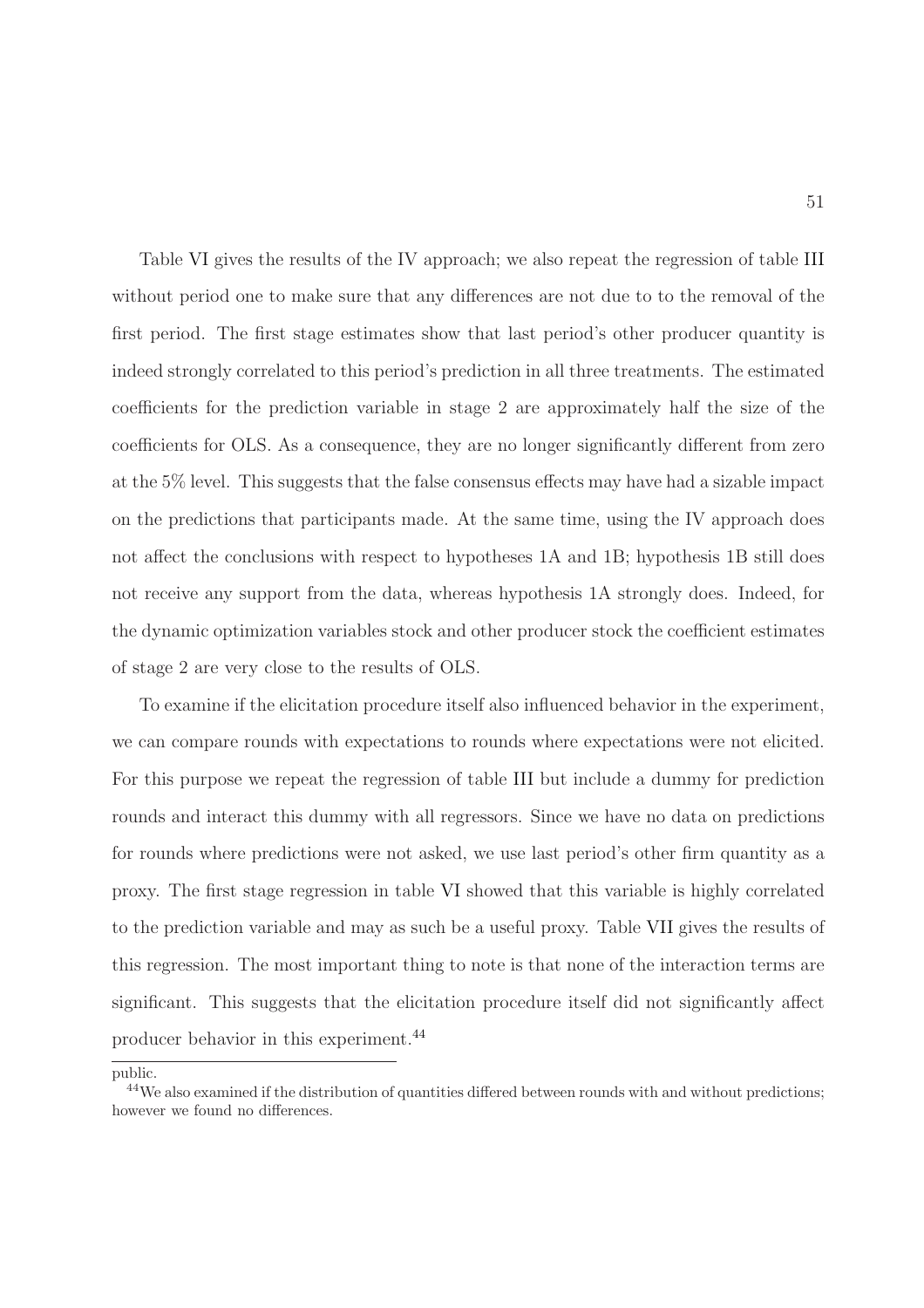Table VI gives the results of the IV approach; we also repeat the regression of table III without period one to make sure that any differences are not due to to the removal of the first period. The first stage estimates show that last period's other producer quantity is indeed strongly correlated to this period's prediction in all three treatments. The estimated coefficients for the prediction variable in stage 2 are approximately half the size of the coefficients for OLS. As a consequence, they are no longer significantly different from zero at the 5% level. This suggests that the false consensus effects may have had a sizable impact on the predictions that participants made. At the same time, using the IV approach does not affect the conclusions with respect to hypotheses 1A and 1B; hypothesis 1B still does not receive any support from the data, whereas hypothesis 1A strongly does. Indeed, for the dynamic optimization variables stock and other producer stock the coefficient estimates of stage 2 are very close to the results of OLS.

To examine if the elicitation procedure itself also influenced behavior in the experiment, we can compare rounds with expectations to rounds where expectations were not elicited. For this purpose we repeat the regression of table III but include a dummy for prediction rounds and interact this dummy with all regressors. Since we have no data on predictions for rounds where predictions were not asked, we use last period's other firm quantity as a proxy. The first stage regression in table VI showed that this variable is highly correlated to the prediction variable and may as such be a useful proxy. Table VII gives the results of this regression. The most important thing to note is that none of the interaction terms are significant. This suggests that the elicitation procedure itself did not significantly affect producer behavior in this experiment.[44]

public.

[44] We also examined if the distribution of quantities differed between rounds with and without predictions; however we found no differences.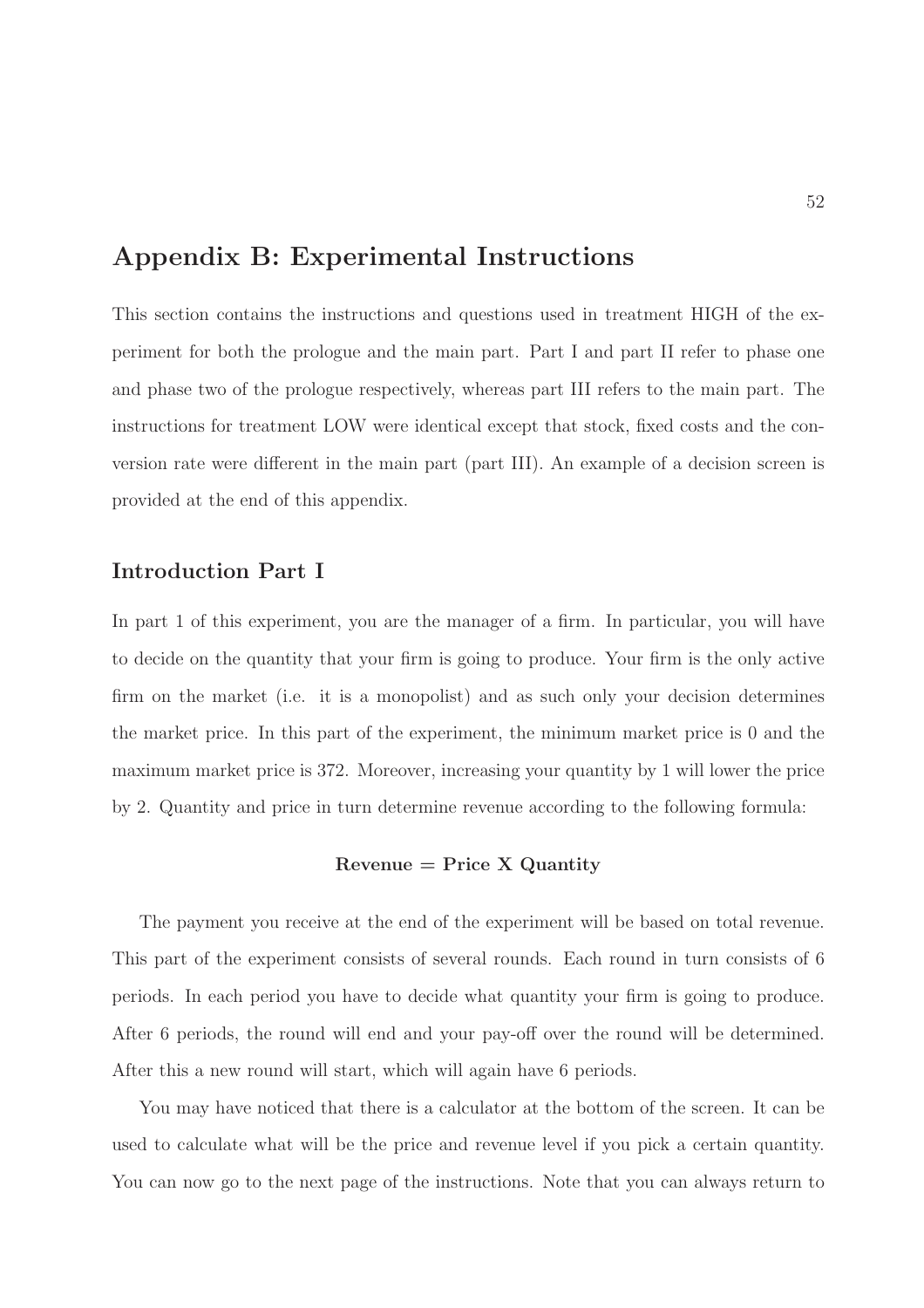# Appendix B: Experimental Instructions

This section contains the instructions and questions used in treatment HIGH of the experiment for both the prologue and the main part. Part I and part II refer to phase one and phase two of the prologue respectively, whereas part III refers to the main part. The instructions for treatment LOW were identical except that stock, fixed costs and the conversion rate were different in the main part (part III). An example of a decision screen is provided at the end of this appendix.

## Introduction Part I

In part 1 of this experiment, you are the manager of a firm. In particular, you will have to decide on the quantity that your firm is going to produce. Your firm is the only active firm on the market (i.e. it is a monopolist) and as such only your decision determines the market price. In this part of the experiment, the minimum market price is 0 and the maximum market price is 372. Moreover, increasing your quantity by 1 will lower the price by 2. Quantity and price in turn determine revenue according to the following formula:

**Revenue = Price X Quantity**

The payment you receive at the end of the experiment will be based on total revenue. This part of the experiment consists of several rounds. Each round in turn consists of 6 periods. In each period you have to decide what quantity your firm is going to produce. After 6 periods, the round will end and your pay-off over the round will be determined. After this a new round will start, which will again have 6 periods.

You may have noticed that there is a calculator at the bottom of the screen. It can be used to calculate what will be the price and revenue level if you pick a certain quantity. You can now go to the next page of the instructions. Note that you can always return to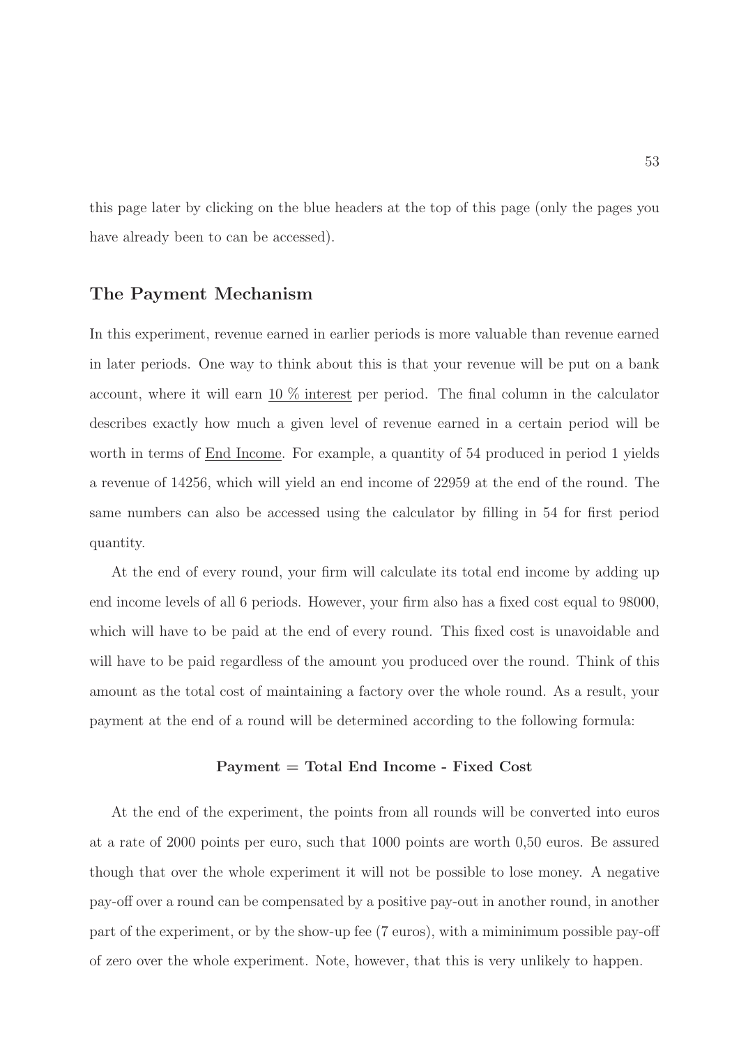this page later by clicking on the blue headers at the top of this page (only the pages you have already been to can be accessed).

## The Payment Mechanism

In this experiment, revenue earned in earlier periods is more valuable than revenue earned in later periods. One way to think about this is that your revenue will be put on a bank account, where it will earn 10 % interest per period. The final column in the calculator describes exactly how much a given level of revenue earned in a certain period will be worth in terms of End Income. For example, a quantity of 54 produced in period 1 yields a revenue of 14256, which will yield an end income of 22959 at the end of the round. The same numbers can also be accessed using the calculator by filling in 54 for first period quantity.

At the end of every round, your firm will calculate its total end income by adding up end income levels of all 6 periods. However, your firm also has a fixed cost equal to 98000, which will have to be paid at the end of every round. This fixed cost is unavoidable and will have to be paid regardless of the amount you produced over the round. Think of this amount as the total cost of maintaining a factory over the whole round. As a result, your payment at the end of a round will be determined according to the following formula:

**Payment = Total End Income - Fixed Cost**

At the end of the experiment, the points from all rounds will be converted into euros at a rate of 2000 points per euro, such that 1000 points are worth 0,50 euros. Be assured though that over the whole experiment it will not be possible to lose money. A negative pay-off over a round can be compensated by a positive pay-out in another round, in another part of the experiment, or by the show-up fee (7 euros), with a miminimum possible pay-off of zero over the whole experiment. Note, however, that this is very unlikely to happen.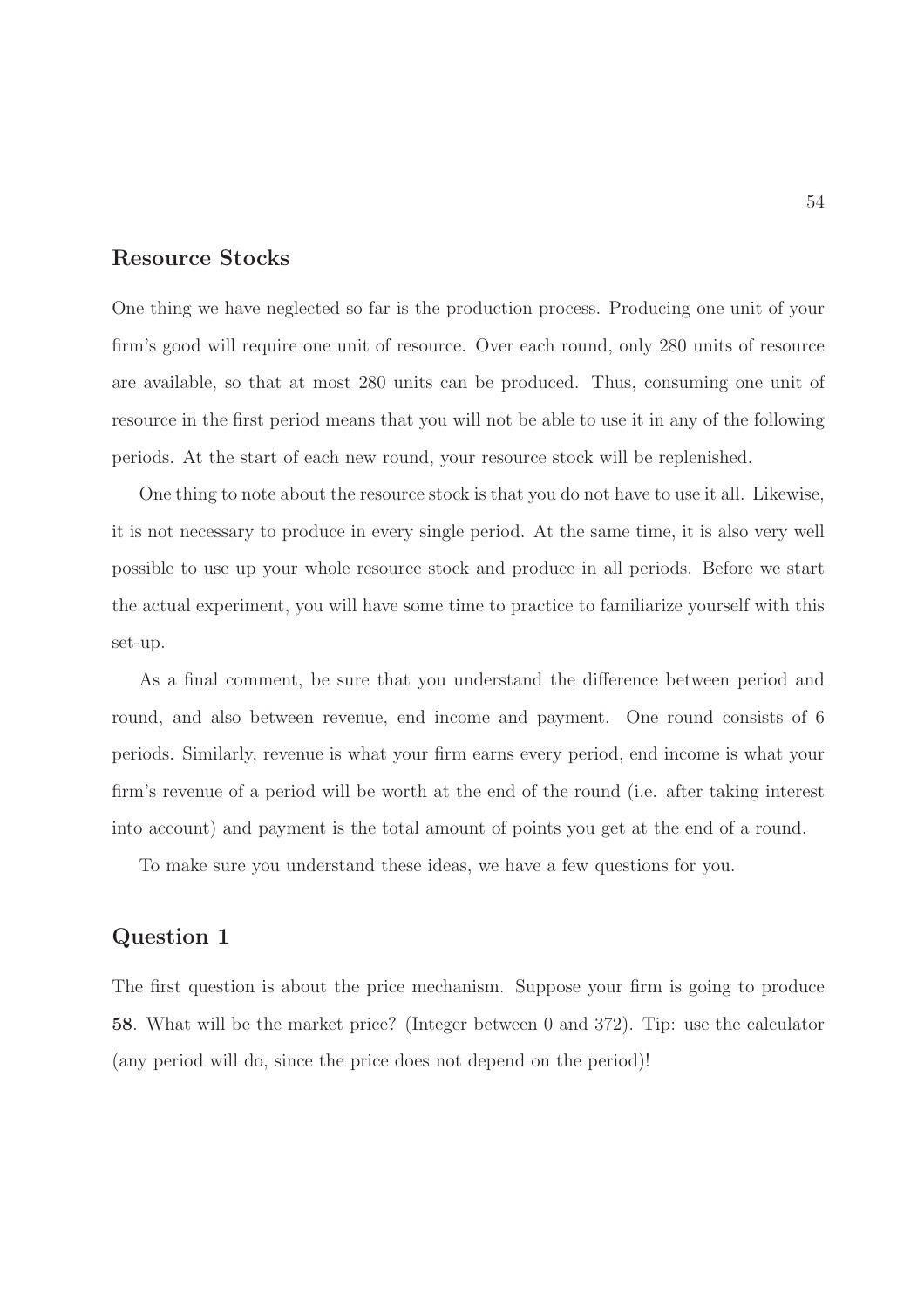## Resource Stocks

One thing we have neglected so far is the production process. Producing one unit of your firm's good will require one unit of resource. Over each round, only 280 units of resource are available, so that at most 280 units can be produced. Thus, consuming one unit of resource in the first period means that you will not be able to use it in any of the following periods. At the start of each new round, your resource stock will be replenished.

One thing to note about the resource stock is that you do not have to use it all. Likewise, it is not necessary to produce in every single period. At the same time, it is also very well possible to use up your whole resource stock and produce in all periods. Before we start the actual experiment, you will have some time to practice to familiarize yourself with this set-up.

As a final comment, be sure that you understand the difference between period and round, and also between revenue, end income and payment. One round consists of 6 periods. Similarly, revenue is what your firm earns every period, end income is what your firm's revenue of a period will be worth at the end of the round (i.e. after taking interest into account) and payment is the total amount of points you get at the end of a round.

To make sure you understand these ideas, we have a few questions for you.

## Question 1

The first question is about the price mechanism. Suppose your firm is going to produce **58**. What will be the market price? (Integer between 0 and 372). Tip: use the calculator (any period will do, since the price does not depend on the period)!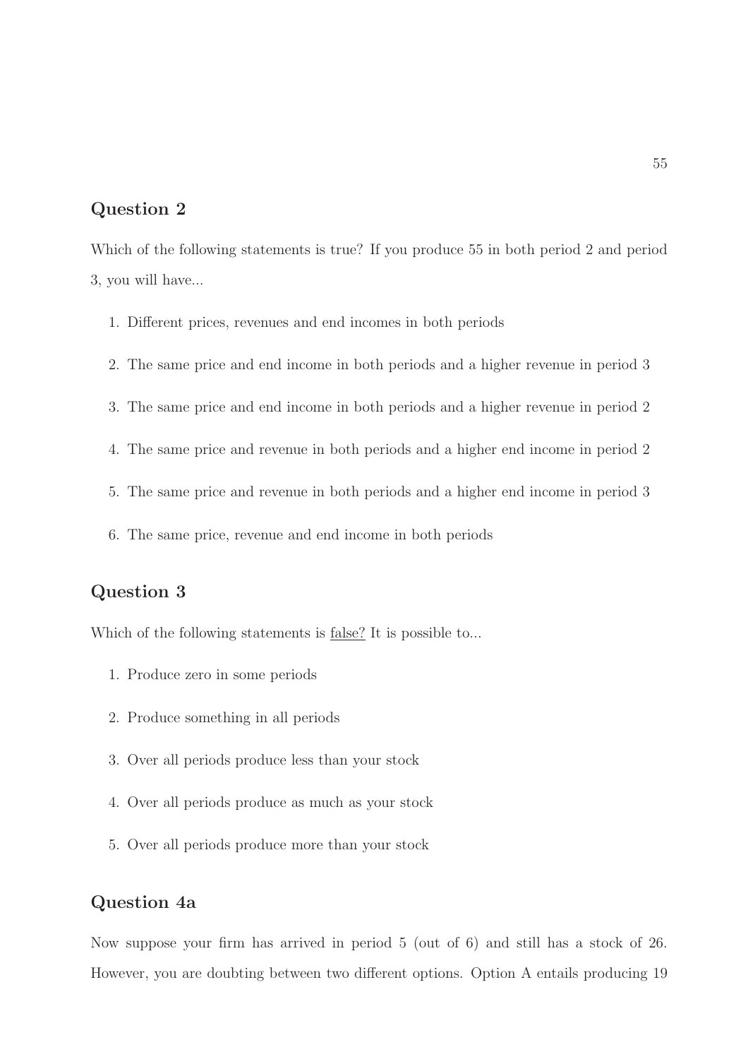## Question 2

Which of the following statements is true? If you produce 55 in both period 2 and period 3, you will have...

1. Different prices, revenues and end incomes in both periods
2. The same price and end income in both periods and a higher revenue in period 3
3. The same price and end income in both periods and a higher revenue in period 2
4. The same price and revenue in both periods and a higher end income in period 2
5. The same price and revenue in both periods and a higher end income in period 3
6. The same price, revenue and end income in both periods

## Question 3

Which of the following statements is <u>false?</u> It is possible to...

1. Produce zero in some periods
2. Produce something in all periods
3. Over all periods produce less than your stock
4. Over all periods produce as much as your stock
5. Over all periods produce more than your stock

## Question 4a

Now suppose your firm has arrived in period 5 (out of 6) and still has a stock of 26. However, you are doubting between two different options. Option A entails producing 19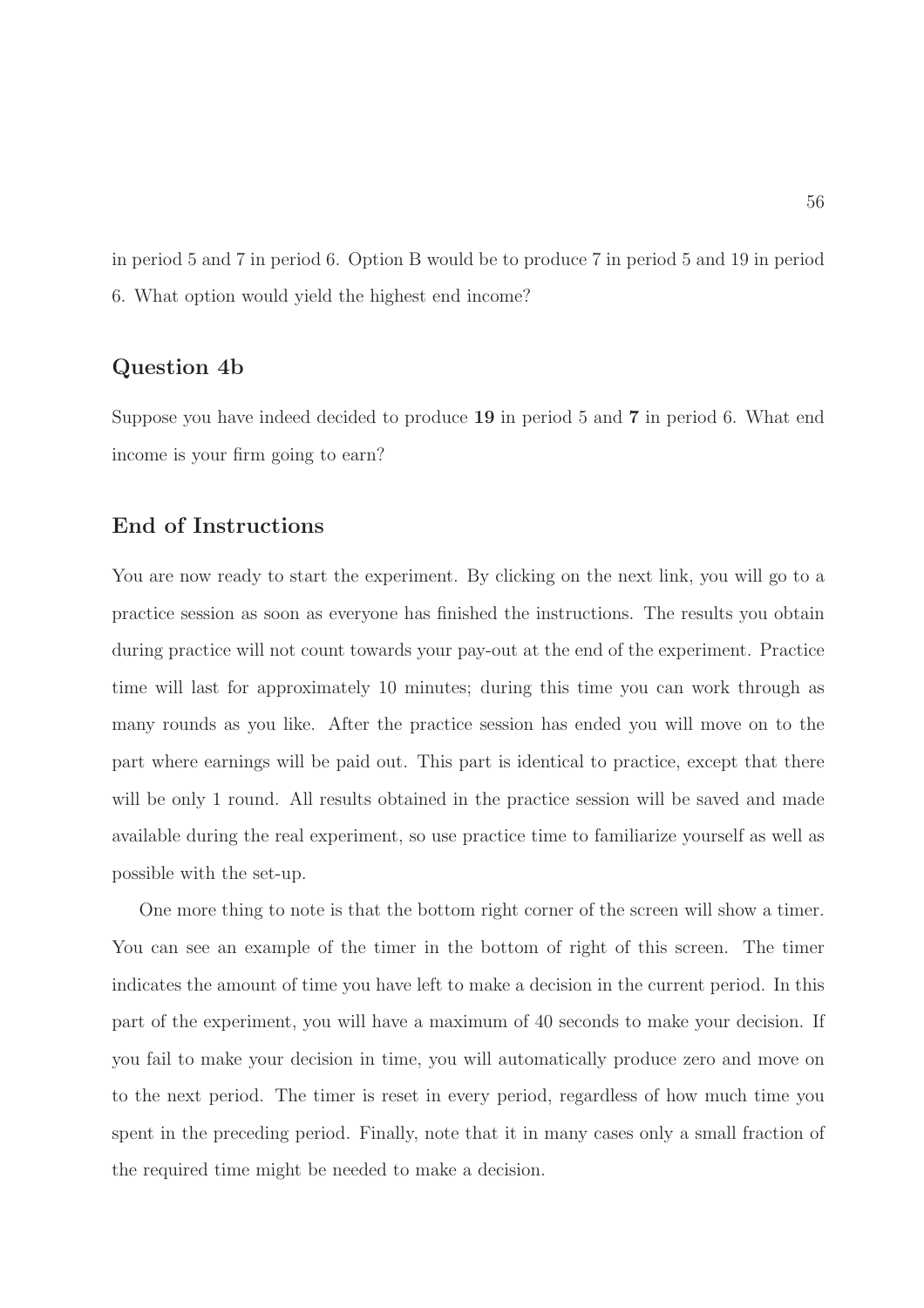in period 5 and 7 in period 6. Option B would be to produce 7 in period 5 and 19 in period 6. What option would yield the highest end income?

## Question 4b

Suppose you have indeed decided to produce **19** in period 5 and **7** in period 6. What end income is your firm going to earn?

## End of Instructions

You are now ready to start the experiment. By clicking on the next link, you will go to a practice session as soon as everyone has finished the instructions. The results you obtain during practice will not count towards your pay-out at the end of the experiment. Practice time will last for approximately 10 minutes; during this time you can work through as many rounds as you like. After the practice session has ended you will move on to the part where earnings will be paid out. This part is identical to practice, except that there will be only 1 round. All results obtained in the practice session will be saved and made available during the real experiment, so use practice time to familiarize yourself as well as possible with the set-up.

One more thing to note is that the bottom right corner of the screen will show a timer. You can see an example of the timer in the bottom of right of this screen. The timer indicates the amount of time you have left to make a decision in the current period. In this part of the experiment, you will have a maximum of 40 seconds to make your decision. If you fail to make your decision in time, you will automatically produce zero and move on to the next period. The timer is reset in every period, regardless of how much time you spent in the preceding period. Finally, note that it in many cases only a small fraction of the required time might be needed to make a decision.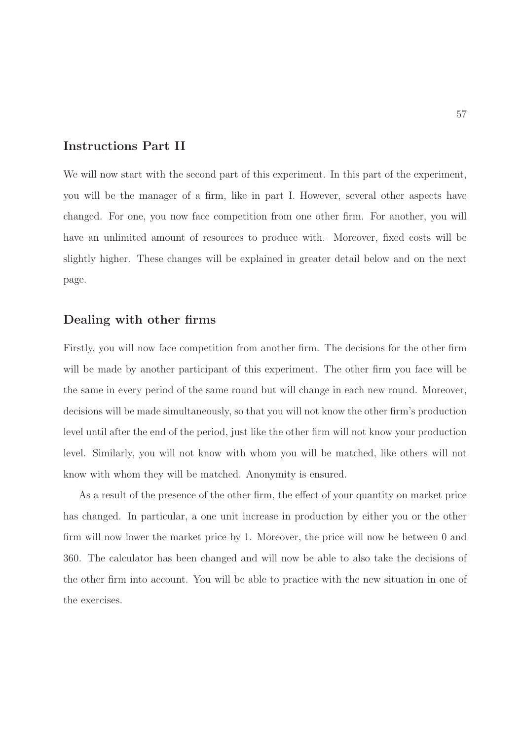## Instructions Part II

We will now start with the second part of this experiment. In this part of the experiment, you will be the manager of a firm, like in part I. However, several other aspects have changed. For one, you now face competition from one other firm. For another, you will have an unlimited amount of resources to produce with. Moreover, fixed costs will be slightly higher. These changes will be explained in greater detail below and on the next page.

## Dealing with other firms

Firstly, you will now face competition from another firm. The decisions for the other firm will be made by another participant of this experiment. The other firm you face will be the same in every period of the same round but will change in each new round. Moreover, decisions will be made simultaneously, so that you will not know the other firm's production level until after the end of the period, just like the other firm will not know your production level. Similarly, you will not know with whom you will be matched, like others will not know with whom they will be matched. Anonymity is ensured.

As a result of the presence of the other firm, the effect of your quantity on market price has changed. In particular, a one unit increase in production by either you or the other firm will now lower the market price by 1. Moreover, the price will now be between 0 and 360. The calculator has been changed and will now be able to also take the decisions of the other firm into account. You will be able to practice with the new situation in one of the exercises.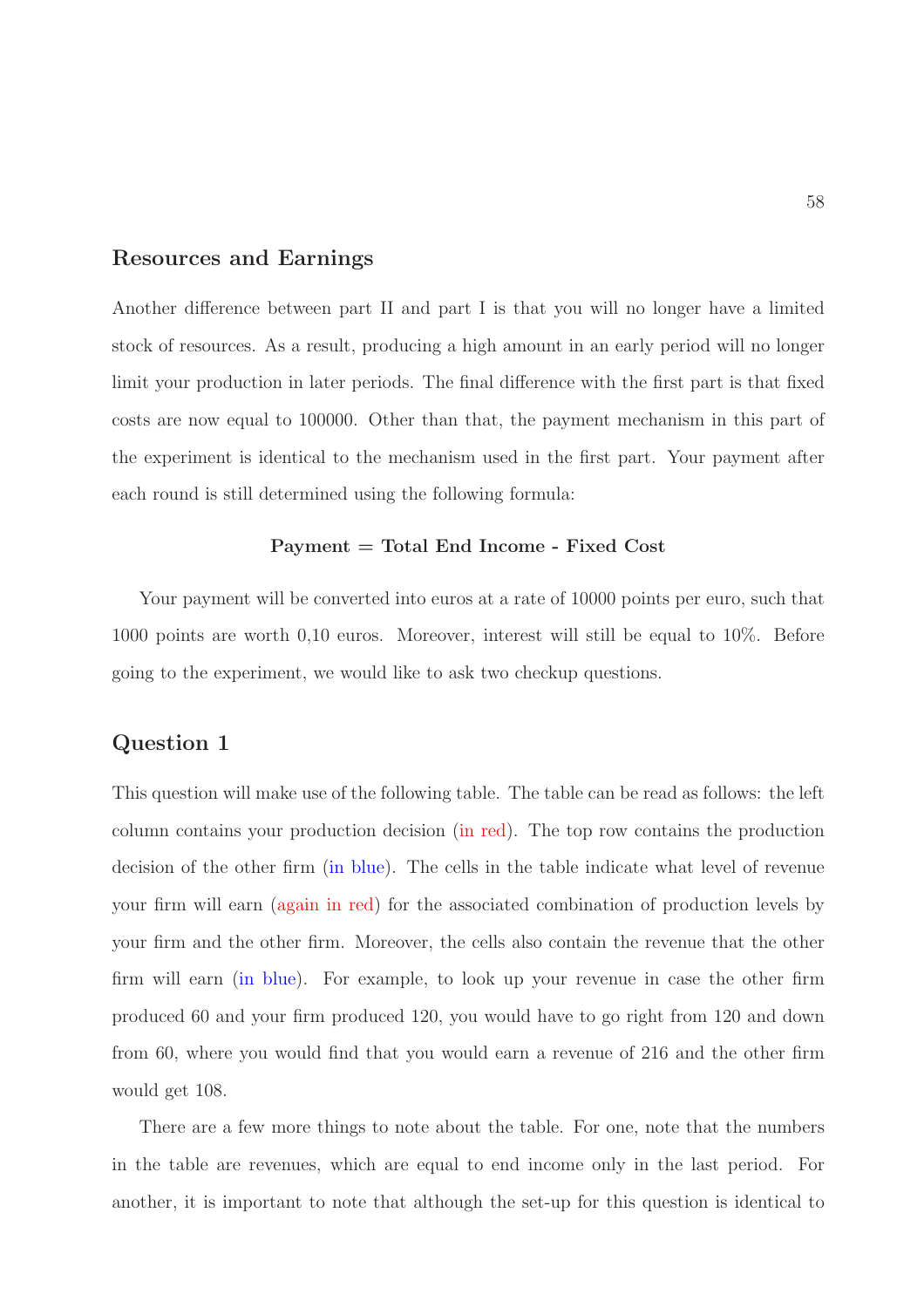## Resources and Earnings

Another difference between part II and part I is that you will no longer have a limited stock of resources. As a result, producing a high amount in an early period will no longer limit your production in later periods. The final difference with the first part is that fixed costs are now equal to 100000. Other than that, the payment mechanism in this part of the experiment is identical to the mechanism used in the first part. Your payment after each round is still determined using the following formula:

**Payment = Total End Income - Fixed Cost**

Your payment will be converted into euros at a rate of 10000 points per euro, such that 1000 points are worth 0,10 euros. Moreover, interest will still be equal to 10%. Before going to the experiment, we would like to ask two checkup questions.

## Question 1

This question will make use of the following table. The table can be read as follows: the left column contains your production decision (in red). The top row contains the production decision of the other firm (in blue). The cells in the table indicate what level of revenue your firm will earn (again in red) for the associated combination of production levels by your firm and the other firm. Moreover, the cells also contain the revenue that the other firm will earn (in blue). For example, to look up your revenue in case the other firm produced 60 and your firm produced 120, you would have to go right from 120 and down from 60, where you would find that you would earn a revenue of 216 and the other firm would get 108.

There are a few more things to note about the table. For one, note that the numbers in the table are revenues, which are equal to end income only in the last period. For another, it is important to note that although the set-up for this question is identical to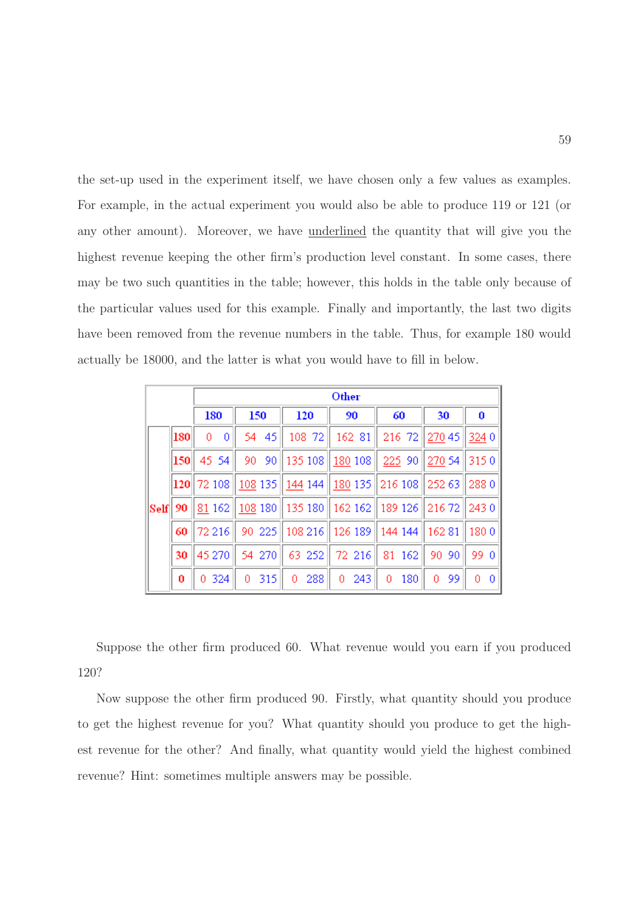the set-up used in the experiment itself, we have chosen only a few values as examples. For example, in the actual experiment you would also be able to produce 119 or 121 (or any other amount). Moreover, we have underlined the quantity that will give you the highest revenue keeping the other firm's production level constant. In some cases, there may be two such quantities in the table; however, this holds in the table only because of the particular values used for this example. Finally and importantly, the last two digits have been removed from the revenue numbers in the table. Thus, for example 180 would actually be 18000, and the latter is what you would have to fill in below.

| | | Other | | | | | | |
|---|---|---|---|---|---|---|---|---|
| | | **180** | **150** | **120** | **90** | **60** | **30** | **0** |
| **Self** | **180** | 0 0 | 54 45 | 108 72 | 162 81 | 216 72 | <u>270</u> 45 | <u>324</u> 0 |
| | **150** | 45 54 | 90 90 | 135 108 | <u>180</u> 108 | <u>225</u> 90 | <u>270</u> 54 | 315 0 |
| | **120** | 72 108 | <u>108</u> 135 | <u>144</u> 144 | <u>180</u> 135 | 216 108 | 252 63 | 288 0 |
| | **90** | <u>81</u> 162 | <u>108</u> 180 | 135 180 | 162 162 | 189 126 | 216 72 | 243 0 |
| | **60** | 72 216 | 90 225 | 108 216 | 126 189 | 144 144 | 162 81 | 180 0 |
| | **30** | 45 270 | 54 270 | 63 252 | 72 216 | 81 162 | 90 90 | 99 0 |
| | **0** | 0 324 | 0 315 | 0 288 | 0 243 | 0 180 | 0 99 | 0 0 |

Suppose the other firm produced 60. What revenue would you earn if you produced 120?

Now suppose the other firm produced 90. Firstly, what quantity should you produce to get the highest revenue for you? What quantity should you produce to get the highest revenue for the other? And finally, what quantity would yield the highest combined revenue? Hint: sometimes multiple answers may be possible.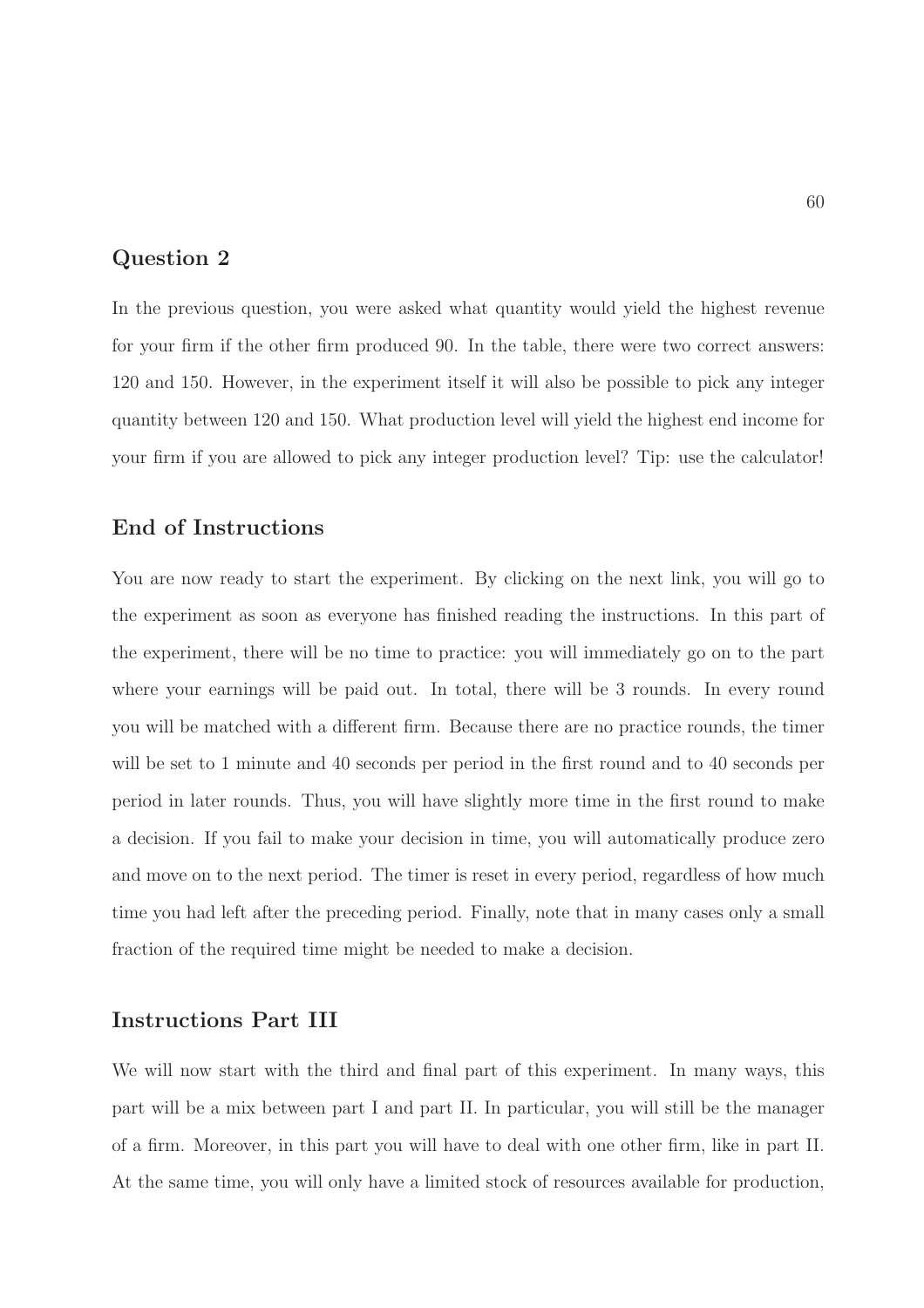## Question 2

In the previous question, you were asked what quantity would yield the highest revenue for your firm if the other firm produced 90. In the table, there were two correct answers: 120 and 150. However, in the experiment itself it will also be possible to pick any integer quantity between 120 and 150. What production level will yield the highest end income for your firm if you are allowed to pick any integer production level? Tip: use the calculator!

## End of Instructions

You are now ready to start the experiment. By clicking on the next link, you will go to the experiment as soon as everyone has finished reading the instructions. In this part of the experiment, there will be no time to practice: you will immediately go on to the part where your earnings will be paid out. In total, there will be 3 rounds. In every round you will be matched with a different firm. Because there are no practice rounds, the timer will be set to 1 minute and 40 seconds per period in the first round and to 40 seconds per period in later rounds. Thus, you will have slightly more time in the first round to make a decision. If you fail to make your decision in time, you will automatically produce zero and move on to the next period. The timer is reset in every period, regardless of how much time you had left after the preceding period. Finally, note that in many cases only a small fraction of the required time might be needed to make a decision.

## Instructions Part III

We will now start with the third and final part of this experiment. In many ways, this part will be a mix between part I and part II. In particular, you will still be the manager of a firm. Moreover, in this part you will have to deal with one other firm, like in part II. At the same time, you will only have a limited stock of resources available for production,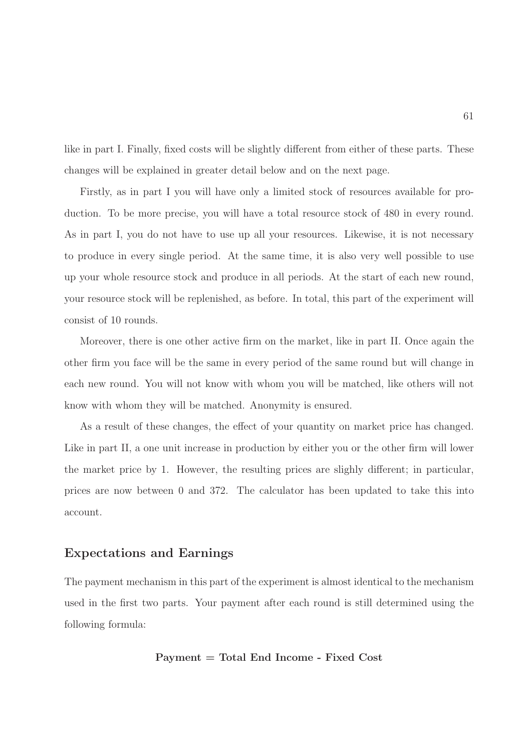like in part I. Finally, fixed costs will be slightly different from either of these parts. These changes will be explained in greater detail below and on the next page.

Firstly, as in part I you will have only a limited stock of resources available for production. To be more precise, you will have a total resource stock of 480 in every round. As in part I, you do not have to use up all your resources. Likewise, it is not necessary to produce in every single period. At the same time, it is also very well possible to use up your whole resource stock and produce in all periods. At the start of each new round, your resource stock will be replenished, as before. In total, this part of the experiment will consist of 10 rounds.

Moreover, there is one other active firm on the market, like in part II. Once again the other firm you face will be the same in every period of the same round but will change in each new round. You will not know with whom you will be matched, like others will not know with whom they will be matched. Anonymity is ensured.

As a result of these changes, the effect of your quantity on market price has changed. Like in part II, a one unit increase in production by either you or the other firm will lower the market price by 1. However, the resulting prices are slighly different; in particular, prices are now between 0 and 372. The calculator has been updated to take this into account.

## Expectations and Earnings

The payment mechanism in this part of the experiment is almost identical to the mechanism used in the first two parts. Your payment after each round is still determined using the following formula:

**Payment = Total End Income - Fixed Cost**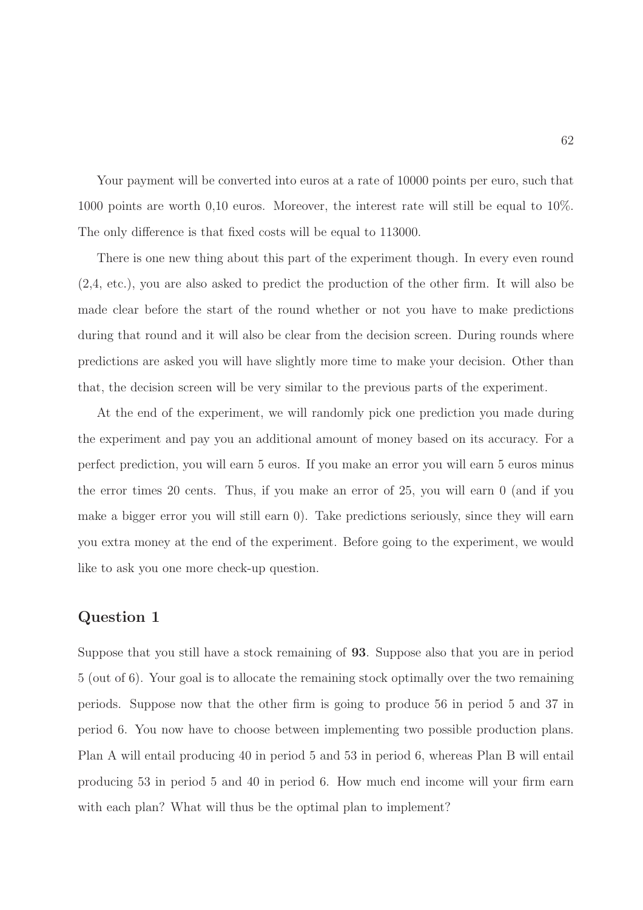Your payment will be converted into euros at a rate of 10000 points per euro, such that 1000 points are worth 0,10 euros. Moreover, the interest rate will still be equal to 10%. The only difference is that fixed costs will be equal to 113000.

There is one new thing about this part of the experiment though. In every even round (2,4, etc.), you are also asked to predict the production of the other firm. It will also be made clear before the start of the round whether or not you have to make predictions during that round and it will also be clear from the decision screen. During rounds where predictions are asked you will have slightly more time to make your decision. Other than that, the decision screen will be very similar to the previous parts of the experiment.

At the end of the experiment, we will randomly pick one prediction you made during the experiment and pay you an additional amount of money based on its accuracy. For a perfect prediction, you will earn 5 euros. If you make an error you will earn 5 euros minus the error times 20 cents. Thus, if you make an error of 25, you will earn 0 (and if you make a bigger error you will still earn 0). Take predictions seriously, since they will earn you extra money at the end of the experiment. Before going to the experiment, we would like to ask you one more check-up question.

## Question 1

Suppose that you still have a stock remaining of **93**. Suppose also that you are in period 5 (out of 6). Your goal is to allocate the remaining stock optimally over the two remaining periods. Suppose now that the other firm is going to produce 56 in period 5 and 37 in period 6. You now have to choose between implementing two possible production plans. Plan A will entail producing 40 in period 5 and 53 in period 6, whereas Plan B will entail producing 53 in period 5 and 40 in period 6. How much end income will your firm earn with each plan? What will thus be the optimal plan to implement?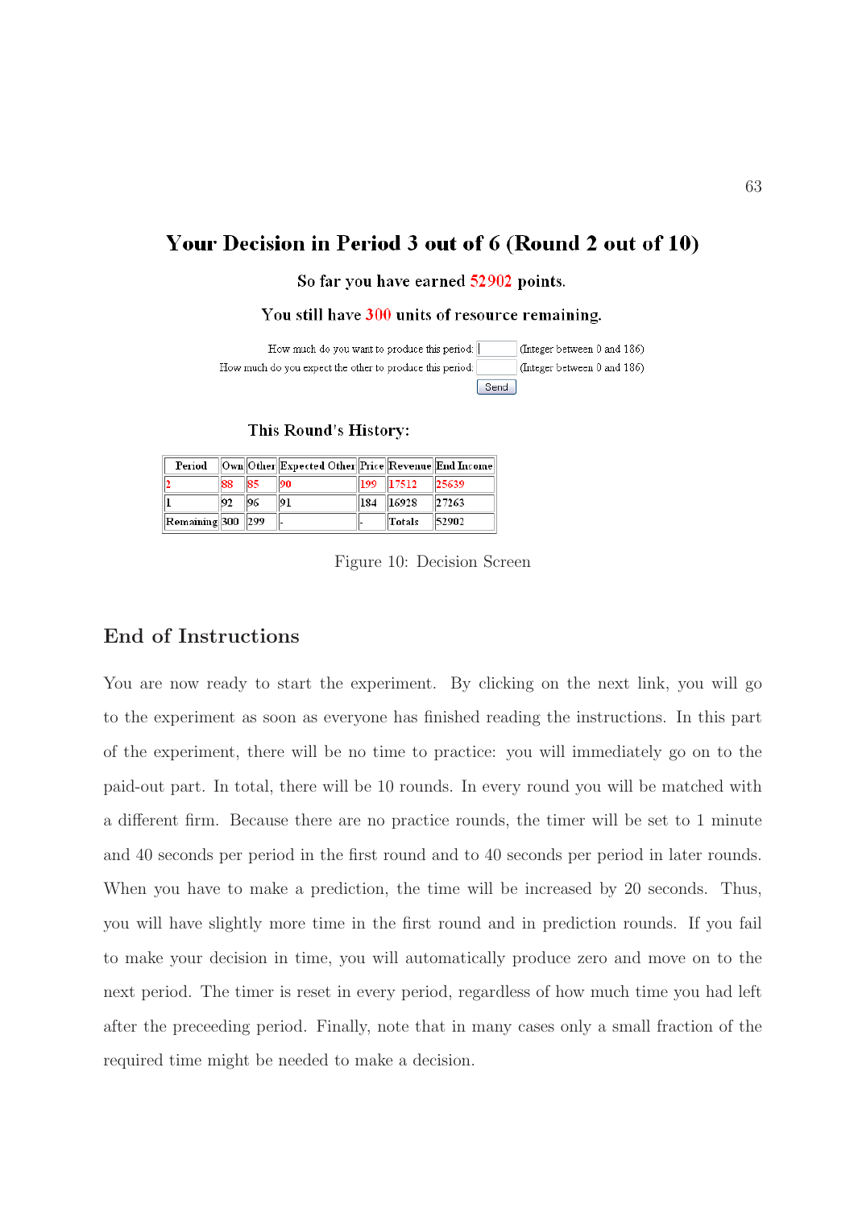## Your Decision in Period 3 out of 6 (Round 2 out of 10)

So far you have earned 52902 points.

You still have 300 units of resource remaining.

How much do you want to produce this period: (Integer between 0 and 186)

How much do you expect the other to produce this period: (Integer between 0 and 186)

Send

**This Round's History:**

| Period | Own | Other | Expected Other | Price | Revenue | End Income |
|---|---|---|---|---|---|---|
| 2 | 88 | 85 | 90 | 199 | 17512 | 25639 |
| 1 | 92 | 96 | 91 | 184 | 16928 | 27263 |
| Remaining | 300 | 299 | - | - | Totals | 52902 |

Figure 10: Decision Screen

## End of Instructions

You are now ready to start the experiment. By clicking on the next link, you will go to the experiment as soon as everyone has finished reading the instructions. In this part of the experiment, there will be no time to practice: you will immediately go on to the paid-out part. In total, there will be 10 rounds. In every round you will be matched with a different firm. Because there are no practice rounds, the timer will be set to 1 minute and 40 seconds per period in the first round and to 40 seconds per period in later rounds. When you have to make a prediction, the time will be increased by 20 seconds. Thus, you will have slightly more time in the first round and in prediction rounds. If you fail to make your decision in time, you will automatically produce zero and move on to the next period. The timer is reset in every period, regardless of how much time you had left after the preceeding period. Finally, note that in many cases only a small fraction of the required time might be needed to make a decision.